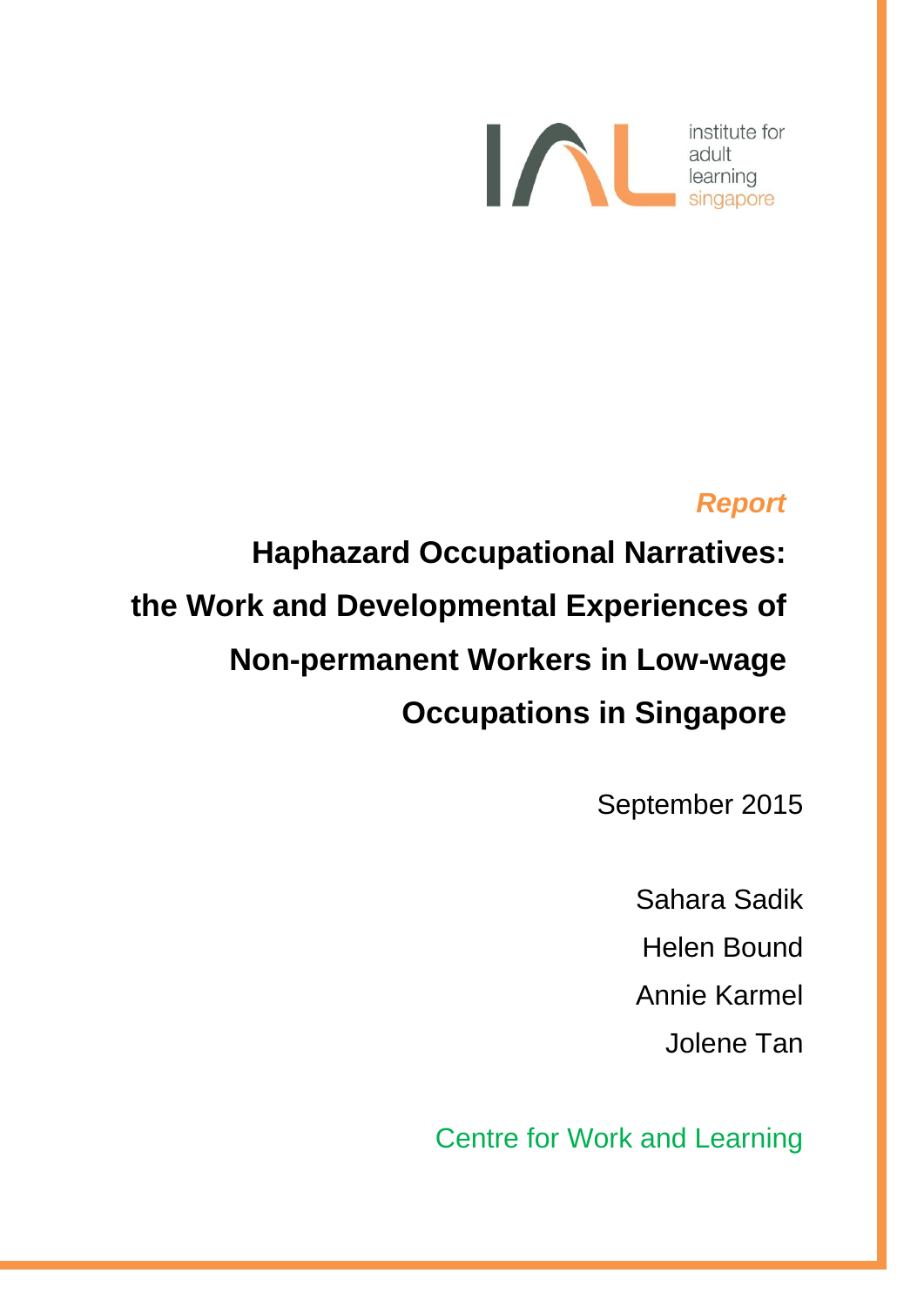institute for adult learning singapore

*Report*

# Haphazard Occupational Narratives: the Work and Developmental Experiences of Non-permanent Workers in Low-wage Occupations in Singapore

September 2015

Sahara Sadik

Helen Bound

Annie Karmel

Jolene Tan

Centre for Work and Learning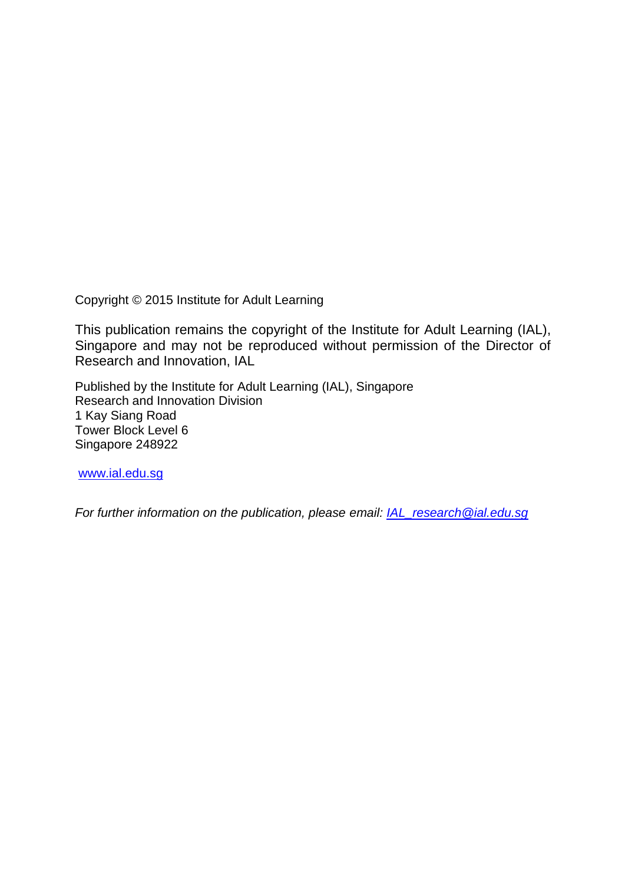Copyright © 2015 Institute for Adult Learning

This publication remains the copyright of the Institute for Adult Learning (IAL), Singapore and may not be reproduced without permission of the Director of Research and Innovation, IAL

Published by the Institute for Adult Learning (IAL), Singapore
Research and Innovation Division
1 Kay Siang Road
Tower Block Level 6
Singapore 248922

www.ial.edu.sg

*For further information on the publication, please email: IAL_research@ial.edu.sg*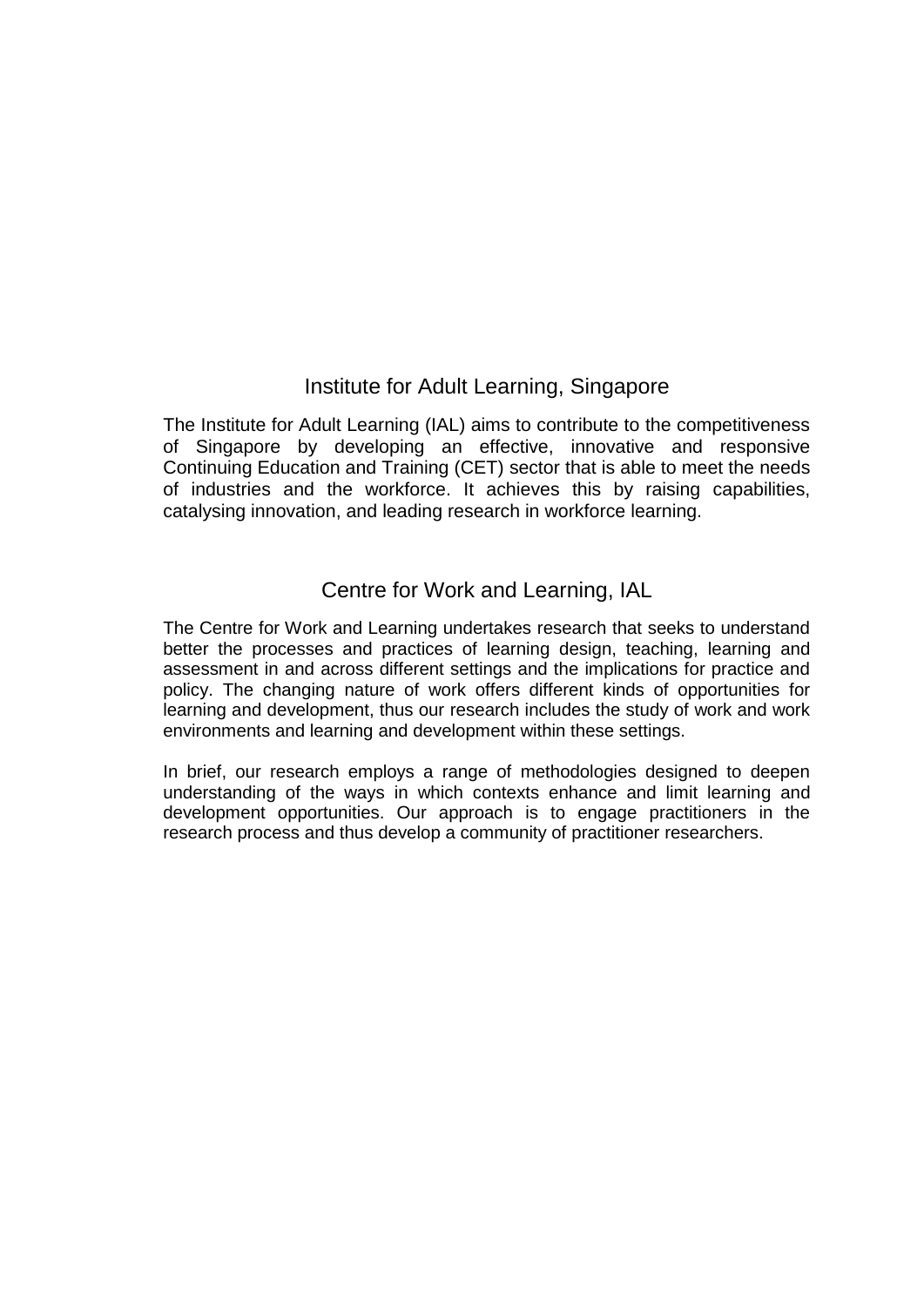## Institute for Adult Learning, Singapore

The Institute for Adult Learning (IAL) aims to contribute to the competitiveness of Singapore by developing an effective, innovative and responsive Continuing Education and Training (CET) sector that is able to meet the needs of industries and the workforce. It achieves this by raising capabilities, catalysing innovation, and leading research in workforce learning.

## Centre for Work and Learning, IAL

The Centre for Work and Learning undertakes research that seeks to understand better the processes and practices of learning design, teaching, learning and assessment in and across different settings and the implications for practice and policy. The changing nature of work offers different kinds of opportunities for learning and development, thus our research includes the study of work and work environments and learning and development within these settings.

In brief, our research employs a range of methodologies designed to deepen understanding of the ways in which contexts enhance and limit learning and development opportunities. Our approach is to engage practitioners in the research process and thus develop a community of practitioner researchers.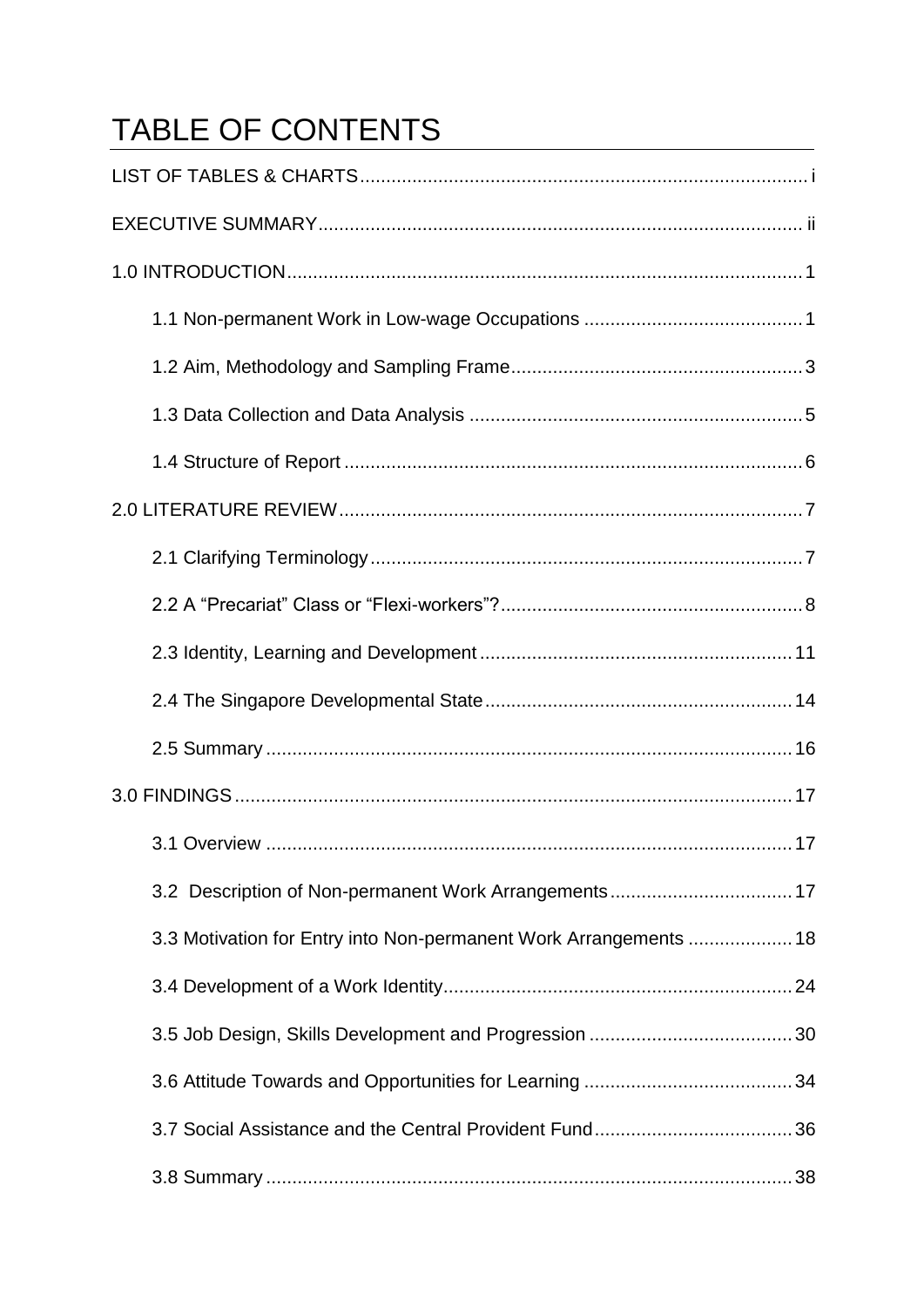# TABLE OF CONTENTS

LIST OF TABLES & CHARTS ..... i

EXECUTIVE SUMMARY ..... ii

1.0 INTRODUCTION ..... 1

- 1.1 Non-permanent Work in Low-wage Occupations ..... 1
- 1.2 Aim, Methodology and Sampling Frame ..... 3
- 1.3 Data Collection and Data Analysis ..... 5
- 1.4 Structure of Report ..... 6

2.0 LITERATURE REVIEW ..... 7

- 2.1 Clarifying Terminology ..... 7
- 2.2 A "Precariat" Class or "Flexi-workers"? ..... 8
- 2.3 Identity, Learning and Development ..... 11
- 2.4 The Singapore Developmental State ..... 14
- 2.5 Summary ..... 16

3.0 FINDINGS ..... 17

- 3.1 Overview ..... 17
- 3.2 Description of Non-permanent Work Arrangements ..... 17
- 3.3 Motivation for Entry into Non-permanent Work Arrangements ..... 18
- 3.4 Development of a Work Identity ..... 24
- 3.5 Job Design, Skills Development and Progression ..... 30
- 3.6 Attitude Towards and Opportunities for Learning ..... 34
- 3.7 Social Assistance and the Central Provident Fund ..... 36
- 3.8 Summary ..... 38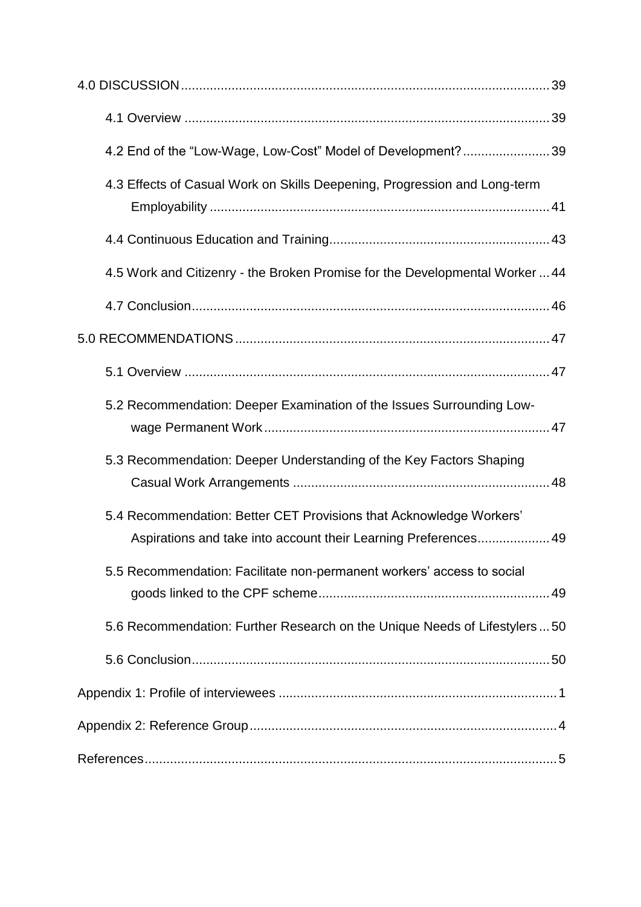4.0 DISCUSSION ..... 39

- 4.1 Overview ..... 39
- 4.2 End of the "Low-Wage, Low-Cost" Model of Development? ..... 39
- 4.3 Effects of Casual Work on Skills Deepening, Progression and Long-term Employability ..... 41
- 4.4 Continuous Education and Training ..... 43
- 4.5 Work and Citizenry - the Broken Promise for the Developmental Worker ..... 44
- 4.7 Conclusion ..... 46

5.0 RECOMMENDATIONS ..... 47

- 5.1 Overview ..... 47
- 5.2 Recommendation: Deeper Examination of the Issues Surrounding Low-wage Permanent Work ..... 47
- 5.3 Recommendation: Deeper Understanding of the Key Factors Shaping Casual Work Arrangements ..... 48
- 5.4 Recommendation: Better CET Provisions that Acknowledge Workers' Aspirations and take into account their Learning Preferences ..... 49
- 5.5 Recommendation: Facilitate non-permanent workers' access to social goods linked to the CPF scheme ..... 49
- 5.6 Recommendation: Further Research on the Unique Needs of Lifestylers ..... 50
- 5.6 Conclusion ..... 50

Appendix 1: Profile of interviewees ..... 1

Appendix 2: Reference Group ..... 4

References ..... 5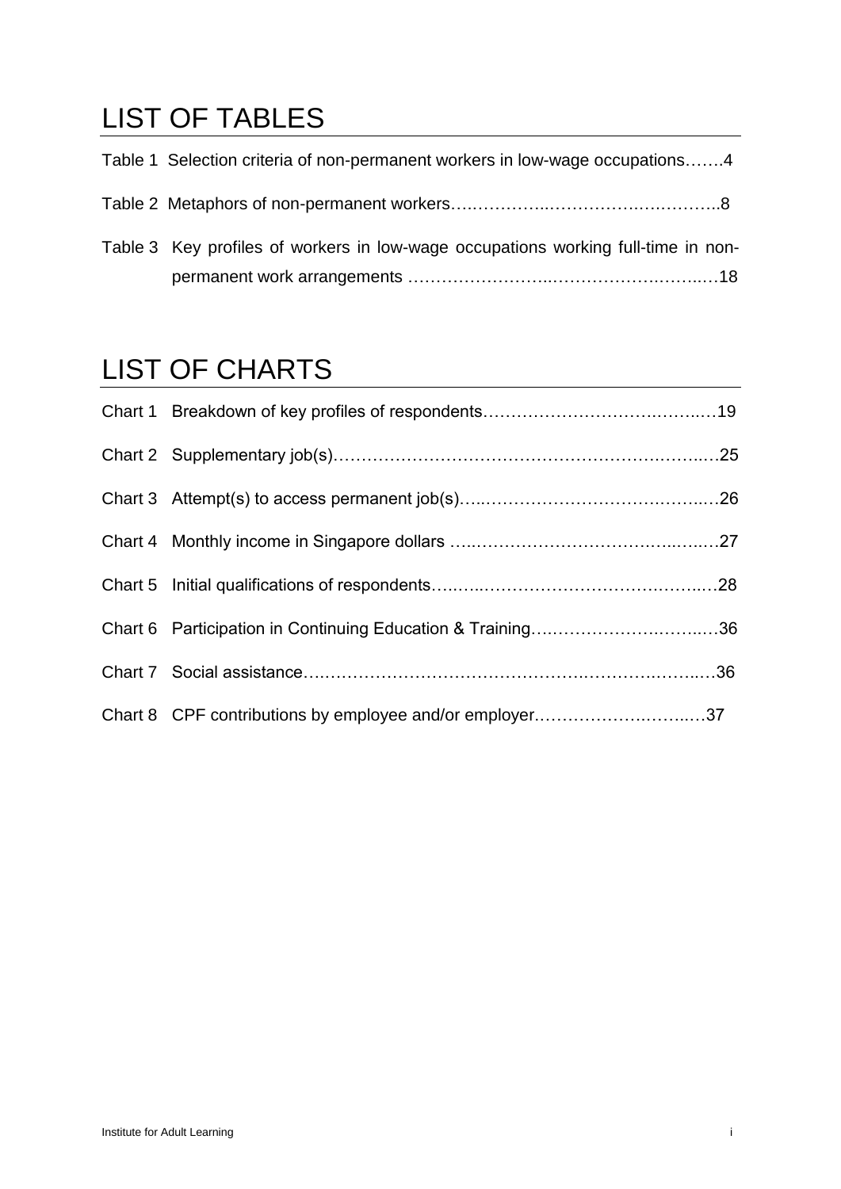# LIST OF TABLES

Table 1 Selection criteria of non-permanent workers in low-wage occupations…….4

Table 2 Metaphors of non-permanent workers….…………..…………….….………..8

Table 3 Key profiles of workers in low-wage occupations working full-time in non-permanent work arrangements ……………………..……………….……..…18

# LIST OF CHARTS

Chart 1 Breakdown of key profiles of respondents……………………………….……..…19

Chart 2 Supplementary job(s)……………………………………………………….……..…25

Chart 3 Attempt(s) to access permanent job(s)…..………………………………….…..…26

Chart 4 Monthly income in Singapore dollars …..…………………………….…..….…27

Chart 5 Initial qualifications of respondents…..…..………………………………….……..…28

Chart 6 Participation in Continuing Education & Training….……………….……..…36

Chart 7 Social assistance….…………………………………….……….……….……..…36

Chart 8 CPF contributions by employee and/or employer…………….….…….…37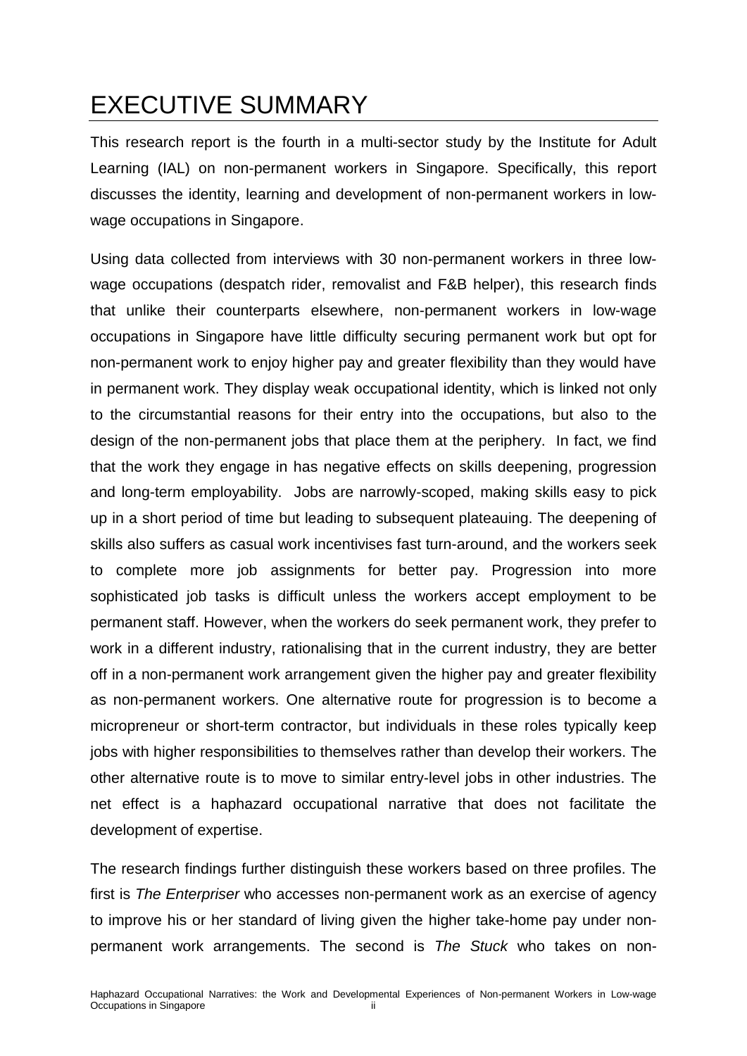# EXECUTIVE SUMMARY

This research report is the fourth in a multi-sector study by the Institute for Adult Learning (IAL) on non-permanent workers in Singapore. Specifically, this report discusses the identity, learning and development of non-permanent workers in low-wage occupations in Singapore.

Using data collected from interviews with 30 non-permanent workers in three low-wage occupations (despatch rider, removalist and F&B helper), this research finds that unlike their counterparts elsewhere, non-permanent workers in low-wage occupations in Singapore have little difficulty securing permanent work but opt for non-permanent work to enjoy higher pay and greater flexibility than they would have in permanent work. They display weak occupational identity, which is linked not only to the circumstantial reasons for their entry into the occupations, but also to the design of the non-permanent jobs that place them at the periphery. In fact, we find that the work they engage in has negative effects on skills deepening, progression and long-term employability. Jobs are narrowly-scoped, making skills easy to pick up in a short period of time but leading to subsequent plateauing. The deepening of skills also suffers as casual work incentivises fast turn-around, and the workers seek to complete more job assignments for better pay. Progression into more sophisticated job tasks is difficult unless the workers accept employment to be permanent staff. However, when the workers do seek permanent work, they prefer to work in a different industry, rationalising that in the current industry, they are better off in a non-permanent work arrangement given the higher pay and greater flexibility as non-permanent workers. One alternative route for progression is to become a micropreneur or short-term contractor, but individuals in these roles typically keep jobs with higher responsibilities to themselves rather than develop their workers. The other alternative route is to move to similar entry-level jobs in other industries. The net effect is a haphazard occupational narrative that does not facilitate the development of expertise.

The research findings further distinguish these workers based on three profiles. The first is *The Enterpriser* who accesses non-permanent work as an exercise of agency to improve his or her standard of living given the higher take-home pay under non-permanent work arrangements. The second is *The Stuck* who takes on non-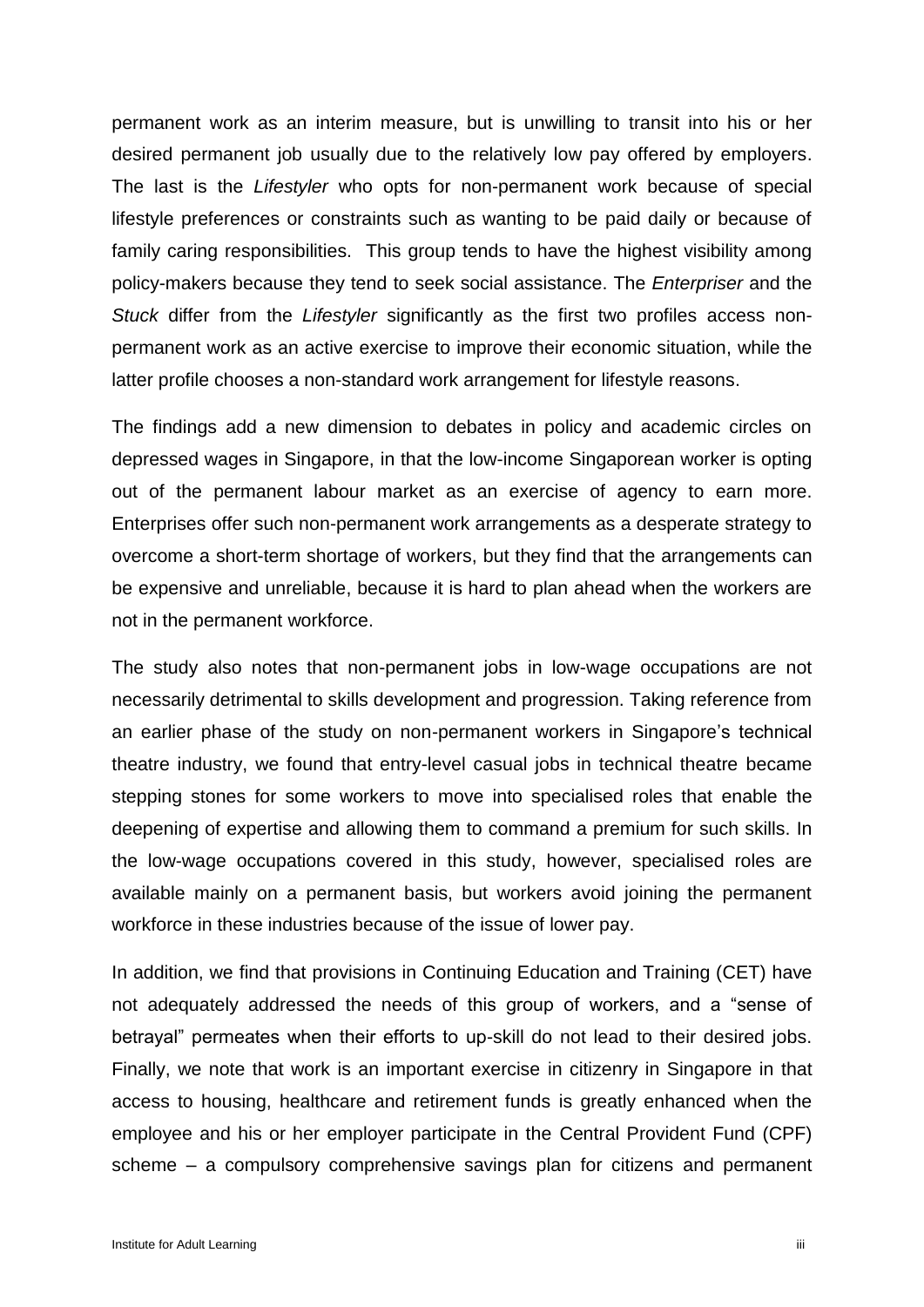permanent work as an interim measure, but is unwilling to transit into his or her desired permanent job usually due to the relatively low pay offered by employers. The last is the *Lifestyler* who opts for non-permanent work because of special lifestyle preferences or constraints such as wanting to be paid daily or because of family caring responsibilities. This group tends to have the highest visibility among policy-makers because they tend to seek social assistance. The *Enterpriser* and the *Stuck* differ from the *Lifestyler* significantly as the first two profiles access non-permanent work as an active exercise to improve their economic situation, while the latter profile chooses a non-standard work arrangement for lifestyle reasons.

The findings add a new dimension to debates in policy and academic circles on depressed wages in Singapore, in that the low-income Singaporean worker is opting out of the permanent labour market as an exercise of agency to earn more. Enterprises offer such non-permanent work arrangements as a desperate strategy to overcome a short-term shortage of workers, but they find that the arrangements can be expensive and unreliable, because it is hard to plan ahead when the workers are not in the permanent workforce.

The study also notes that non-permanent jobs in low-wage occupations are not necessarily detrimental to skills development and progression. Taking reference from an earlier phase of the study on non-permanent workers in Singapore's technical theatre industry, we found that entry-level casual jobs in technical theatre became stepping stones for some workers to move into specialised roles that enable the deepening of expertise and allowing them to command a premium for such skills. In the low-wage occupations covered in this study, however, specialised roles are available mainly on a permanent basis, but workers avoid joining the permanent workforce in these industries because of the issue of lower pay.

In addition, we find that provisions in Continuing Education and Training (CET) have not adequately addressed the needs of this group of workers, and a "sense of betrayal" permeates when their efforts to up-skill do not lead to their desired jobs. Finally, we note that work is an important exercise in citizenry in Singapore in that access to housing, healthcare and retirement funds is greatly enhanced when the employee and his or her employer participate in the Central Provident Fund (CPF) scheme – a compulsory comprehensive savings plan for citizens and permanent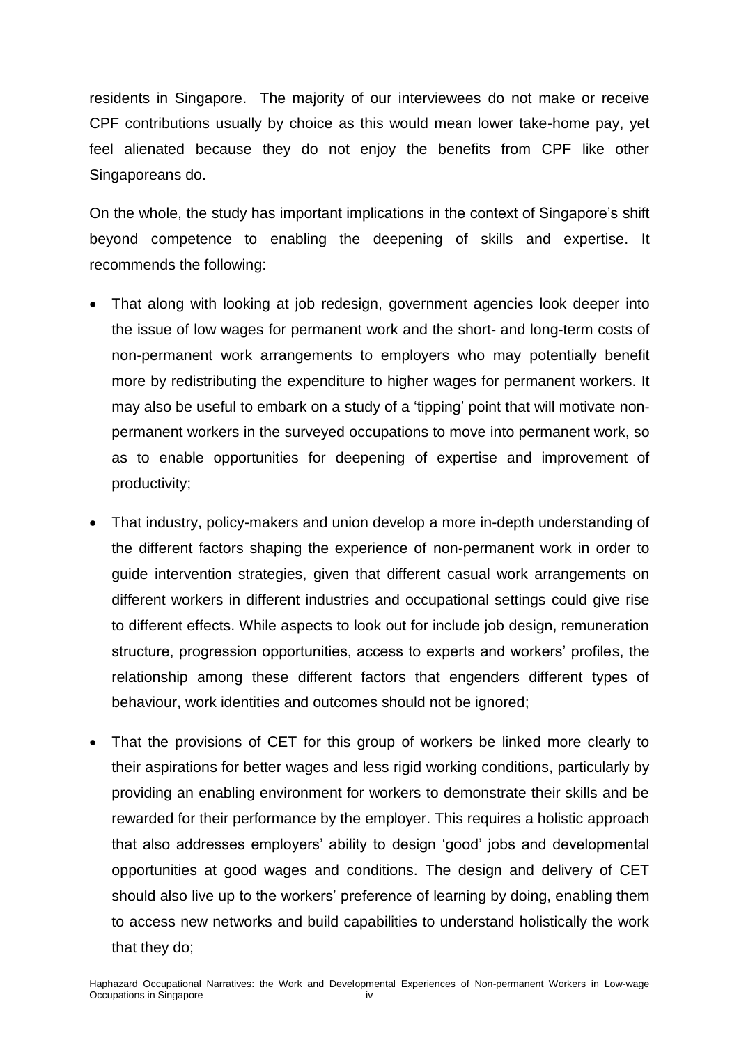residents in Singapore. The majority of our interviewees do not make or receive CPF contributions usually by choice as this would mean lower take-home pay, yet feel alienated because they do not enjoy the benefits from CPF like other Singaporeans do.

On the whole, the study has important implications in the context of Singapore's shift beyond competence to enabling the deepening of skills and expertise. It recommends the following:

- That along with looking at job redesign, government agencies look deeper into the issue of low wages for permanent work and the short- and long-term costs of non-permanent work arrangements to employers who may potentially benefit more by redistributing the expenditure to higher wages for permanent workers. It may also be useful to embark on a study of a 'tipping' point that will motivate non-permanent workers in the surveyed occupations to move into permanent work, so as to enable opportunities for deepening of expertise and improvement of productivity;
- That industry, policy-makers and union develop a more in-depth understanding of the different factors shaping the experience of non-permanent work in order to guide intervention strategies, given that different casual work arrangements on different workers in different industries and occupational settings could give rise to different effects. While aspects to look out for include job design, remuneration structure, progression opportunities, access to experts and workers' profiles, the relationship among these different factors that engenders different types of behaviour, work identities and outcomes should not be ignored;
- That the provisions of CET for this group of workers be linked more clearly to their aspirations for better wages and less rigid working conditions, particularly by providing an enabling environment for workers to demonstrate their skills and be rewarded for their performance by the employer. This requires a holistic approach that also addresses employers' ability to design 'good' jobs and developmental opportunities at good wages and conditions. The design and delivery of CET should also live up to the workers' preference of learning by doing, enabling them to access new networks and build capabilities to understand holistically the work that they do;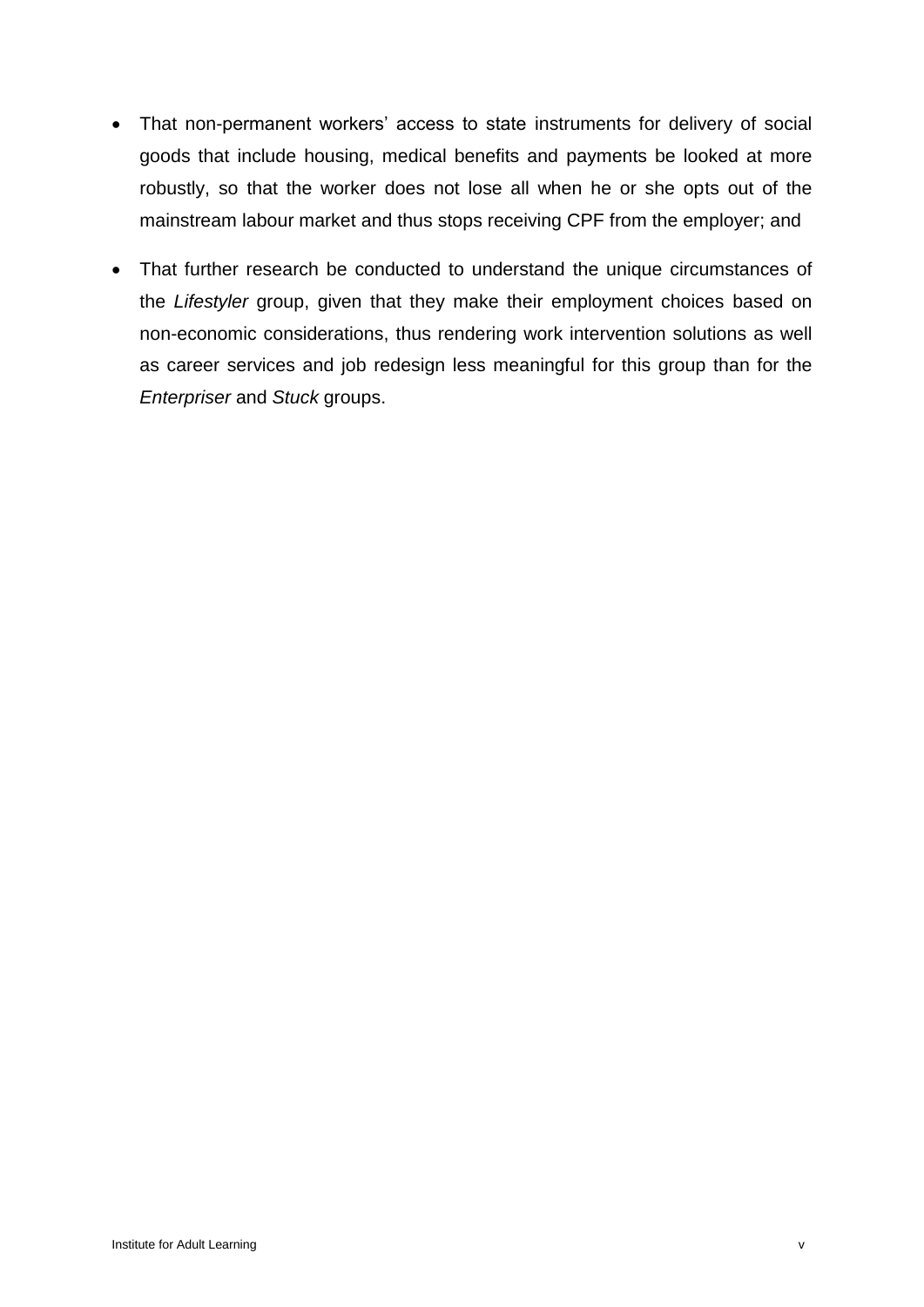- That non-permanent workers' access to state instruments for delivery of social goods that include housing, medical benefits and payments be looked at more robustly, so that the worker does not lose all when he or she opts out of the mainstream labour market and thus stops receiving CPF from the employer; and
- That further research be conducted to understand the unique circumstances of the *Lifestyler* group, given that they make their employment choices based on non-economic considerations, thus rendering work intervention solutions as well as career services and job redesign less meaningful for this group than for the *Enterpriser* and *Stuck* groups.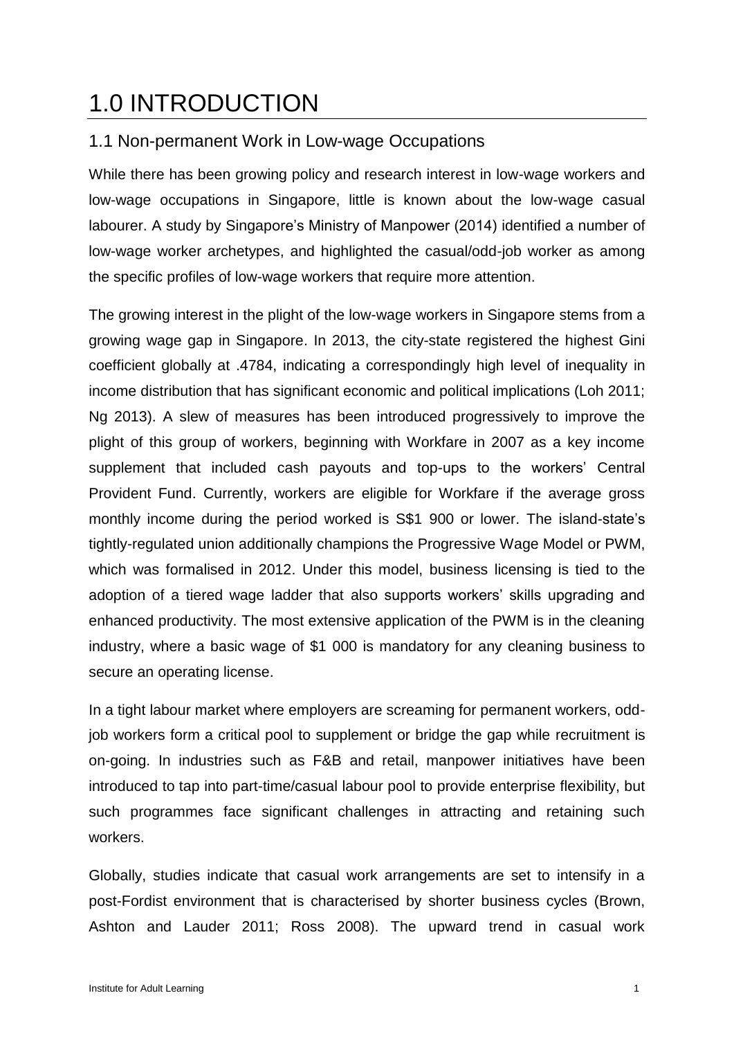# 1.0 INTRODUCTION

## 1.1 Non-permanent Work in Low-wage Occupations

While there has been growing policy and research interest in low-wage workers and low-wage occupations in Singapore, little is known about the low-wage casual labourer. A study by Singapore's Ministry of Manpower (2014) identified a number of low-wage worker archetypes, and highlighted the casual/odd-job worker as among the specific profiles of low-wage workers that require more attention.

The growing interest in the plight of the low-wage workers in Singapore stems from a growing wage gap in Singapore. In 2013, the city-state registered the highest Gini coefficient globally at .4784, indicating a correspondingly high level of inequality in income distribution that has significant economic and political implications (Loh 2011; Ng 2013). A slew of measures has been introduced progressively to improve the plight of this group of workers, beginning with Workfare in 2007 as a key income supplement that included cash payouts and top-ups to the workers' Central Provident Fund. Currently, workers are eligible for Workfare if the average gross monthly income during the period worked is S$1 900 or lower. The island-state's tightly-regulated union additionally champions the Progressive Wage Model or PWM, which was formalised in 2012. Under this model, business licensing is tied to the adoption of a tiered wage ladder that also supports workers' skills upgrading and enhanced productivity. The most extensive application of the PWM is in the cleaning industry, where a basic wage of $1 000 is mandatory for any cleaning business to secure an operating license.

In a tight labour market where employers are screaming for permanent workers, odd-job workers form a critical pool to supplement or bridge the gap while recruitment is on-going. In industries such as F&B and retail, manpower initiatives have been introduced to tap into part-time/casual labour pool to provide enterprise flexibility, but such programmes face significant challenges in attracting and retaining such workers.

Globally, studies indicate that casual work arrangements are set to intensify in a post-Fordist environment that is characterised by shorter business cycles (Brown, Ashton and Lauder 2011; Ross 2008). The upward trend in casual work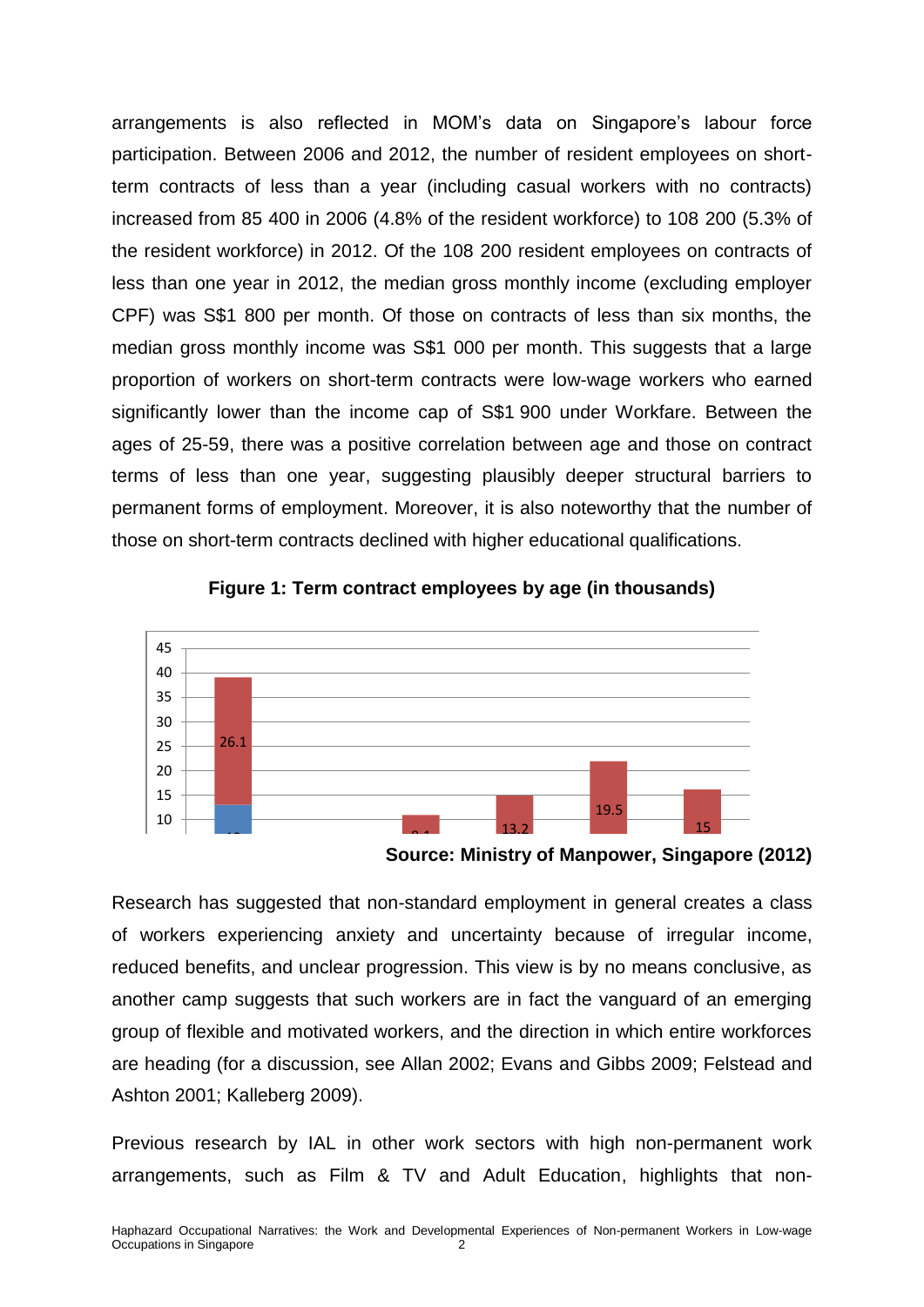arrangements is also reflected in MOM's data on Singapore's labour force participation. Between 2006 and 2012, the number of resident employees on short-term contracts of less than a year (including casual workers with no contracts) increased from 85 400 in 2006 (4.8% of the resident workforce) to 108 200 (5.3% of the resident workforce) in 2012. Of the 108 200 resident employees on contracts of less than one year in 2012, the median gross monthly income (excluding employer CPF) was S$1 800 per month. Of those on contracts of less than six months, the median gross monthly income was S$1 000 per month. This suggests that a large proportion of workers on short-term contracts were low-wage workers who earned significantly lower than the income cap of S$1 900 under Workfare. Between the ages of 25-59, there was a positive correlation between age and those on contract terms of less than one year, suggesting plausibly deeper structural barriers to permanent forms of employment. Moreover, it is also noteworthy that the number of those on short-term contracts declined with higher educational qualifications.

**Figure 1: Term contract employees by age (in thousands)**

**Source: Ministry of Manpower, Singapore (2012)**

Research has suggested that non-standard employment in general creates a class of workers experiencing anxiety and uncertainty because of irregular income, reduced benefits, and unclear progression. This view is by no means conclusive, as another camp suggests that such workers are in fact the vanguard of an emerging group of flexible and motivated workers, and the direction in which entire workforces are heading (for a discussion, see Allan 2002; Evans and Gibbs 2009; Felstead and Ashton 2001; Kalleberg 2009).

Previous research by IAL in other work sectors with high non-permanent work arrangements, such as Film & TV and Adult Education, highlights that non-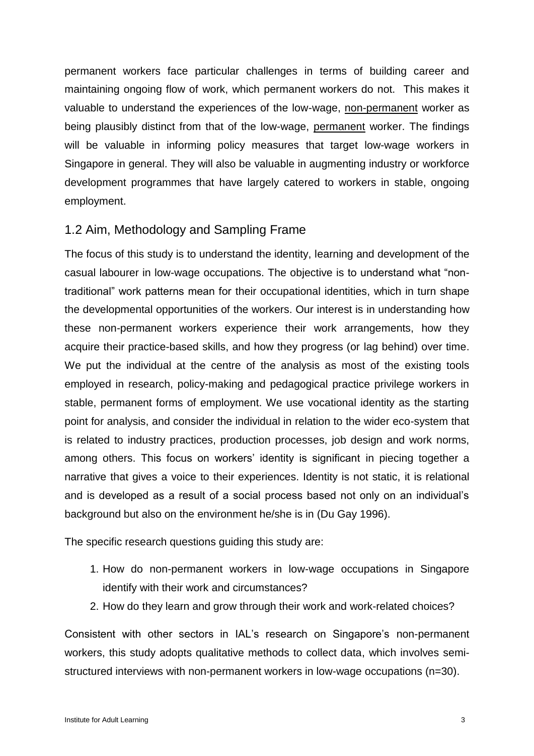permanent workers face particular challenges in terms of building career and maintaining ongoing flow of work, which permanent workers do not. This makes it valuable to understand the experiences of the low-wage, <u>non-permanent</u> worker as being plausibly distinct from that of the low-wage, <u>permanent</u> worker. The findings will be valuable in informing policy measures that target low-wage workers in Singapore in general. They will also be valuable in augmenting industry or workforce development programmes that have largely catered to workers in stable, ongoing employment.

## 1.2 Aim, Methodology and Sampling Frame

The focus of this study is to understand the identity, learning and development of the casual labourer in low-wage occupations. The objective is to understand what "non-traditional" work patterns mean for their occupational identities, which in turn shape the developmental opportunities of the workers. Our interest is in understanding how these non-permanent workers experience their work arrangements, how they acquire their practice-based skills, and how they progress (or lag behind) over time. We put the individual at the centre of the analysis as most of the existing tools employed in research, policy-making and pedagogical practice privilege workers in stable, permanent forms of employment. We use vocational identity as the starting point for analysis, and consider the individual in relation to the wider eco-system that is related to industry practices, production processes, job design and work norms, among others. This focus on workers' identity is significant in piecing together a narrative that gives a voice to their experiences. Identity is not static, it is relational and is developed as a result of a social process based not only on an individual's background but also on the environment he/she is in (Du Gay 1996).

The specific research questions guiding this study are:

1. How do non-permanent workers in low-wage occupations in Singapore identify with their work and circumstances?
2. How do they learn and grow through their work and work-related choices?

Consistent with other sectors in IAL's research on Singapore's non-permanent workers, this study adopts qualitative methods to collect data, which involves semi-structured interviews with non-permanent workers in low-wage occupations (n=30).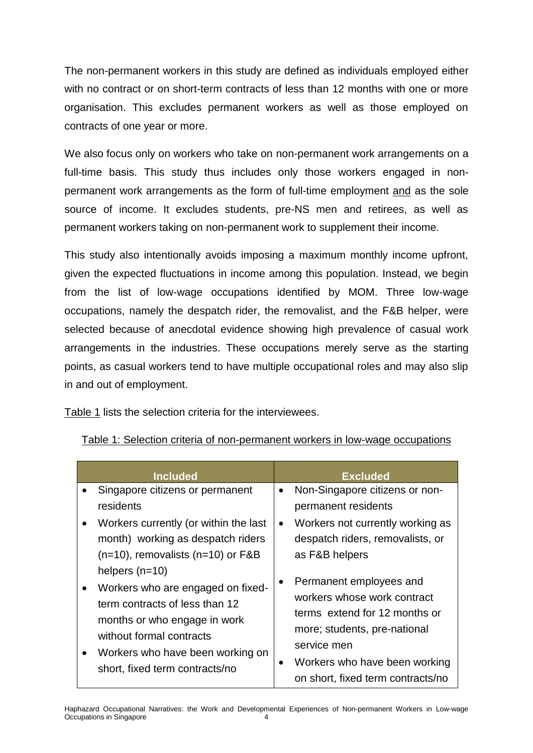The non-permanent workers in this study are defined as individuals employed either with no contract or on short-term contracts of less than 12 months with one or more organisation. This excludes permanent workers as well as those employed on contracts of one year or more.

We also focus only on workers who take on non-permanent work arrangements on a full-time basis. This study thus includes only those workers engaged in non-permanent work arrangements as the form of full-time employment and as the sole source of income. It excludes students, pre-NS men and retirees, as well as permanent workers taking on non-permanent work to supplement their income.

This study also intentionally avoids imposing a maximum monthly income upfront, given the expected fluctuations in income among this population. Instead, we begin from the list of low-wage occupations identified by MOM. Three low-wage occupations, namely the despatch rider, the removalist, and the F&B helper, were selected because of anecdotal evidence showing high prevalence of casual work arrangements in the industries. These occupations merely serve as the starting points, as casual workers tend to have multiple occupational roles and may also slip in and out of employment.

Table 1 lists the selection criteria for the interviewees.

Table 1: Selection criteria of non-permanent workers in low-wage occupations

| Included | Excluded |
|---|---|
| • Singapore citizens or permanent residents<br>• Workers currently (or within the last month) working as despatch riders (n=10), removalists (n=10) or F&B helpers (n=10)<br>• Workers who are engaged on fixed-term contracts of less than 12 months or who engage in work without formal contracts<br>• Workers who have been working on short, fixed term contracts/no | • Non-Singapore citizens or non-permanent residents<br>• Workers not currently working as despatch riders, removalists, or as F&B helpers<br>• Permanent employees and workers whose work contract terms extend for 12 months or more; students, pre-national service men<br>• Workers who have been working on short, fixed term contracts/no |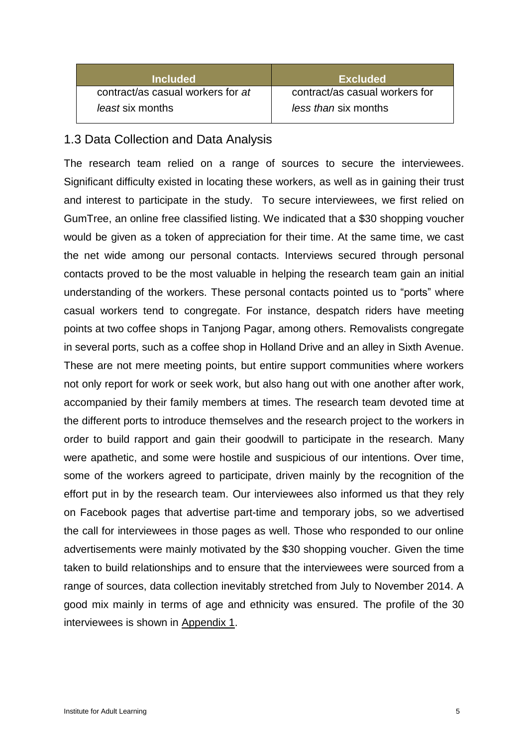| Included | Excluded |
|---|---|
| contract/as casual workers for *at least* six months | contract/as casual workers for *less than* six months |

## 1.3 Data Collection and Data Analysis

The research team relied on a range of sources to secure the interviewees. Significant difficulty existed in locating these workers, as well as in gaining their trust and interest to participate in the study. To secure interviewees, we first relied on GumTree, an online free classified listing. We indicated that a $30 shopping voucher would be given as a token of appreciation for their time. At the same time, we cast the net wide among our personal contacts. Interviews secured through personal contacts proved to be the most valuable in helping the research team gain an initial understanding of the workers. These personal contacts pointed us to "ports" where casual workers tend to congregate. For instance, despatch riders have meeting points at two coffee shops in Tanjong Pagar, among others. Removalists congregate in several ports, such as a coffee shop in Holland Drive and an alley in Sixth Avenue. These are not mere meeting points, but entire support communities where workers not only report for work or seek work, but also hang out with one another after work, accompanied by their family members at times. The research team devoted time at the different ports to introduce themselves and the research project to the workers in order to build rapport and gain their goodwill to participate in the research. Many were apathetic, and some were hostile and suspicious of our intentions. Over time, some of the workers agreed to participate, driven mainly by the recognition of the effort put in by the research team. Our interviewees also informed us that they rely on Facebook pages that advertise part-time and temporary jobs, so we advertised the call for interviewees in those pages as well. Those who responded to our online advertisements were mainly motivated by the $30 shopping voucher. Given the time taken to build relationships and to ensure that the interviewees were sourced from a range of sources, data collection inevitably stretched from July to November 2014. A good mix mainly in terms of age and ethnicity was ensured. The profile of the 30 interviewees is shown in Appendix 1.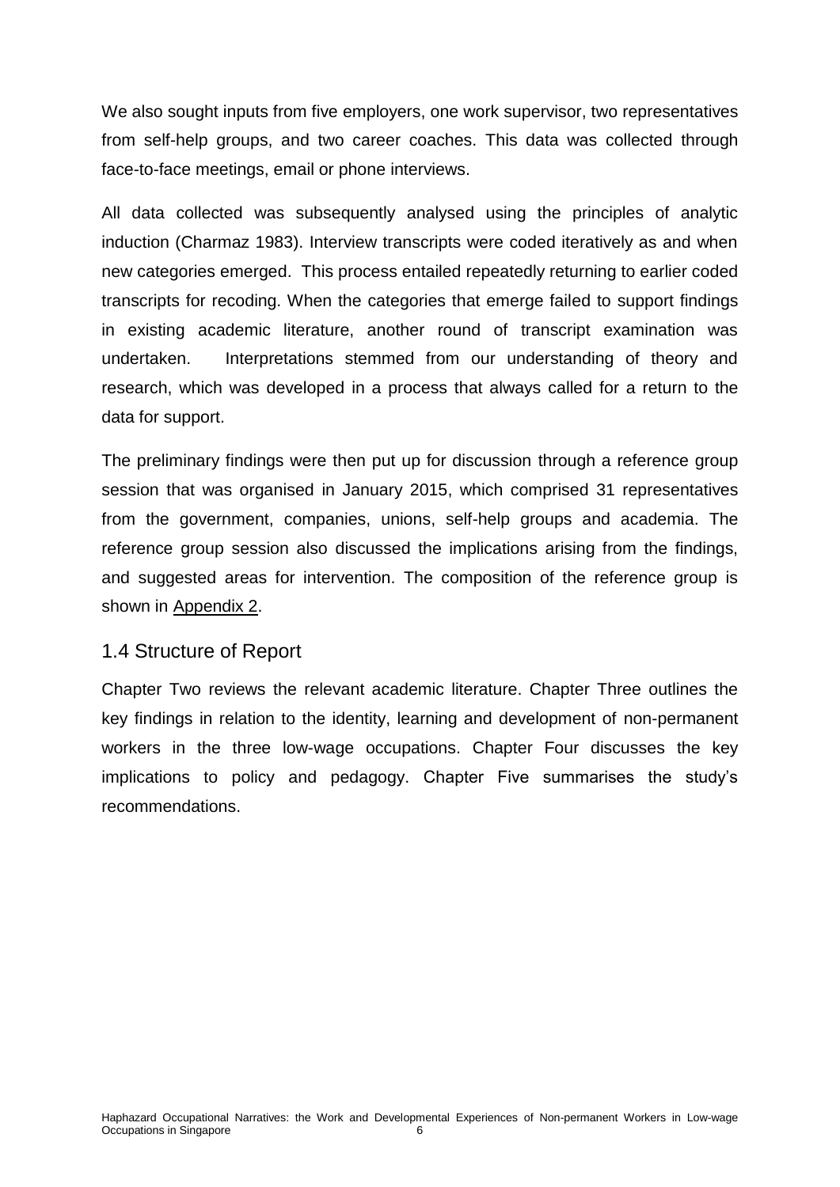We also sought inputs from five employers, one work supervisor, two representatives from self-help groups, and two career coaches. This data was collected through face-to-face meetings, email or phone interviews.

All data collected was subsequently analysed using the principles of analytic induction (Charmaz 1983). Interview transcripts were coded iteratively as and when new categories emerged. This process entailed repeatedly returning to earlier coded transcripts for recoding. When the categories that emerge failed to support findings in existing academic literature, another round of transcript examination was undertaken. Interpretations stemmed from our understanding of theory and research, which was developed in a process that always called for a return to the data for support.

The preliminary findings were then put up for discussion through a reference group session that was organised in January 2015, which comprised 31 representatives from the government, companies, unions, self-help groups and academia. The reference group session also discussed the implications arising from the findings, and suggested areas for intervention. The composition of the reference group is shown in Appendix 2.

## 1.4 Structure of Report

Chapter Two reviews the relevant academic literature. Chapter Three outlines the key findings in relation to the identity, learning and development of non-permanent workers in the three low-wage occupations. Chapter Four discusses the key implications to policy and pedagogy. Chapter Five summarises the study's recommendations.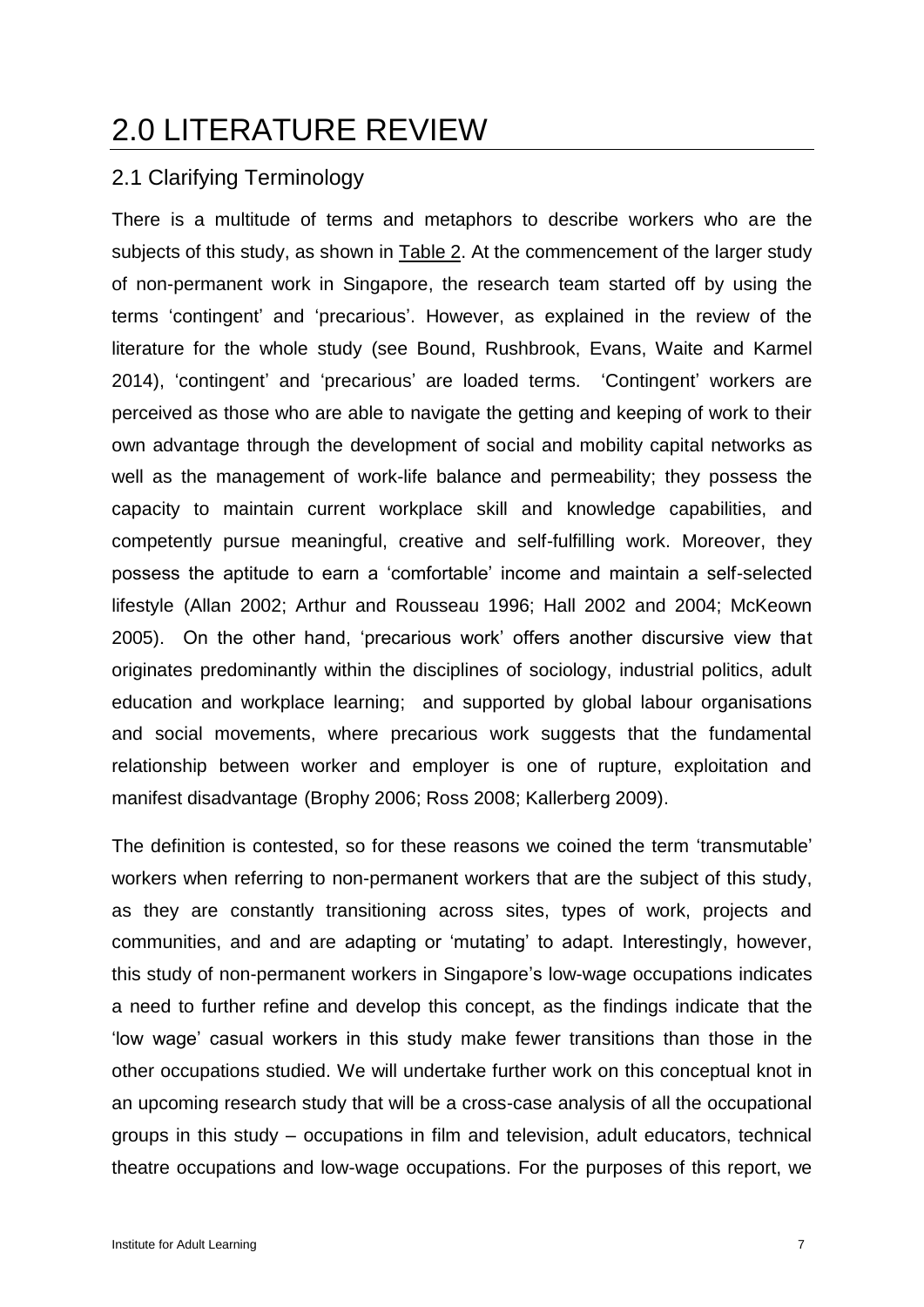# 2.0 LITERATURE REVIEW

## 2.1 Clarifying Terminology

There is a multitude of terms and metaphors to describe workers who are the subjects of this study, as shown in Table 2. At the commencement of the larger study of non-permanent work in Singapore, the research team started off by using the terms 'contingent' and 'precarious'. However, as explained in the review of the literature for the whole study (see Bound, Rushbrook, Evans, Waite and Karmel 2014), 'contingent' and 'precarious' are loaded terms. 'Contingent' workers are perceived as those who are able to navigate the getting and keeping of work to their own advantage through the development of social and mobility capital networks as well as the management of work-life balance and permeability; they possess the capacity to maintain current workplace skill and knowledge capabilities, and competently pursue meaningful, creative and self-fulfilling work. Moreover, they possess the aptitude to earn a 'comfortable' income and maintain a self-selected lifestyle (Allan 2002; Arthur and Rousseau 1996; Hall 2002 and 2004; McKeown 2005). On the other hand, 'precarious work' offers another discursive view that originates predominantly within the disciplines of sociology, industrial politics, adult education and workplace learning; and supported by global labour organisations and social movements, where precarious work suggests that the fundamental relationship between worker and employer is one of rupture, exploitation and manifest disadvantage (Brophy 2006; Ross 2008; Kallerberg 2009).

The definition is contested, so for these reasons we coined the term 'transmutable' workers when referring to non-permanent workers that are the subject of this study, as they are constantly transitioning across sites, types of work, projects and communities, and and are adapting or 'mutating' to adapt. Interestingly, however, this study of non-permanent workers in Singapore's low-wage occupations indicates a need to further refine and develop this concept, as the findings indicate that the 'low wage' casual workers in this study make fewer transitions than those in the other occupations studied. We will undertake further work on this conceptual knot in an upcoming research study that will be a cross-case analysis of all the occupational groups in this study – occupations in film and television, adult educators, technical theatre occupations and low-wage occupations. For the purposes of this report, we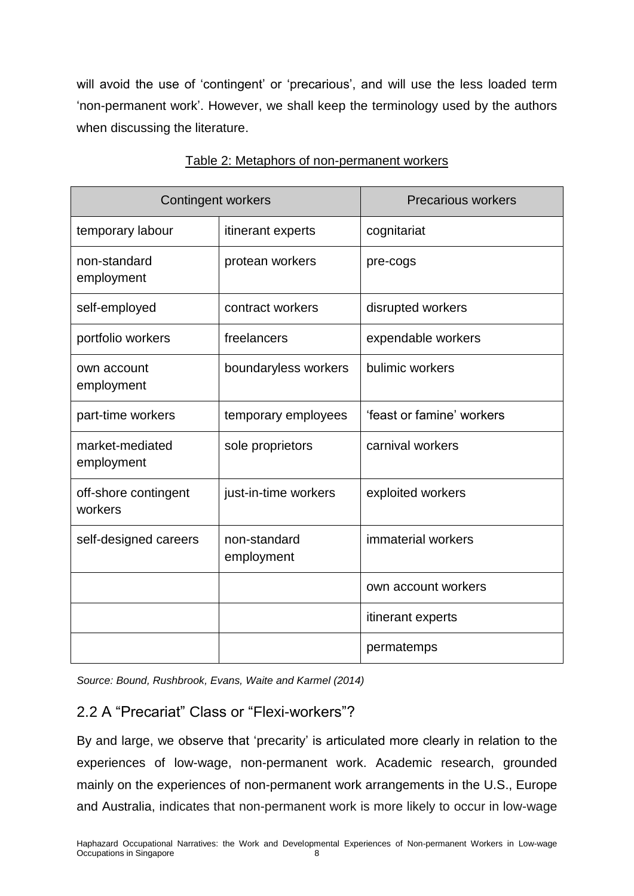will avoid the use of 'contingent' or 'precarious', and will use the less loaded term 'non-permanent work'. However, we shall keep the terminology used by the authors when discussing the literature.

Table 2: Metaphors of non-permanent workers

| Contingent workers | | Precarious workers |
|---|---|---|
| temporary labour | itinerant experts | cognitariat |
| non-standard employment | protean workers | pre-cogs |
| self-employed | contract workers | disrupted workers |
| portfolio workers | freelancers | expendable workers |
| own account employment | boundaryless workers | bulimic workers |
| part-time workers | temporary employees | 'feast or famine' workers |
| market-mediated employment | sole proprietors | carnival workers |
| off-shore contingent workers | just-in-time workers | exploited workers |
| self-designed careers | non-standard employment | immaterial workers |
| | | own account workers |
| | | itinerant experts |
| | | permatemps |

*Source: Bound, Rushbrook, Evans, Waite and Karmel (2014)*

## 2.2 A "Precariat" Class or "Flexi-workers"?

By and large, we observe that 'precarity' is articulated more clearly in relation to the experiences of low-wage, non-permanent work. Academic research, grounded mainly on the experiences of non-permanent work arrangements in the U.S., Europe and Australia, indicates that non-permanent work is more likely to occur in low-wage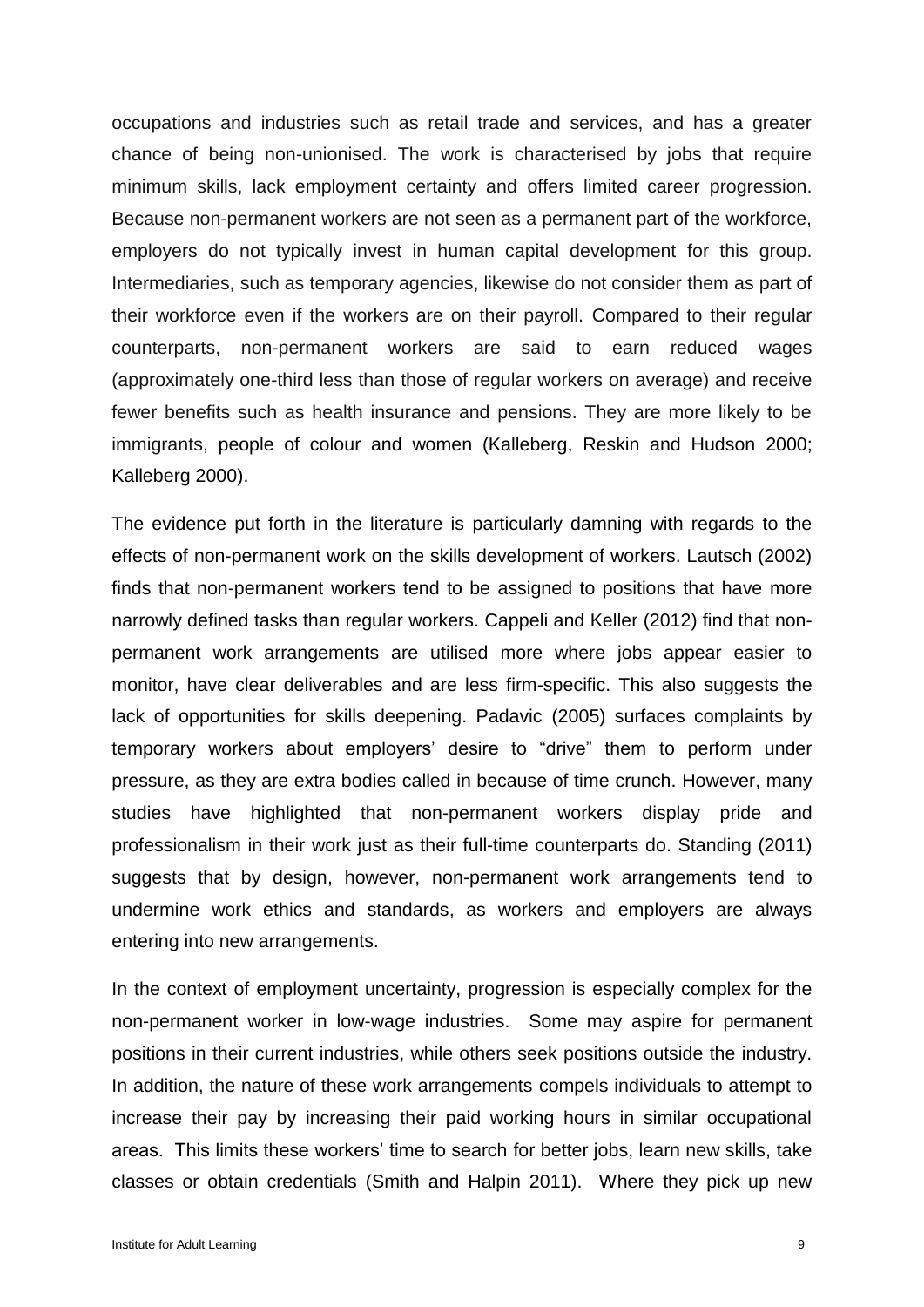occupations and industries such as retail trade and services, and has a greater chance of being non-unionised. The work is characterised by jobs that require minimum skills, lack employment certainty and offers limited career progression. Because non-permanent workers are not seen as a permanent part of the workforce, employers do not typically invest in human capital development for this group. Intermediaries, such as temporary agencies, likewise do not consider them as part of their workforce even if the workers are on their payroll. Compared to their regular counterparts, non-permanent workers are said to earn reduced wages (approximately one-third less than those of regular workers on average) and receive fewer benefits such as health insurance and pensions. They are more likely to be immigrants, people of colour and women (Kalleberg, Reskin and Hudson 2000; Kalleberg 2000).

The evidence put forth in the literature is particularly damning with regards to the effects of non-permanent work on the skills development of workers. Lautsch (2002) finds that non-permanent workers tend to be assigned to positions that have more narrowly defined tasks than regular workers. Cappeli and Keller (2012) find that non-permanent work arrangements are utilised more where jobs appear easier to monitor, have clear deliverables and are less firm-specific. This also suggests the lack of opportunities for skills deepening. Padavic (2005) surfaces complaints by temporary workers about employers' desire to "drive" them to perform under pressure, as they are extra bodies called in because of time crunch. However, many studies have highlighted that non-permanent workers display pride and professionalism in their work just as their full-time counterparts do. Standing (2011) suggests that by design, however, non-permanent work arrangements tend to undermine work ethics and standards, as workers and employers are always entering into new arrangements.

In the context of employment uncertainty, progression is especially complex for the non-permanent worker in low-wage industries. Some may aspire for permanent positions in their current industries, while others seek positions outside the industry. In addition, the nature of these work arrangements compels individuals to attempt to increase their pay by increasing their paid working hours in similar occupational areas. This limits these workers' time to search for better jobs, learn new skills, take classes or obtain credentials (Smith and Halpin 2011). Where they pick up new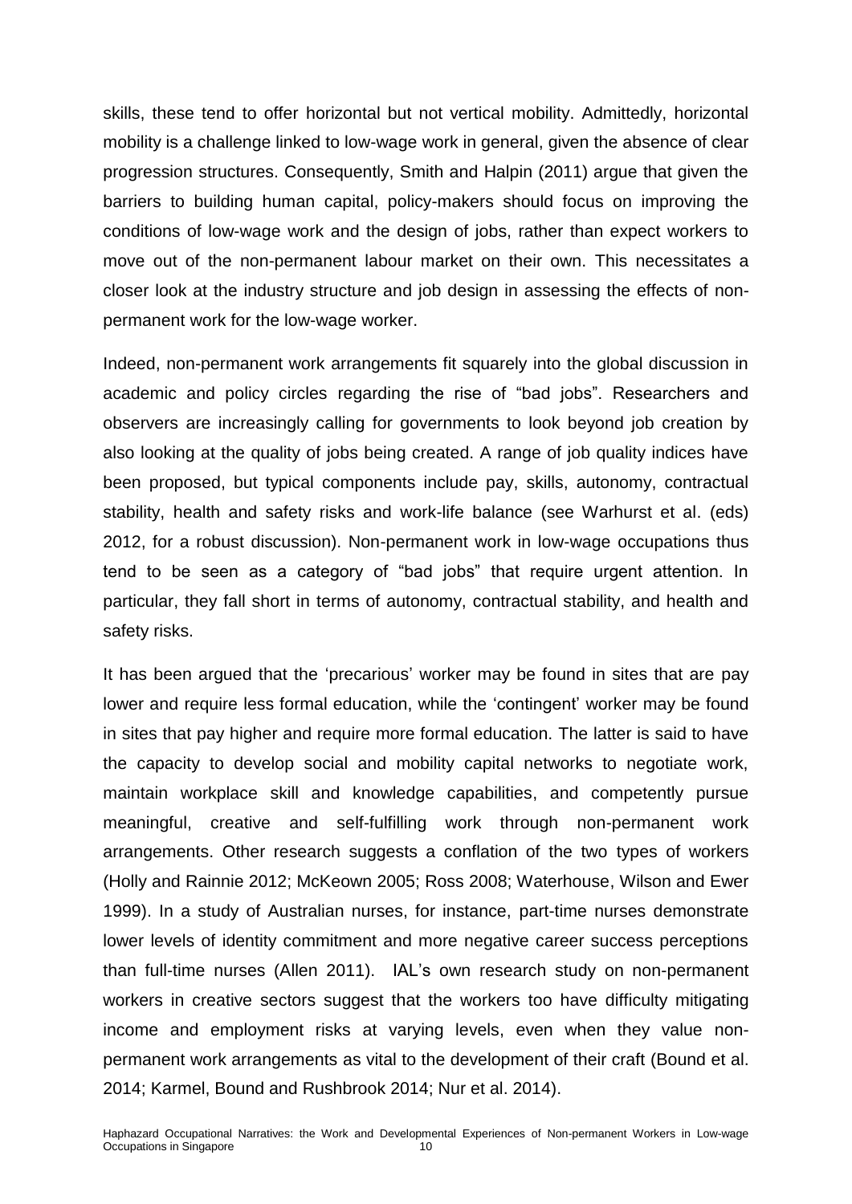skills, these tend to offer horizontal but not vertical mobility. Admittedly, horizontal mobility is a challenge linked to low-wage work in general, given the absence of clear progression structures. Consequently, Smith and Halpin (2011) argue that given the barriers to building human capital, policy-makers should focus on improving the conditions of low-wage work and the design of jobs, rather than expect workers to move out of the non-permanent labour market on their own. This necessitates a closer look at the industry structure and job design in assessing the effects of non-permanent work for the low-wage worker.

Indeed, non-permanent work arrangements fit squarely into the global discussion in academic and policy circles regarding the rise of "bad jobs". Researchers and observers are increasingly calling for governments to look beyond job creation by also looking at the quality of jobs being created. A range of job quality indices have been proposed, but typical components include pay, skills, autonomy, contractual stability, health and safety risks and work-life balance (see Warhurst et al. (eds) 2012, for a robust discussion). Non-permanent work in low-wage occupations thus tend to be seen as a category of "bad jobs" that require urgent attention. In particular, they fall short in terms of autonomy, contractual stability, and health and safety risks.

It has been argued that the 'precarious' worker may be found in sites that are pay lower and require less formal education, while the 'contingent' worker may be found in sites that pay higher and require more formal education. The latter is said to have the capacity to develop social and mobility capital networks to negotiate work, maintain workplace skill and knowledge capabilities, and competently pursue meaningful, creative and self-fulfilling work through non-permanent work arrangements. Other research suggests a conflation of the two types of workers (Holly and Rainnie 2012; McKeown 2005; Ross 2008; Waterhouse, Wilson and Ewer 1999). In a study of Australian nurses, for instance, part-time nurses demonstrate lower levels of identity commitment and more negative career success perceptions than full-time nurses (Allen 2011). IAL's own research study on non-permanent workers in creative sectors suggest that the workers too have difficulty mitigating income and employment risks at varying levels, even when they value non-permanent work arrangements as vital to the development of their craft (Bound et al. 2014; Karmel, Bound and Rushbrook 2014; Nur et al. 2014).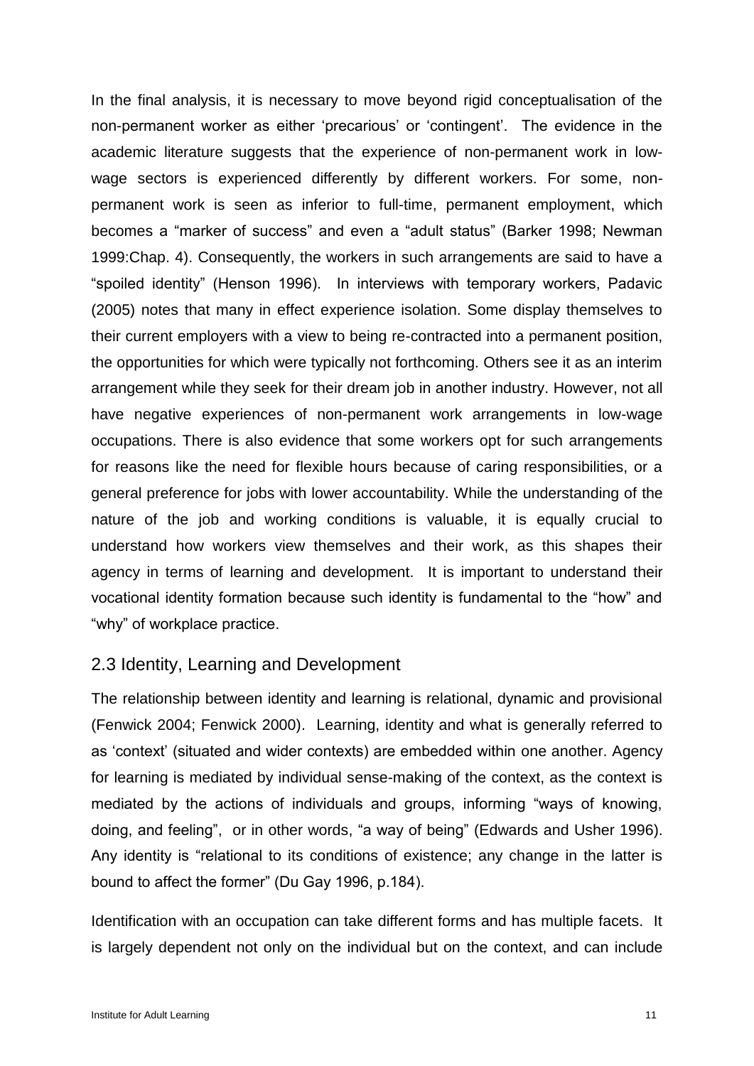In the final analysis, it is necessary to move beyond rigid conceptualisation of the non-permanent worker as either 'precarious' or 'contingent'. The evidence in the academic literature suggests that the experience of non-permanent work in low-wage sectors is experienced differently by different workers. For some, non-permanent work is seen as inferior to full-time, permanent employment, which becomes a "marker of success" and even a "adult status" (Barker 1998; Newman 1999:Chap. 4). Consequently, the workers in such arrangements are said to have a "spoiled identity" (Henson 1996). In interviews with temporary workers, Padavic (2005) notes that many in effect experience isolation. Some display themselves to their current employers with a view to being re-contracted into a permanent position, the opportunities for which were typically not forthcoming. Others see it as an interim arrangement while they seek for their dream job in another industry. However, not all have negative experiences of non-permanent work arrangements in low-wage occupations. There is also evidence that some workers opt for such arrangements for reasons like the need for flexible hours because of caring responsibilities, or a general preference for jobs with lower accountability. While the understanding of the nature of the job and working conditions is valuable, it is equally crucial to understand how workers view themselves and their work, as this shapes their agency in terms of learning and development. It is important to understand their vocational identity formation because such identity is fundamental to the "how" and "why" of workplace practice.

## 2.3 Identity, Learning and Development

The relationship between identity and learning is relational, dynamic and provisional (Fenwick 2004; Fenwick 2000). Learning, identity and what is generally referred to as 'context' (situated and wider contexts) are embedded within one another. Agency for learning is mediated by individual sense-making of the context, as the context is mediated by the actions of individuals and groups, informing "ways of knowing, doing, and feeling", or in other words, "a way of being" (Edwards and Usher 1996). Any identity is "relational to its conditions of existence; any change in the latter is bound to affect the former" (Du Gay 1996, p.184).

Identification with an occupation can take different forms and has multiple facets. It is largely dependent not only on the individual but on the context, and can include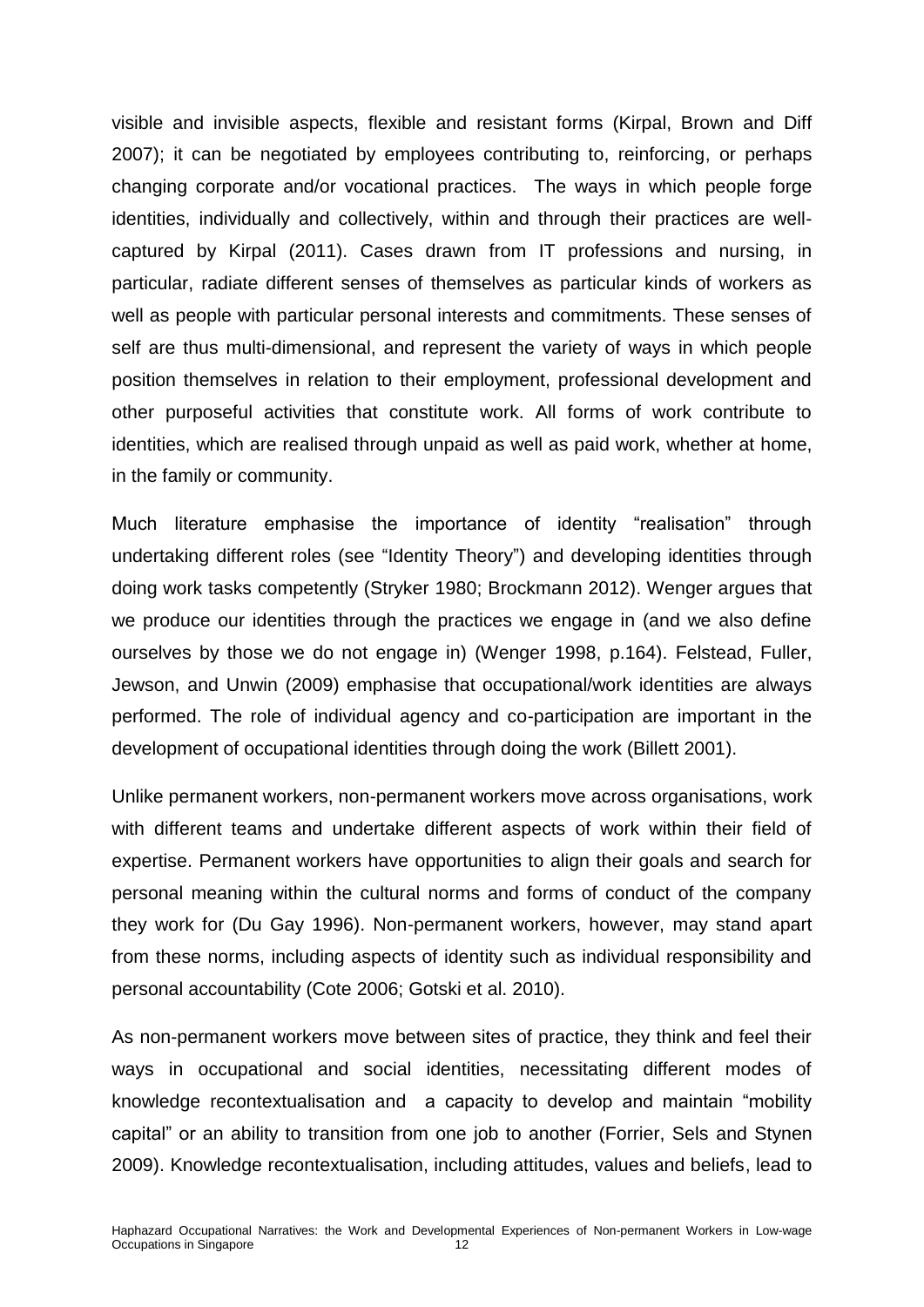visible and invisible aspects, flexible and resistant forms (Kirpal, Brown and Diff 2007); it can be negotiated by employees contributing to, reinforcing, or perhaps changing corporate and/or vocational practices. The ways in which people forge identities, individually and collectively, within and through their practices are well-captured by Kirpal (2011). Cases drawn from IT professions and nursing, in particular, radiate different senses of themselves as particular kinds of workers as well as people with particular personal interests and commitments. These senses of self are thus multi-dimensional, and represent the variety of ways in which people position themselves in relation to their employment, professional development and other purposeful activities that constitute work. All forms of work contribute to identities, which are realised through unpaid as well as paid work, whether at home, in the family or community.

Much literature emphasise the importance of identity "realisation" through undertaking different roles (see "Identity Theory") and developing identities through doing work tasks competently (Stryker 1980; Brockmann 2012). Wenger argues that we produce our identities through the practices we engage in (and we also define ourselves by those we do not engage in) (Wenger 1998, p.164). Felstead, Fuller, Jewson, and Unwin (2009) emphasise that occupational/work identities are always performed. The role of individual agency and co-participation are important in the development of occupational identities through doing the work (Billett 2001).

Unlike permanent workers, non-permanent workers move across organisations, work with different teams and undertake different aspects of work within their field of expertise. Permanent workers have opportunities to align their goals and search for personal meaning within the cultural norms and forms of conduct of the company they work for (Du Gay 1996). Non-permanent workers, however, may stand apart from these norms, including aspects of identity such as individual responsibility and personal accountability (Cote 2006; Gotski et al. 2010).

As non-permanent workers move between sites of practice, they think and feel their ways in occupational and social identities, necessitating different modes of knowledge recontextualisation and a capacity to develop and maintain "mobility capital" or an ability to transition from one job to another (Forrier, Sels and Stynen 2009). Knowledge recontextualisation, including attitudes, values and beliefs, lead to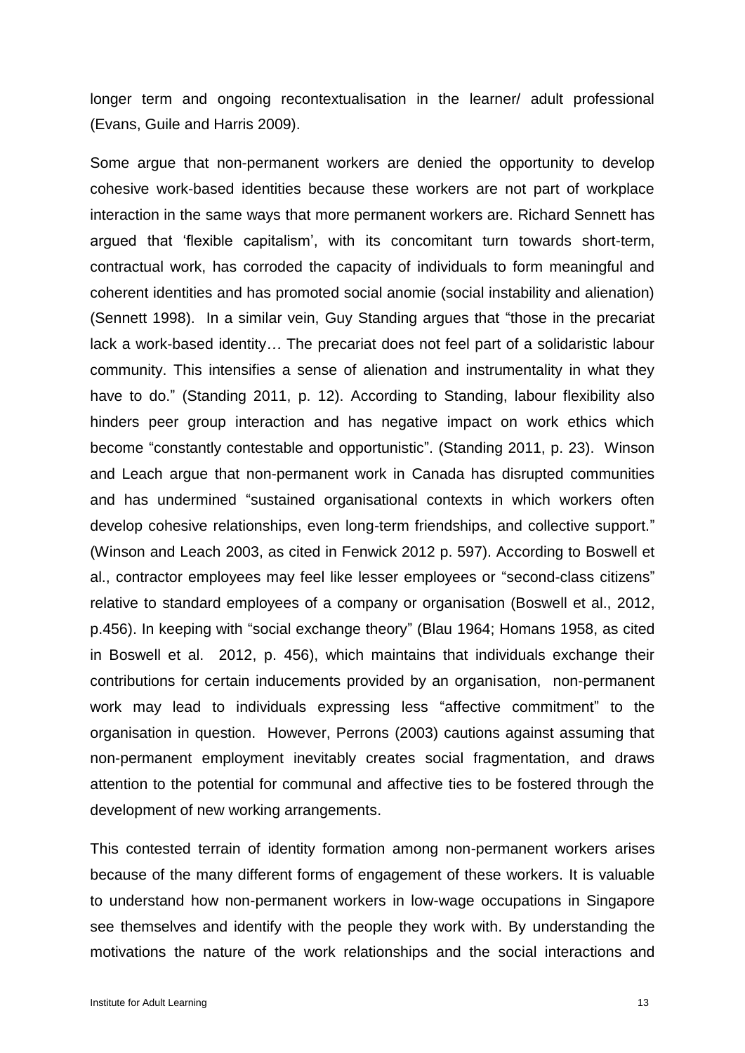longer term and ongoing recontextualisation in the learner/ adult professional (Evans, Guile and Harris 2009).

Some argue that non-permanent workers are denied the opportunity to develop cohesive work-based identities because these workers are not part of workplace interaction in the same ways that more permanent workers are. Richard Sennett has argued that 'flexible capitalism', with its concomitant turn towards short-term, contractual work, has corroded the capacity of individuals to form meaningful and coherent identities and has promoted social anomie (social instability and alienation) (Sennett 1998). In a similar vein, Guy Standing argues that "those in the precariat lack a work-based identity… The precariat does not feel part of a solidaristic labour community. This intensifies a sense of alienation and instrumentality in what they have to do." (Standing 2011, p. 12). According to Standing, labour flexibility also hinders peer group interaction and has negative impact on work ethics which become "constantly contestable and opportunistic". (Standing 2011, p. 23). Winson and Leach argue that non-permanent work in Canada has disrupted communities and has undermined "sustained organisational contexts in which workers often develop cohesive relationships, even long-term friendships, and collective support." (Winson and Leach 2003, as cited in Fenwick 2012 p. 597). According to Boswell et al., contractor employees may feel like lesser employees or "second-class citizens" relative to standard employees of a company or organisation (Boswell et al., 2012, p.456). In keeping with "social exchange theory" (Blau 1964; Homans 1958, as cited in Boswell et al. 2012, p. 456), which maintains that individuals exchange their contributions for certain inducements provided by an organisation, non-permanent work may lead to individuals expressing less "affective commitment" to the organisation in question. However, Perrons (2003) cautions against assuming that non-permanent employment inevitably creates social fragmentation, and draws attention to the potential for communal and affective ties to be fostered through the development of new working arrangements.

This contested terrain of identity formation among non-permanent workers arises because of the many different forms of engagement of these workers. It is valuable to understand how non-permanent workers in low-wage occupations in Singapore see themselves and identify with the people they work with. By understanding the motivations the nature of the work relationships and the social interactions and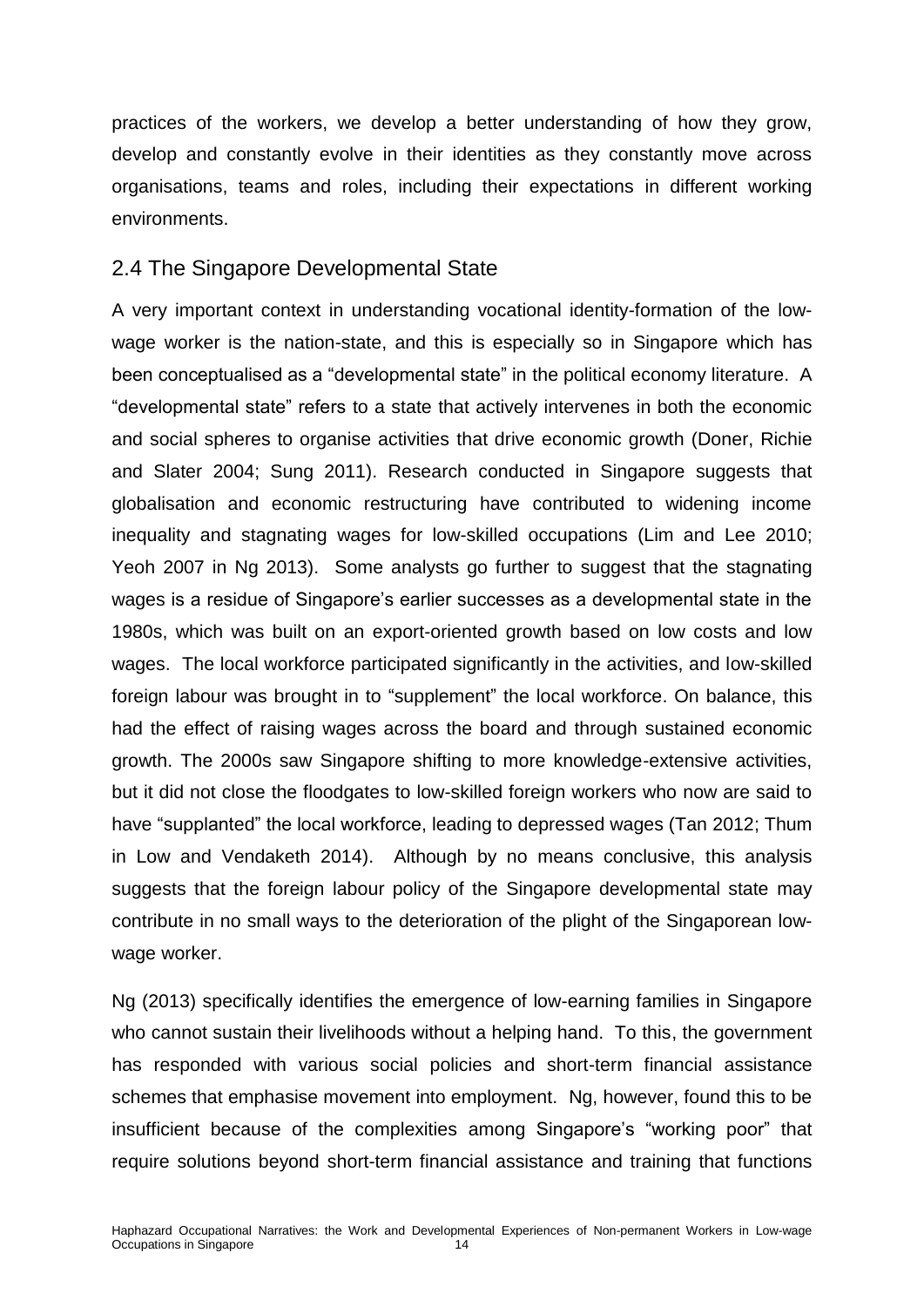practices of the workers, we develop a better understanding of how they grow, develop and constantly evolve in their identities as they constantly move across organisations, teams and roles, including their expectations in different working environments.

## 2.4 The Singapore Developmental State

A very important context in understanding vocational identity-formation of the low-wage worker is the nation-state, and this is especially so in Singapore which has been conceptualised as a "developmental state" in the political economy literature. A "developmental state" refers to a state that actively intervenes in both the economic and social spheres to organise activities that drive economic growth (Doner, Richie and Slater 2004; Sung 2011). Research conducted in Singapore suggests that globalisation and economic restructuring have contributed to widening income inequality and stagnating wages for low-skilled occupations (Lim and Lee 2010; Yeoh 2007 in Ng 2013). Some analysts go further to suggest that the stagnating wages is a residue of Singapore's earlier successes as a developmental state in the 1980s, which was built on an export-oriented growth based on low costs and low wages. The local workforce participated significantly in the activities, and low-skilled foreign labour was brought in to "supplement" the local workforce. On balance, this had the effect of raising wages across the board and through sustained economic growth. The 2000s saw Singapore shifting to more knowledge-extensive activities, but it did not close the floodgates to low-skilled foreign workers who now are said to have "supplanted" the local workforce, leading to depressed wages (Tan 2012; Thum in Low and Vendaketh 2014). Although by no means conclusive, this analysis suggests that the foreign labour policy of the Singapore developmental state may contribute in no small ways to the deterioration of the plight of the Singaporean low-wage worker.

Ng (2013) specifically identifies the emergence of low-earning families in Singapore who cannot sustain their livelihoods without a helping hand. To this, the government has responded with various social policies and short-term financial assistance schemes that emphasise movement into employment. Ng, however, found this to be insufficient because of the complexities among Singapore's "working poor" that require solutions beyond short-term financial assistance and training that functions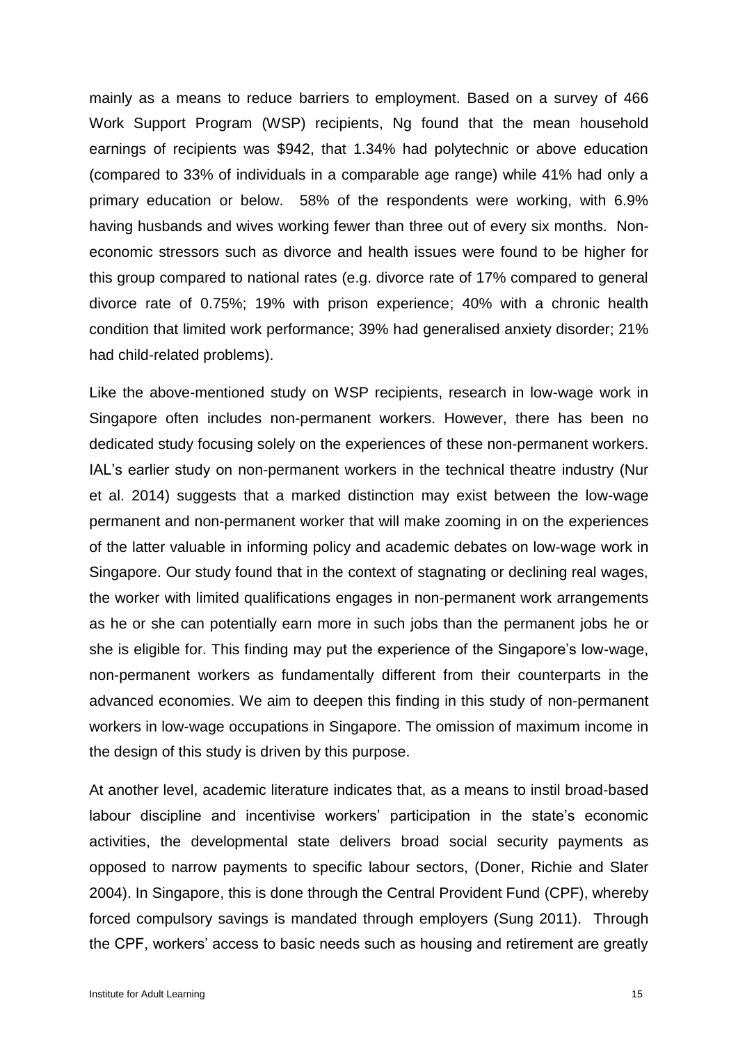mainly as a means to reduce barriers to employment. Based on a survey of 466 Work Support Program (WSP) recipients, Ng found that the mean household earnings of recipients was $942, that 1.34% had polytechnic or above education (compared to 33% of individuals in a comparable age range) while 41% had only a primary education or below. 58% of the respondents were working, with 6.9% having husbands and wives working fewer than three out of every six months. Non-economic stressors such as divorce and health issues were found to be higher for this group compared to national rates (e.g. divorce rate of 17% compared to general divorce rate of 0.75%; 19% with prison experience; 40% with a chronic health condition that limited work performance; 39% had generalised anxiety disorder; 21% had child-related problems).

Like the above-mentioned study on WSP recipients, research in low-wage work in Singapore often includes non-permanent workers. However, there has been no dedicated study focusing solely on the experiences of these non-permanent workers. IAL's earlier study on non-permanent workers in the technical theatre industry (Nur et al. 2014) suggests that a marked distinction may exist between the low-wage permanent and non-permanent worker that will make zooming in on the experiences of the latter valuable in informing policy and academic debates on low-wage work in Singapore. Our study found that in the context of stagnating or declining real wages, the worker with limited qualifications engages in non-permanent work arrangements as he or she can potentially earn more in such jobs than the permanent jobs he or she is eligible for. This finding may put the experience of the Singapore's low-wage, non-permanent workers as fundamentally different from their counterparts in the advanced economies. We aim to deepen this finding in this study of non-permanent workers in low-wage occupations in Singapore. The omission of maximum income in the design of this study is driven by this purpose.

At another level, academic literature indicates that, as a means to instil broad-based labour discipline and incentivise workers' participation in the state's economic activities, the developmental state delivers broad social security payments as opposed to narrow payments to specific labour sectors, (Doner, Richie and Slater 2004). In Singapore, this is done through the Central Provident Fund (CPF), whereby forced compulsory savings is mandated through employers (Sung 2011). Through the CPF, workers' access to basic needs such as housing and retirement are greatly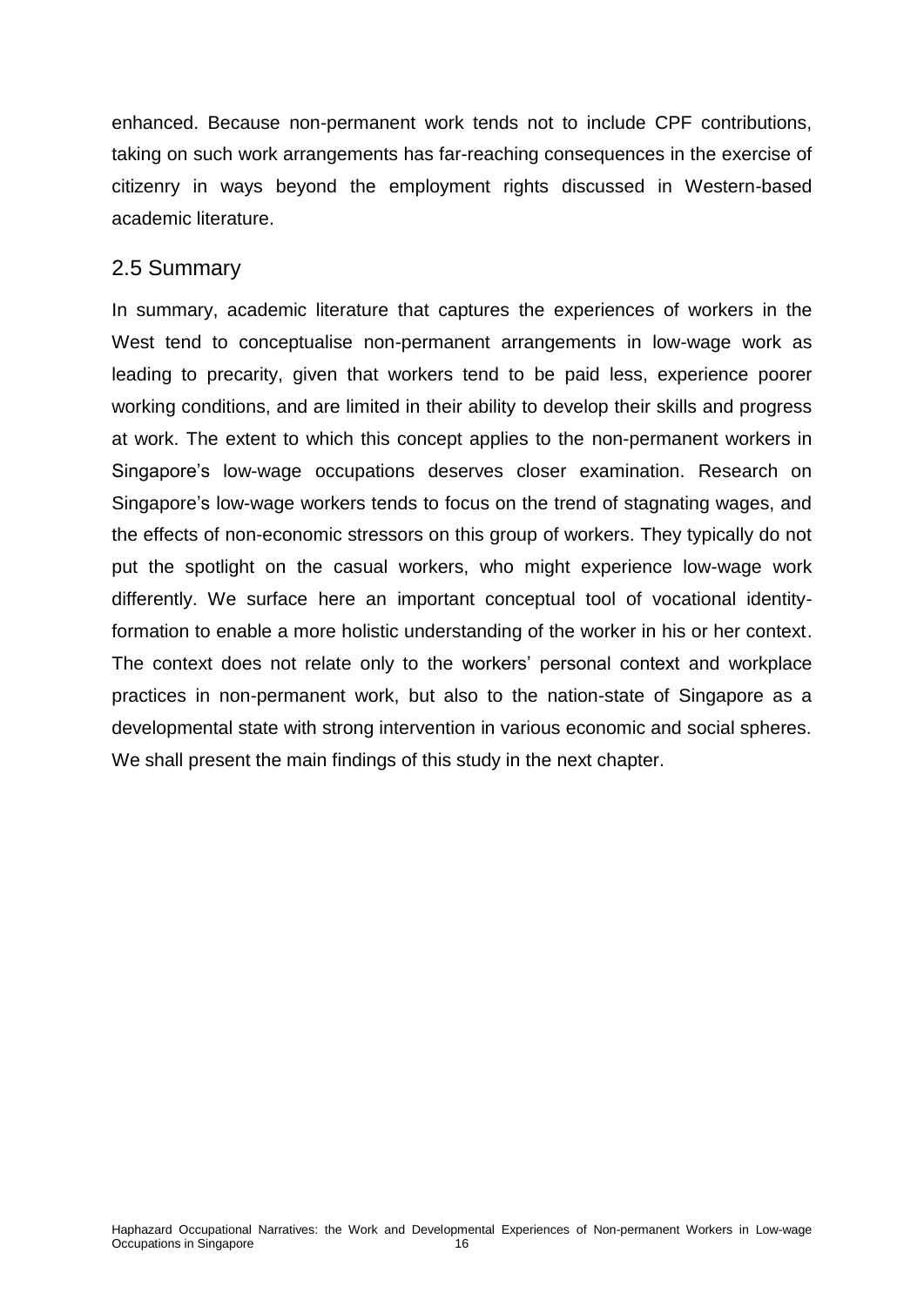enhanced. Because non-permanent work tends not to include CPF contributions, taking on such work arrangements has far-reaching consequences in the exercise of citizenry in ways beyond the employment rights discussed in Western-based academic literature.

## 2.5 Summary

In summary, academic literature that captures the experiences of workers in the West tend to conceptualise non-permanent arrangements in low-wage work as leading to precarity, given that workers tend to be paid less, experience poorer working conditions, and are limited in their ability to develop their skills and progress at work. The extent to which this concept applies to the non-permanent workers in Singapore's low-wage occupations deserves closer examination. Research on Singapore's low-wage workers tends to focus on the trend of stagnating wages, and the effects of non-economic stressors on this group of workers. They typically do not put the spotlight on the casual workers, who might experience low-wage work differently. We surface here an important conceptual tool of vocational identity-formation to enable a more holistic understanding of the worker in his or her context. The context does not relate only to the workers' personal context and workplace practices in non-permanent work, but also to the nation-state of Singapore as a developmental state with strong intervention in various economic and social spheres. We shall present the main findings of this study in the next chapter.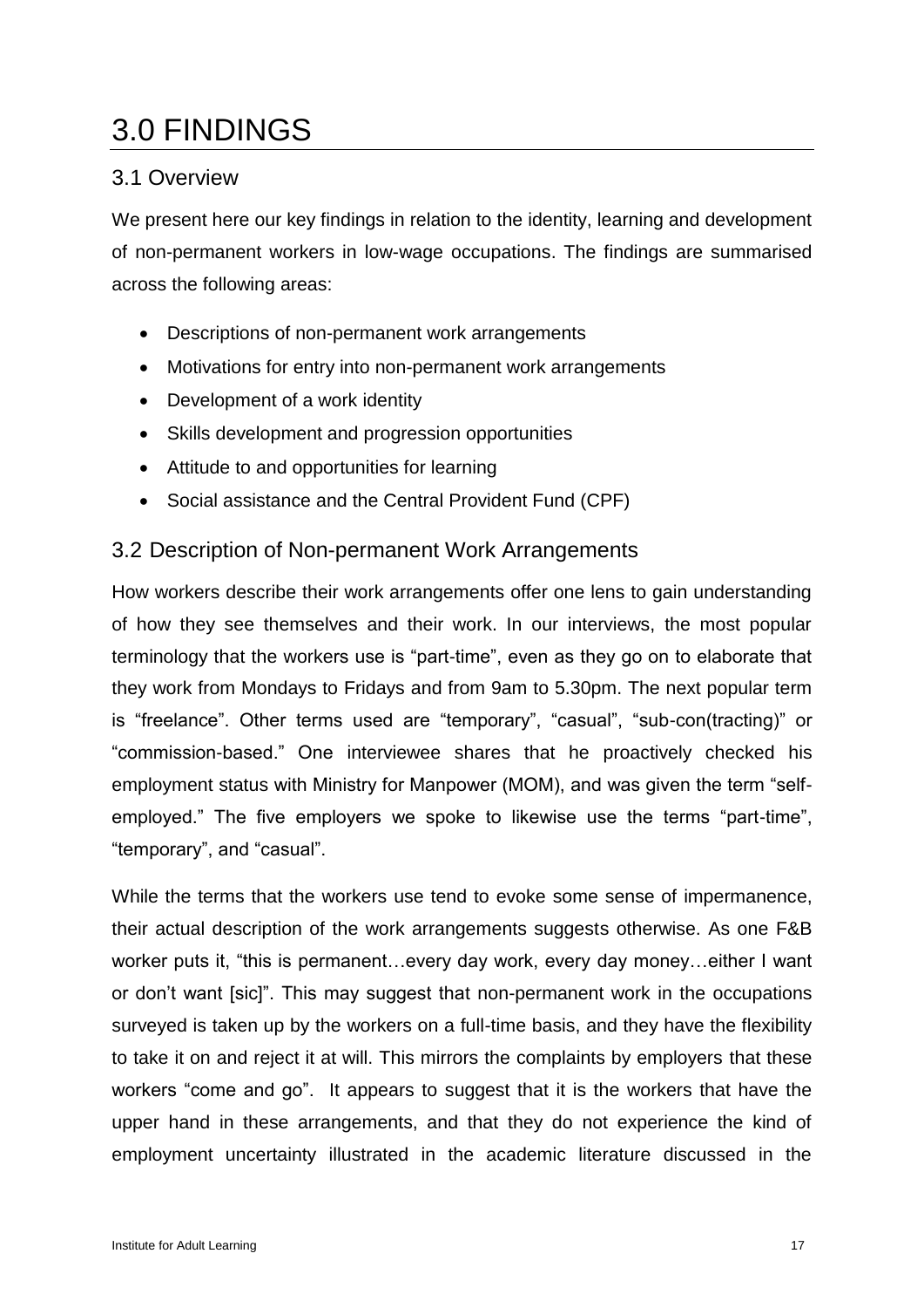# 3.0 FINDINGS

## 3.1 Overview

We present here our key findings in relation to the identity, learning and development of non-permanent workers in low-wage occupations. The findings are summarised across the following areas:

- Descriptions of non-permanent work arrangements
- Motivations for entry into non-permanent work arrangements
- Development of a work identity
- Skills development and progression opportunities
- Attitude to and opportunities for learning
- Social assistance and the Central Provident Fund (CPF)

## 3.2 Description of Non-permanent Work Arrangements

How workers describe their work arrangements offer one lens to gain understanding of how they see themselves and their work. In our interviews, the most popular terminology that the workers use is "part-time", even as they go on to elaborate that they work from Mondays to Fridays and from 9am to 5.30pm. The next popular term is "freelance". Other terms used are "temporary", "casual", "sub-con(tracting)" or "commission-based." One interviewee shares that he proactively checked his employment status with Ministry for Manpower (MOM), and was given the term "self-employed." The five employers we spoke to likewise use the terms "part-time", "temporary", and "casual".

While the terms that the workers use tend to evoke some sense of impermanence, their actual description of the work arrangements suggests otherwise. As one F&B worker puts it, "this is permanent…every day work, every day money…either I want or don't want [sic]". This may suggest that non-permanent work in the occupations surveyed is taken up by the workers on a full-time basis, and they have the flexibility to take it on and reject it at will. This mirrors the complaints by employers that these workers "come and go". It appears to suggest that it is the workers that have the upper hand in these arrangements, and that they do not experience the kind of employment uncertainty illustrated in the academic literature discussed in the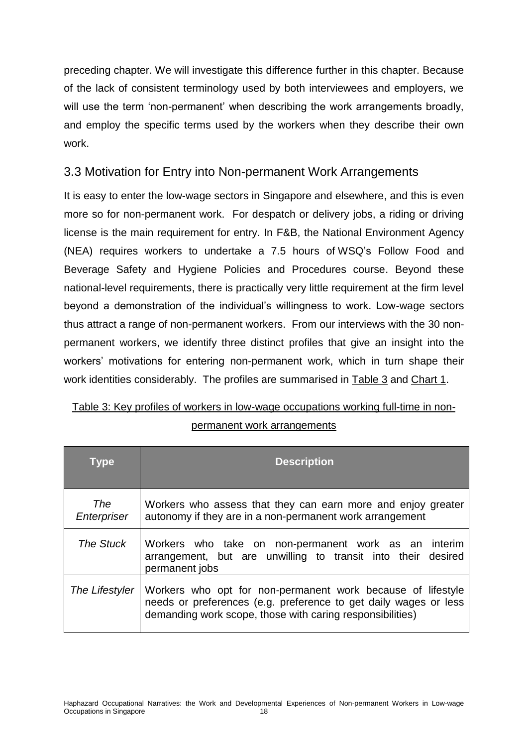preceding chapter. We will investigate this difference further in this chapter. Because of the lack of consistent terminology used by both interviewees and employers, we will use the term 'non-permanent' when describing the work arrangements broadly, and employ the specific terms used by the workers when they describe their own work.

## 3.3 Motivation for Entry into Non-permanent Work Arrangements

It is easy to enter the low-wage sectors in Singapore and elsewhere, and this is even more so for non-permanent work. For despatch or delivery jobs, a riding or driving license is the main requirement for entry. In F&B, the National Environment Agency (NEA) requires workers to undertake a 7.5 hours of WSQ's Follow Food and Beverage Safety and Hygiene Policies and Procedures course. Beyond these national-level requirements, there is practically very little requirement at the firm level beyond a demonstration of the individual's willingness to work. Low-wage sectors thus attract a range of non-permanent workers. From our interviews with the 30 non-permanent workers, we identify three distinct profiles that give an insight into the workers' motivations for entering non-permanent work, which in turn shape their work identities considerably. The profiles are summarised in Table 3 and Chart 1.

Table 3: Key profiles of workers in low-wage occupations working full-time in non-permanent work arrangements

| Type | Description |
|---|---|
| *The Enterpriser* | Workers who assess that they can earn more and enjoy greater autonomy if they are in a non-permanent work arrangement |
| *The Stuck* | Workers who take on non-permanent work as an interim arrangement, but are unwilling to transit into their desired permanent jobs |
| *The Lifestyler* | Workers who opt for non-permanent work because of lifestyle needs or preferences (e.g. preference to get daily wages or less demanding work scope, those with caring responsibilities) |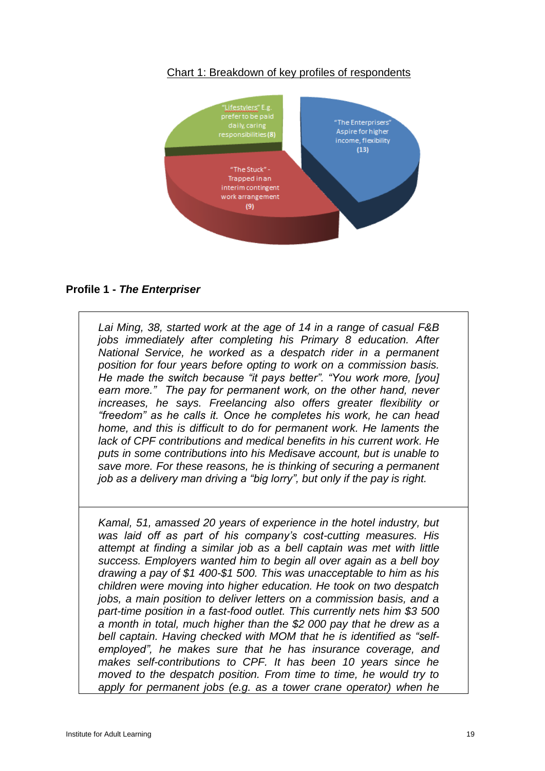Chart 1: Breakdown of key profiles of respondents

"Lifestylers" E.g. prefer to be paid daily, caring responsibilities (8)

"The Enterprisers" Aspire for higher income, flexibility (13)

"The Stuck" - Trapped in an interim contingent work arrangement (9)

**Profile 1 - *The Enterpriser***

*Lai Ming, 38, started work at the age of 14 in a range of casual F&B jobs immediately after completing his Primary 8 education. After National Service, he worked as a despatch rider in a permanent position for four years before opting to work on a commission basis. He made the switch because "it pays better". "You work more, [you] earn more." The pay for permanent work, on the other hand, never increases, he says. Freelancing also offers greater flexibility or "freedom" as he calls it. Once he completes his work, he can head home, and this is difficult to do for permanent work. He laments the lack of CPF contributions and medical benefits in his current work. He puts in some contributions into his Medisave account, but is unable to save more. For these reasons, he is thinking of securing a permanent job as a delivery man driving a "big lorry", but only if the pay is right.*

*Kamal, 51, amassed 20 years of experience in the hotel industry, but was laid off as part of his company's cost-cutting measures. His attempt at finding a similar job as a bell captain was met with little success. Employers wanted him to begin all over again as a bell boy drawing a pay of $1 400-$1 500. This was unacceptable to him as his children were moving into higher education. He took on two despatch jobs, a main position to deliver letters on a commission basis, and a part-time position in a fast-food outlet. This currently nets him $3 500 a month in total, much higher than the $2 000 pay that he drew as a bell captain. Having checked with MOM that he is identified as "self-employed", he makes sure that he has insurance coverage, and makes self-contributions to CPF. It has been 10 years since he moved to the despatch position. From time to time, he would try to apply for permanent jobs (e.g. as a tower crane operator) when he*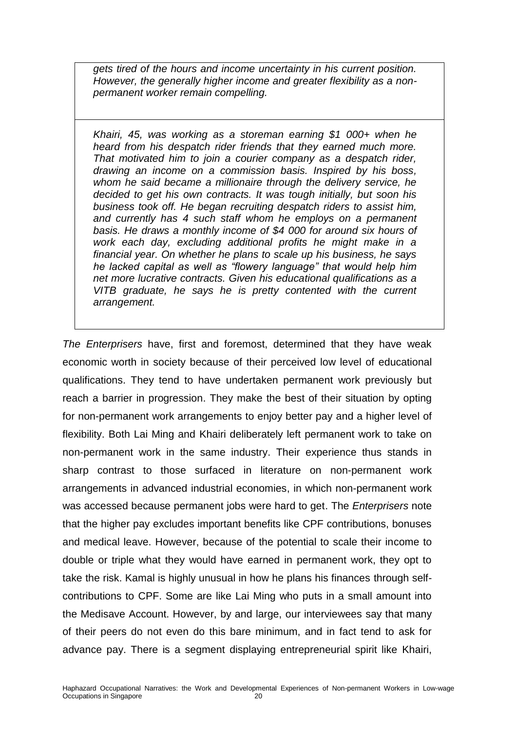*gets tired of the hours and income uncertainty in his current position. However, the generally higher income and greater flexibility as a non-permanent worker remain compelling.*

*Khairi, 45, was working as a storeman earning $1 000+ when he heard from his despatch rider friends that they earned much more. That motivated him to join a courier company as a despatch rider, drawing an income on a commission basis. Inspired by his boss, whom he said became a millionaire through the delivery service, he decided to get his own contracts. It was tough initially, but soon his business took off. He began recruiting despatch riders to assist him, and currently has 4 such staff whom he employs on a permanent basis. He draws a monthly income of $4 000 for around six hours of work each day, excluding additional profits he might make in a financial year. On whether he plans to scale up his business, he says he lacked capital as well as "flowery language" that would help him net more lucrative contracts. Given his educational qualifications as a VITB graduate, he says he is pretty contented with the current arrangement.*

*The Enterprisers* have, first and foremost, determined that they have weak economic worth in society because of their perceived low level of educational qualifications. They tend to have undertaken permanent work previously but reach a barrier in progression. They make the best of their situation by opting for non-permanent work arrangements to enjoy better pay and a higher level of flexibility. Both Lai Ming and Khairi deliberately left permanent work to take on non-permanent work in the same industry. Their experience thus stands in sharp contrast to those surfaced in literature on non-permanent work arrangements in advanced industrial economies, in which non-permanent work was accessed because permanent jobs were hard to get. The *Enterprisers* note that the higher pay excludes important benefits like CPF contributions, bonuses and medical leave. However, because of the potential to scale their income to double or triple what they would have earned in permanent work, they opt to take the risk. Kamal is highly unusual in how he plans his finances through self-contributions to CPF. Some are like Lai Ming who puts in a small amount into the Medisave Account. However, by and large, our interviewees say that many of their peers do not even do this bare minimum, and in fact tend to ask for advance pay. There is a segment displaying entrepreneurial spirit like Khairi,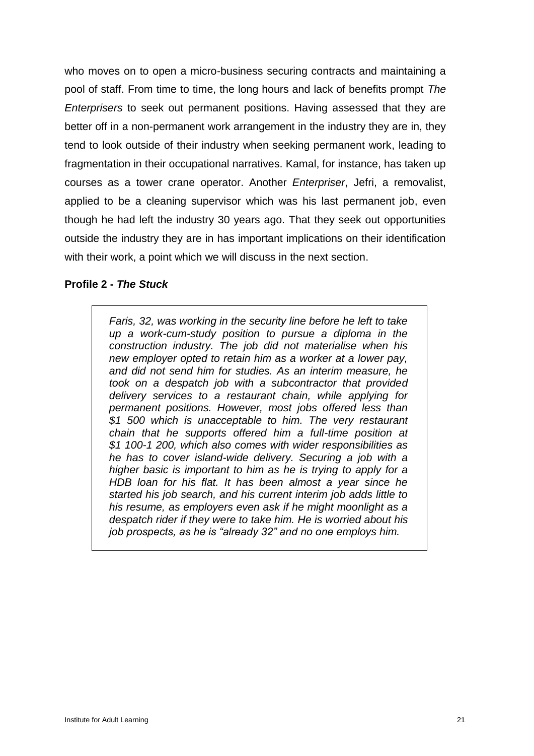who moves on to open a micro-business securing contracts and maintaining a pool of staff. From time to time, the long hours and lack of benefits prompt *The Enterprisers* to seek out permanent positions. Having assessed that they are better off in a non-permanent work arrangement in the industry they are in, they tend to look outside of their industry when seeking permanent work, leading to fragmentation in their occupational narratives. Kamal, for instance, has taken up courses as a tower crane operator. Another *Enterpriser*, Jefri, a removalist, applied to be a cleaning supervisor which was his last permanent job, even though he had left the industry 30 years ago. That they seek out opportunities outside the industry they are in has important implications on their identification with their work, a point which we will discuss in the next section.

**Profile 2 - *The Stuck***

> *Faris, 32, was working in the security line before he left to take up a work-cum-study position to pursue a diploma in the construction industry. The job did not materialise when his new employer opted to retain him as a worker at a lower pay, and did not send him for studies. As an interim measure, he took on a despatch job with a subcontractor that provided delivery services to a restaurant chain, while applying for permanent positions. However, most jobs offered less than $1 500 which is unacceptable to him. The very restaurant chain that he supports offered him a full-time position at $1 100-1 200, which also comes with wider responsibilities as he has to cover island-wide delivery. Securing a job with a higher basic is important to him as he is trying to apply for a HDB loan for his flat. It has been almost a year since he started his job search, and his current interim job adds little to his resume, as employers even ask if he might moonlight as a despatch rider if they were to take him. He is worried about his job prospects, as he is "already 32" and no one employs him.*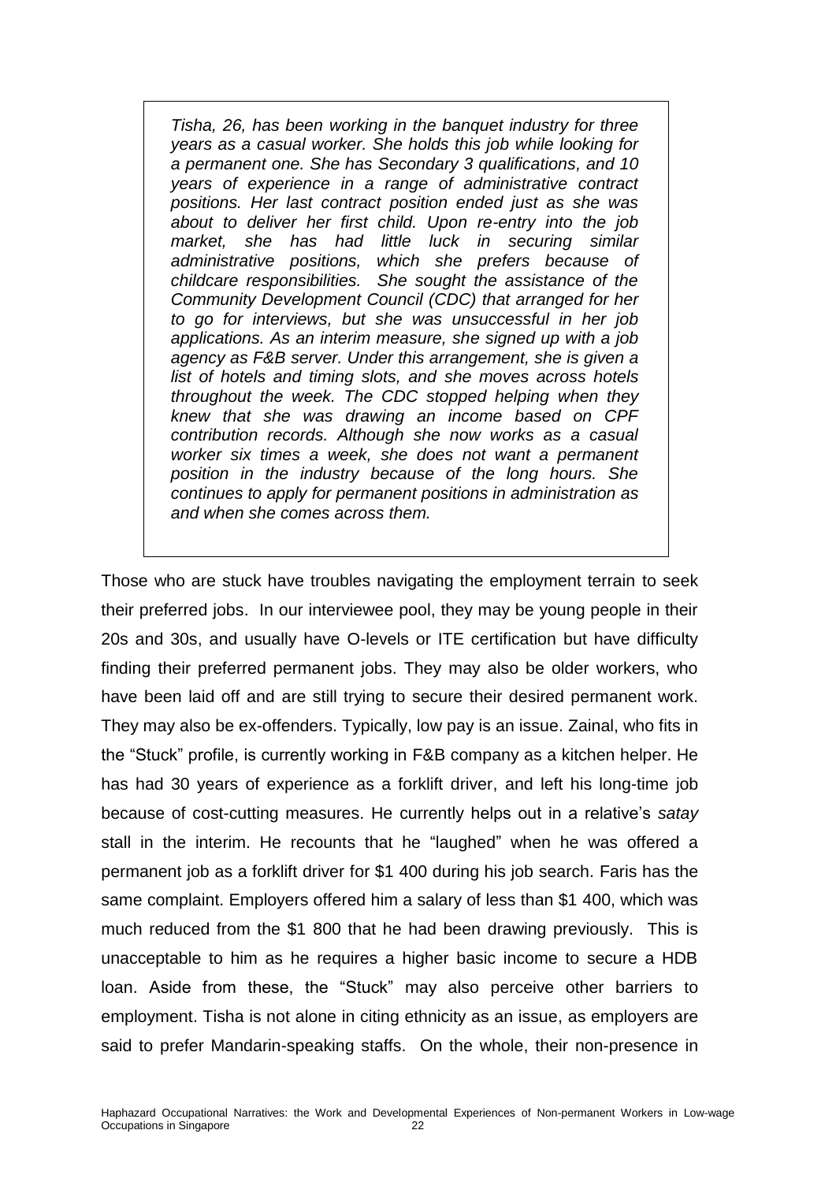> *Tisha, 26, has been working in the banquet industry for three years as a casual worker. She holds this job while looking for a permanent one. She has Secondary 3 qualifications, and 10 years of experience in a range of administrative contract positions. Her last contract position ended just as she was about to deliver her first child. Upon re-entry into the job market, she has had little luck in securing similar administrative positions, which she prefers because of childcare responsibilities. She sought the assistance of the Community Development Council (CDC) that arranged for her to go for interviews, but she was unsuccessful in her job applications. As an interim measure, she signed up with a job agency as F&B server. Under this arrangement, she is given a list of hotels and timing slots, and she moves across hotels throughout the week. The CDC stopped helping when they knew that she was drawing an income based on CPF contribution records. Although she now works as a casual worker six times a week, she does not want a permanent position in the industry because of the long hours. She continues to apply for permanent positions in administration as and when she comes across them.*

Those who are stuck have troubles navigating the employment terrain to seek their preferred jobs. In our interviewee pool, they may be young people in their 20s and 30s, and usually have O-levels or ITE certification but have difficulty finding their preferred permanent jobs. They may also be older workers, who have been laid off and are still trying to secure their desired permanent work. They may also be ex-offenders. Typically, low pay is an issue. Zainal, who fits in the "Stuck" profile, is currently working in F&B company as a kitchen helper. He has had 30 years of experience as a forklift driver, and left his long-time job because of cost-cutting measures. He currently helps out in a relative's *satay* stall in the interim. He recounts that he "laughed" when he was offered a permanent job as a forklift driver for $1 400 during his job search. Faris has the same complaint. Employers offered him a salary of less than $1 400, which was much reduced from the $1 800 that he had been drawing previously. This is unacceptable to him as he requires a higher basic income to secure a HDB loan. Aside from these, the "Stuck" may also perceive other barriers to employment. Tisha is not alone in citing ethnicity as an issue, as employers are said to prefer Mandarin-speaking staffs. On the whole, their non-presence in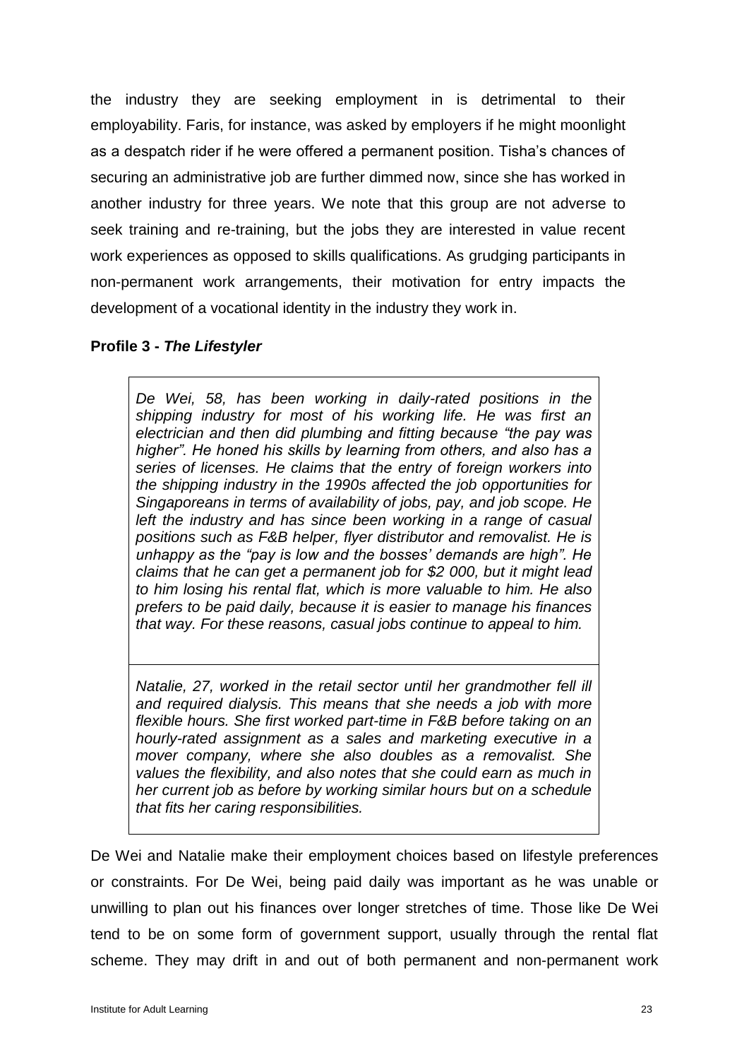the industry they are seeking employment in is detrimental to their employability. Faris, for instance, was asked by employers if he might moonlight as a despatch rider if he were offered a permanent position. Tisha's chances of securing an administrative job are further dimmed now, since she has worked in another industry for three years. We note that this group are not adverse to seek training and re-training, but the jobs they are interested in value recent work experiences as opposed to skills qualifications. As grudging participants in non-permanent work arrangements, their motivation for entry impacts the development of a vocational identity in the industry they work in.

**Profile 3 - *The Lifestyler***

> *De Wei, 58, has been working in daily-rated positions in the shipping industry for most of his working life. He was first an electrician and then did plumbing and fitting because "the pay was higher". He honed his skills by learning from others, and also has a series of licenses. He claims that the entry of foreign workers into the shipping industry in the 1990s affected the job opportunities for Singaporeans in terms of availability of jobs, pay, and job scope. He left the industry and has since been working in a range of casual positions such as F&B helper, flyer distributor and removalist. He is unhappy as the "pay is low and the bosses' demands are high". He claims that he can get a permanent job for $2 000, but it might lead to him losing his rental flat, which is more valuable to him. He also prefers to be paid daily, because it is easier to manage his finances that way. For these reasons, casual jobs continue to appeal to him.*
>
> *Natalie, 27, worked in the retail sector until her grandmother fell ill and required dialysis. This means that she needs a job with more flexible hours. She first worked part-time in F&B before taking on an hourly-rated assignment as a sales and marketing executive in a mover company, where she also doubles as a removalist. She values the flexibility, and also notes that she could earn as much in her current job as before by working similar hours but on a schedule that fits her caring responsibilities.*

De Wei and Natalie make their employment choices based on lifestyle preferences or constraints. For De Wei, being paid daily was important as he was unable or unwilling to plan out his finances over longer stretches of time. Those like De Wei tend to be on some form of government support, usually through the rental flat scheme. They may drift in and out of both permanent and non-permanent work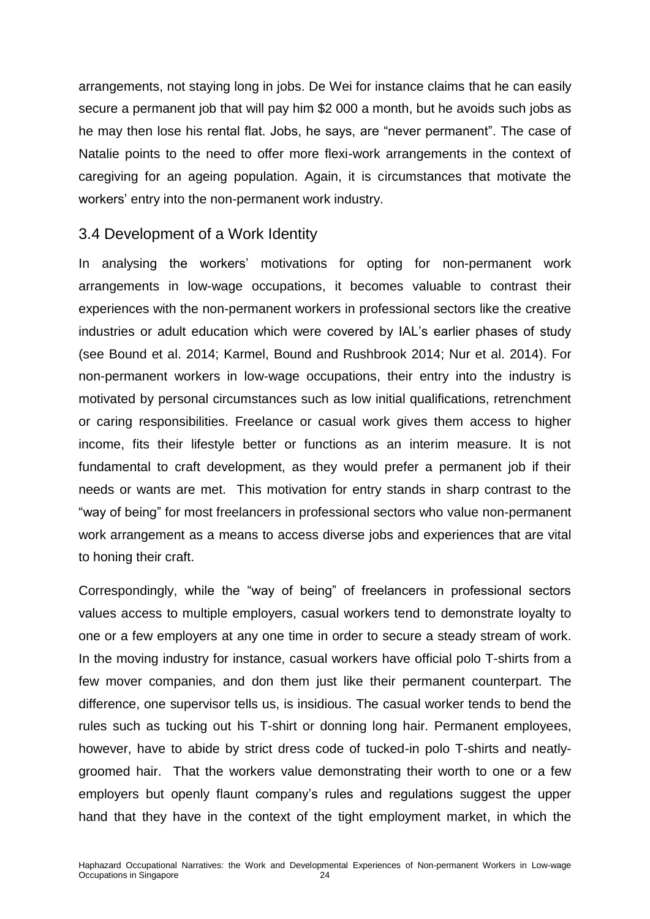arrangements, not staying long in jobs. De Wei for instance claims that he can easily secure a permanent job that will pay him $2 000 a month, but he avoids such jobs as he may then lose his rental flat. Jobs, he says, are "never permanent". The case of Natalie points to the need to offer more flexi-work arrangements in the context of caregiving for an ageing population. Again, it is circumstances that motivate the workers' entry into the non-permanent work industry.

## 3.4 Development of a Work Identity

In analysing the workers' motivations for opting for non-permanent work arrangements in low-wage occupations, it becomes valuable to contrast their experiences with the non-permanent workers in professional sectors like the creative industries or adult education which were covered by IAL's earlier phases of study (see Bound et al. 2014; Karmel, Bound and Rushbrook 2014; Nur et al. 2014). For non-permanent workers in low-wage occupations, their entry into the industry is motivated by personal circumstances such as low initial qualifications, retrenchment or caring responsibilities. Freelance or casual work gives them access to higher income, fits their lifestyle better or functions as an interim measure. It is not fundamental to craft development, as they would prefer a permanent job if their needs or wants are met. This motivation for entry stands in sharp contrast to the "way of being" for most freelancers in professional sectors who value non-permanent work arrangement as a means to access diverse jobs and experiences that are vital to honing their craft.

Correspondingly, while the "way of being" of freelancers in professional sectors values access to multiple employers, casual workers tend to demonstrate loyalty to one or a few employers at any one time in order to secure a steady stream of work. In the moving industry for instance, casual workers have official polo T-shirts from a few mover companies, and don them just like their permanent counterpart. The difference, one supervisor tells us, is insidious. The casual worker tends to bend the rules such as tucking out his T-shirt or donning long hair. Permanent employees, however, have to abide by strict dress code of tucked-in polo T-shirts and neatly-groomed hair. That the workers value demonstrating their worth to one or a few employers but openly flaunt company's rules and regulations suggest the upper hand that they have in the context of the tight employment market, in which the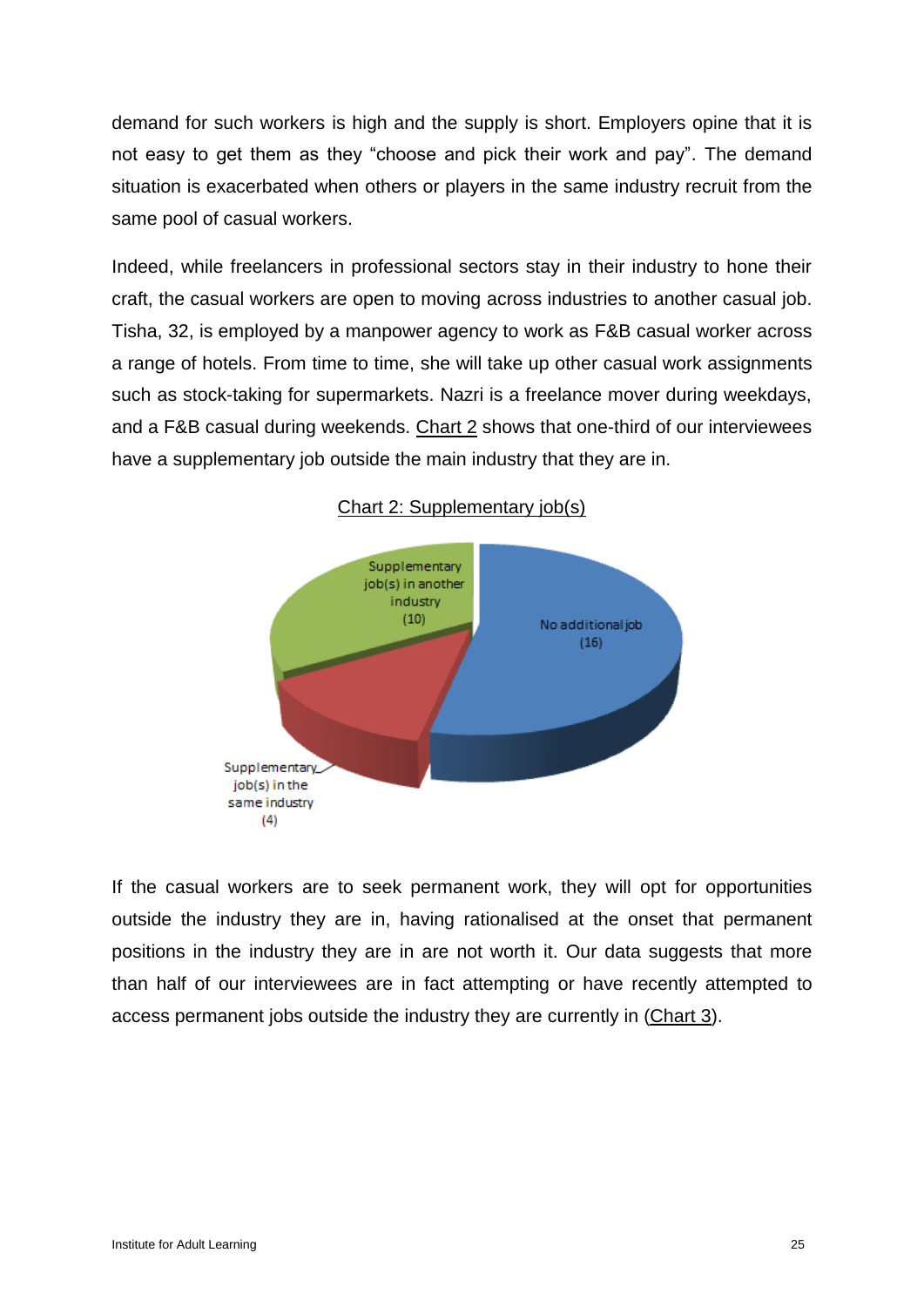demand for such workers is high and the supply is short. Employers opine that it is not easy to get them as they "choose and pick their work and pay". The demand situation is exacerbated when others or players in the same industry recruit from the same pool of casual workers.

Indeed, while freelancers in professional sectors stay in their industry to hone their craft, the casual workers are open to moving across industries to another casual job. Tisha, 32, is employed by a manpower agency to work as F&B casual worker across a range of hotels. From time to time, she will take up other casual work assignments such as stock-taking for supermarkets. Nazri is a freelance mover during weekdays, and a F&B casual during weekends. Chart 2 shows that one-third of our interviewees have a supplementary job outside the main industry that they are in.

Chart 2: Supplementary job(s)

Supplementary job(s) in another industry (10)

No additional job (16)

Supplementary job(s) in the same industry (4)

If the casual workers are to seek permanent work, they will opt for opportunities outside the industry they are in, having rationalised at the onset that permanent positions in the industry they are in are not worth it. Our data suggests that more than half of our interviewees are in fact attempting or have recently attempted to access permanent jobs outside the industry they are currently in (Chart 3).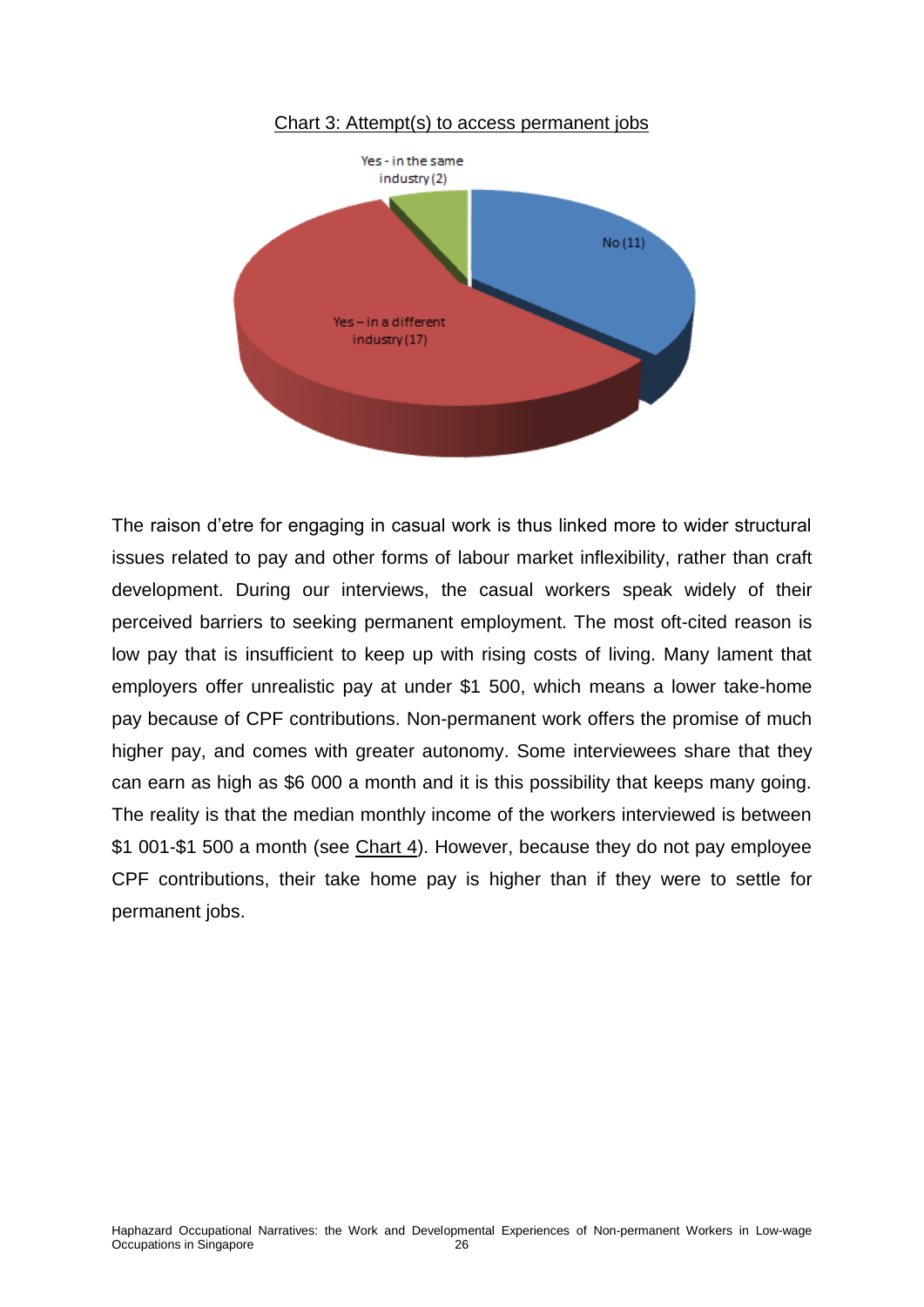Chart 3: Attempt(s) to access permanent jobs

Yes - in the same industry (2)

No (11)

Yes – in a different industry (17)

The raison d'etre for engaging in casual work is thus linked more to wider structural issues related to pay and other forms of labour market inflexibility, rather than craft development. During our interviews, the casual workers speak widely of their perceived barriers to seeking permanent employment. The most oft-cited reason is low pay that is insufficient to keep up with rising costs of living. Many lament that employers offer unrealistic pay at under $1 500, which means a lower take-home pay because of CPF contributions. Non-permanent work offers the promise of much higher pay, and comes with greater autonomy. Some interviewees share that they can earn as high as $6 000 a month and it is this possibility that keeps many going. The reality is that the median monthly income of the workers interviewed is between $1 001-$1 500 a month (see Chart 4). However, because they do not pay employee CPF contributions, their take home pay is higher than if they were to settle for permanent jobs.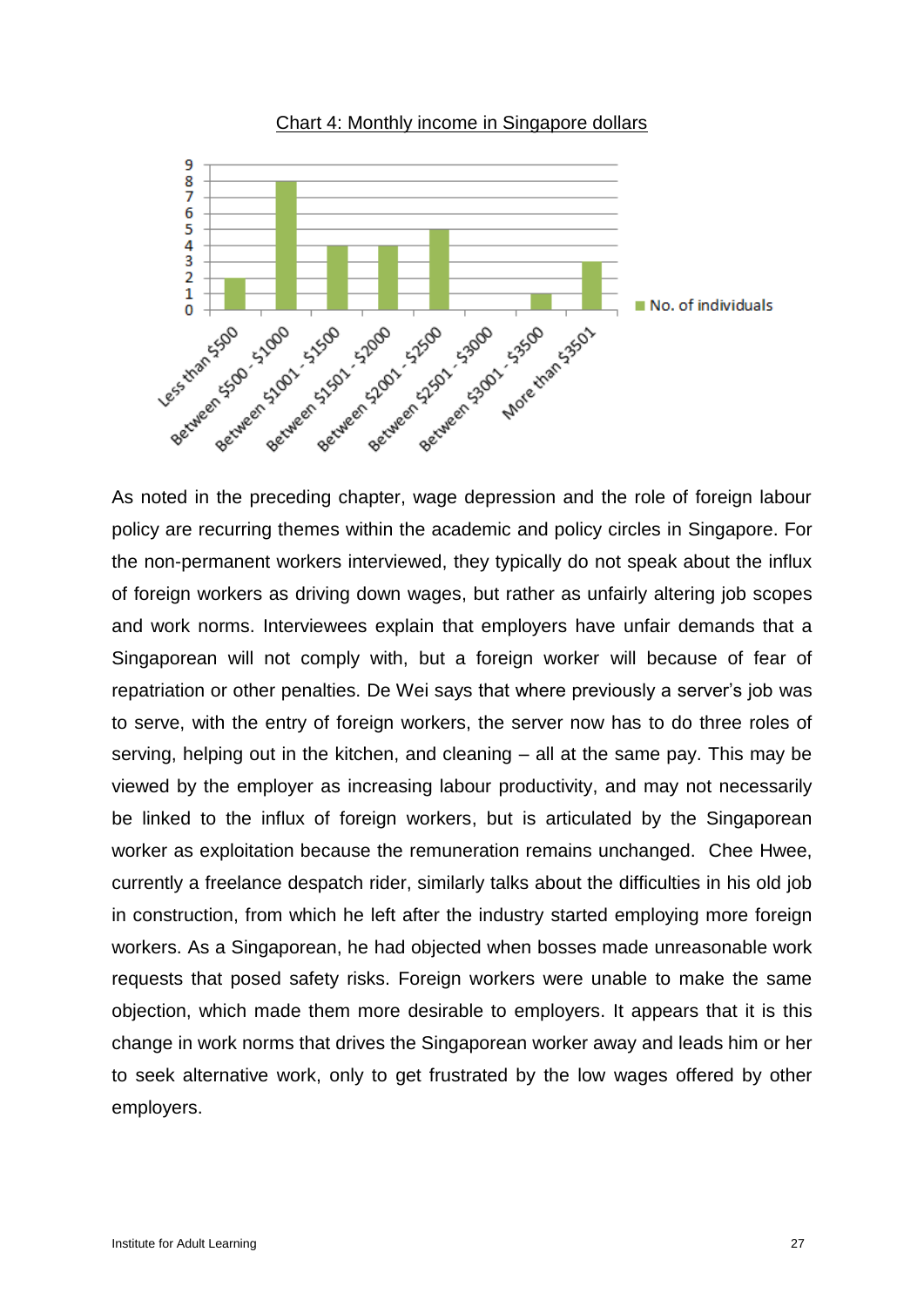Chart 4: Monthly income in Singapore dollars

9
8
7
6
5
4
3
2
1
0

Less than $500
Between $500 - $1000
Between $1001 - $1500
Between $1501 - $2000
Between $2001 - $2500
Between $2501 - $3000
Between $3001 - $3500
More than $3501

No. of individuals

As noted in the preceding chapter, wage depression and the role of foreign labour policy are recurring themes within the academic and policy circles in Singapore. For the non-permanent workers interviewed, they typically do not speak about the influx of foreign workers as driving down wages, but rather as unfairly altering job scopes and work norms. Interviewees explain that employers have unfair demands that a Singaporean will not comply with, but a foreign worker will because of fear of repatriation or other penalties. De Wei says that where previously a server's job was to serve, with the entry of foreign workers, the server now has to do three roles of serving, helping out in the kitchen, and cleaning – all at the same pay. This may be viewed by the employer as increasing labour productivity, and may not necessarily be linked to the influx of foreign workers, but is articulated by the Singaporean worker as exploitation because the remuneration remains unchanged. Chee Hwee, currently a freelance despatch rider, similarly talks about the difficulties in his old job in construction, from which he left after the industry started employing more foreign workers. As a Singaporean, he had objected when bosses made unreasonable work requests that posed safety risks. Foreign workers were unable to make the same objection, which made them more desirable to employers. It appears that it is this change in work norms that drives the Singaporean worker away and leads him or her to seek alternative work, only to get frustrated by the low wages offered by other employers.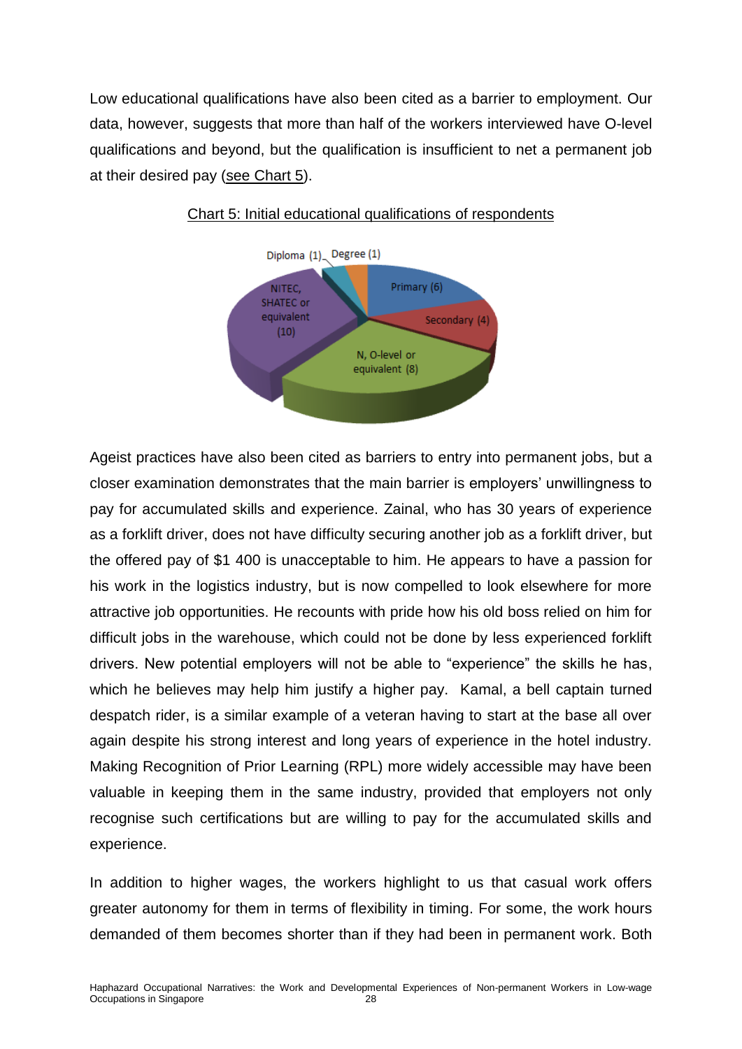Low educational qualifications have also been cited as a barrier to employment. Our data, however, suggests that more than half of the workers interviewed have O-level qualifications and beyond, but the qualification is insufficient to net a permanent job at their desired pay (see Chart 5).

Chart 5: Initial educational qualifications of respondents

Diploma (1)
Degree (1)
Primary (6)
Secondary (4)
N, O-level or equivalent (8)
NITEC, SHATEC or equivalent (10)

Ageist practices have also been cited as barriers to entry into permanent jobs, but a closer examination demonstrates that the main barrier is employers' unwillingness to pay for accumulated skills and experience. Zainal, who has 30 years of experience as a forklift driver, does not have difficulty securing another job as a forklift driver, but the offered pay of $1 400 is unacceptable to him. He appears to have a passion for his work in the logistics industry, but is now compelled to look elsewhere for more attractive job opportunities. He recounts with pride how his old boss relied on him for difficult jobs in the warehouse, which could not be done by less experienced forklift drivers. New potential employers will not be able to "experience" the skills he has, which he believes may help him justify a higher pay. Kamal, a bell captain turned despatch rider, is a similar example of a veteran having to start at the base all over again despite his strong interest and long years of experience in the hotel industry. Making Recognition of Prior Learning (RPL) more widely accessible may have been valuable in keeping them in the same industry, provided that employers not only recognise such certifications but are willing to pay for the accumulated skills and experience.

In addition to higher wages, the workers highlight to us that casual work offers greater autonomy for them in terms of flexibility in timing. For some, the work hours demanded of them becomes shorter than if they had been in permanent work. Both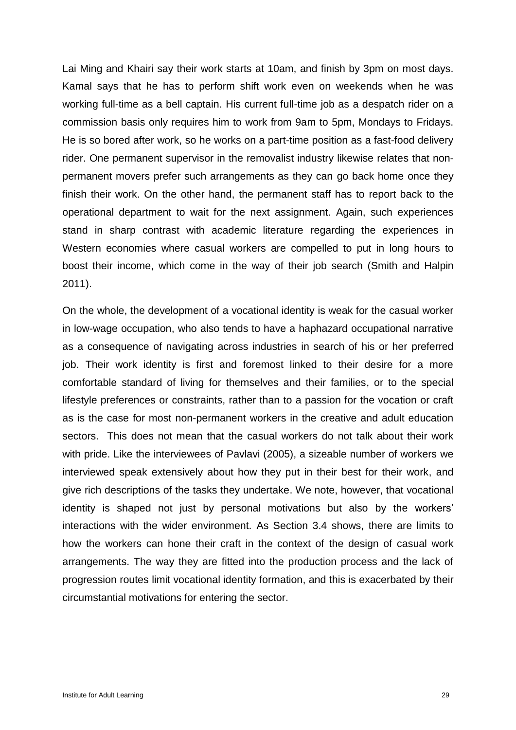Lai Ming and Khairi say their work starts at 10am, and finish by 3pm on most days. Kamal says that he has to perform shift work even on weekends when he was working full-time as a bell captain. His current full-time job as a despatch rider on a commission basis only requires him to work from 9am to 5pm, Mondays to Fridays. He is so bored after work, so he works on a part-time position as a fast-food delivery rider. One permanent supervisor in the removalist industry likewise relates that non-permanent movers prefer such arrangements as they can go back home once they finish their work. On the other hand, the permanent staff has to report back to the operational department to wait for the next assignment. Again, such experiences stand in sharp contrast with academic literature regarding the experiences in Western economies where casual workers are compelled to put in long hours to boost their income, which come in the way of their job search (Smith and Halpin 2011).

On the whole, the development of a vocational identity is weak for the casual worker in low-wage occupation, who also tends to have a haphazard occupational narrative as a consequence of navigating across industries in search of his or her preferred job. Their work identity is first and foremost linked to their desire for a more comfortable standard of living for themselves and their families, or to the special lifestyle preferences or constraints, rather than to a passion for the vocation or craft as is the case for most non-permanent workers in the creative and adult education sectors. This does not mean that the casual workers do not talk about their work with pride. Like the interviewees of Pavlavi (2005), a sizeable number of workers we interviewed speak extensively about how they put in their best for their work, and give rich descriptions of the tasks they undertake. We note, however, that vocational identity is shaped not just by personal motivations but also by the workers' interactions with the wider environment. As Section 3.4 shows, there are limits to how the workers can hone their craft in the context of the design of casual work arrangements. The way they are fitted into the production process and the lack of progression routes limit vocational identity formation, and this is exacerbated by their circumstantial motivations for entering the sector.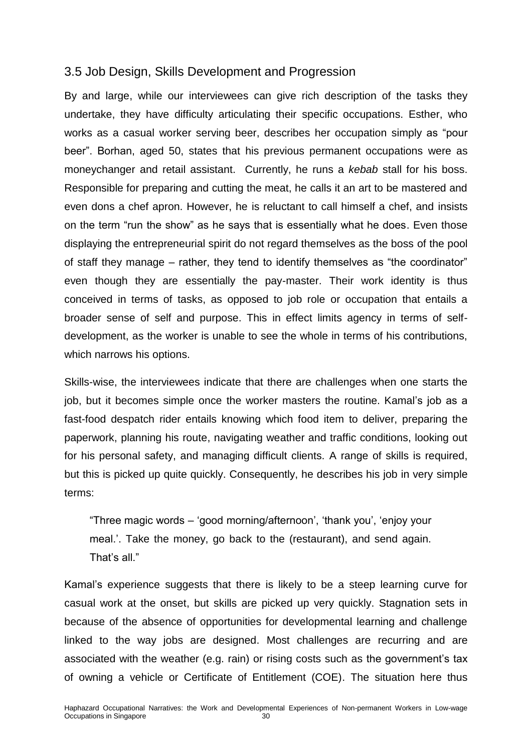## 3.5 Job Design, Skills Development and Progression

By and large, while our interviewees can give rich description of the tasks they undertake, they have difficulty articulating their specific occupations. Esther, who works as a casual worker serving beer, describes her occupation simply as "pour beer". Borhan, aged 50, states that his previous permanent occupations were as moneychanger and retail assistant. Currently, he runs a *kebab* stall for his boss. Responsible for preparing and cutting the meat, he calls it an art to be mastered and even dons a chef apron. However, he is reluctant to call himself a chef, and insists on the term "run the show" as he says that is essentially what he does. Even those displaying the entrepreneurial spirit do not regard themselves as the boss of the pool of staff they manage – rather, they tend to identify themselves as "the coordinator" even though they are essentially the pay-master. Their work identity is thus conceived in terms of tasks, as opposed to job role or occupation that entails a broader sense of self and purpose. This in effect limits agency in terms of self-development, as the worker is unable to see the whole in terms of his contributions, which narrows his options.

Skills-wise, the interviewees indicate that there are challenges when one starts the job, but it becomes simple once the worker masters the routine. Kamal's job as a fast-food despatch rider entails knowing which food item to deliver, preparing the paperwork, planning his route, navigating weather and traffic conditions, looking out for his personal safety, and managing difficult clients. A range of skills is required, but this is picked up quite quickly. Consequently, he describes his job in very simple terms:

> "Three magic words – 'good morning/afternoon', 'thank you', 'enjoy your meal.'. Take the money, go back to the (restaurant), and send again. That's all."

Kamal's experience suggests that there is likely to be a steep learning curve for casual work at the onset, but skills are picked up very quickly. Stagnation sets in because of the absence of opportunities for developmental learning and challenge linked to the way jobs are designed. Most challenges are recurring and are associated with the weather (e.g. rain) or rising costs such as the government's tax of owning a vehicle or Certificate of Entitlement (COE). The situation here thus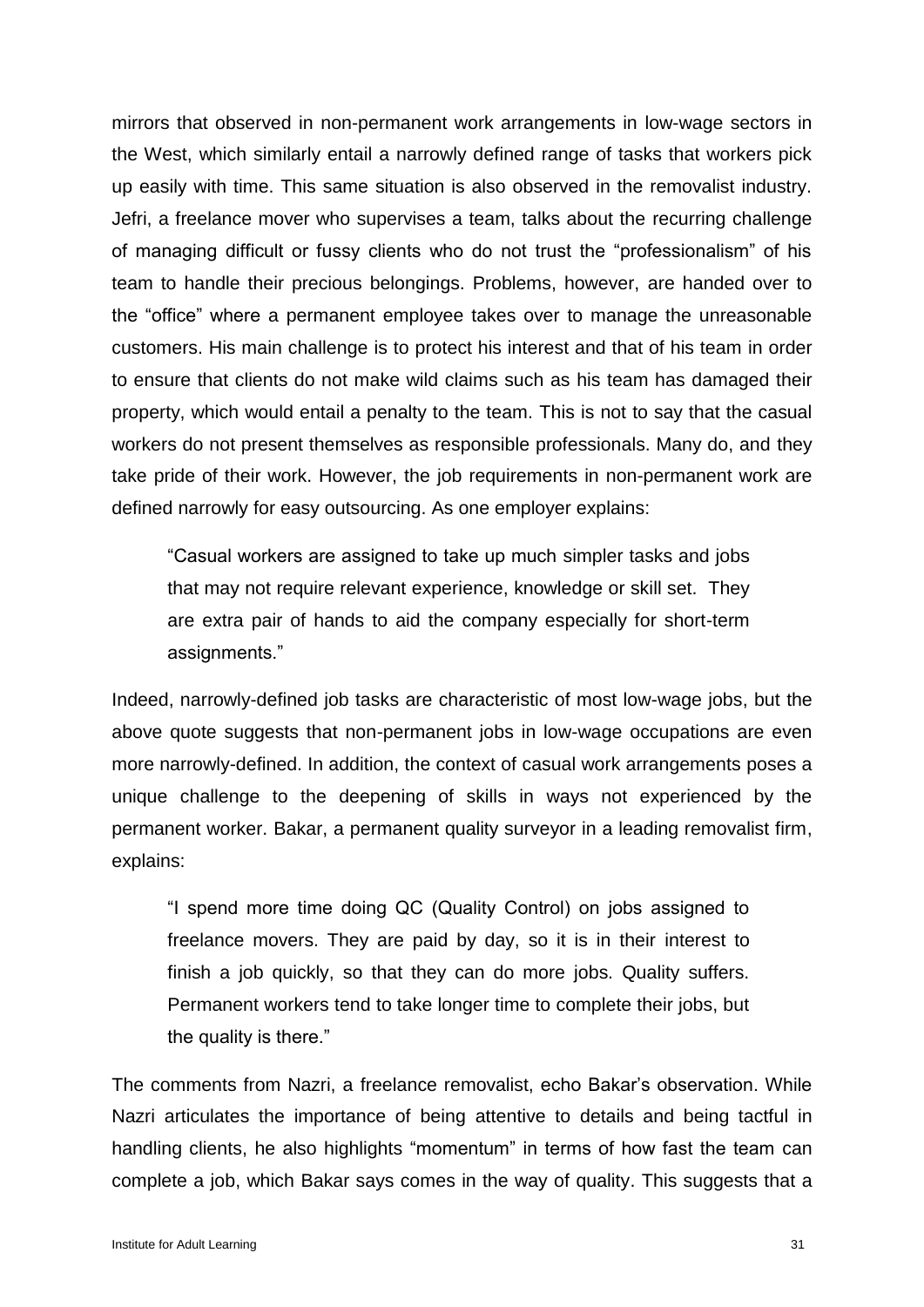mirrors that observed in non-permanent work arrangements in low-wage sectors in the West, which similarly entail a narrowly defined range of tasks that workers pick up easily with time. This same situation is also observed in the removalist industry. Jefri, a freelance mover who supervises a team, talks about the recurring challenge of managing difficult or fussy clients who do not trust the "professionalism" of his team to handle their precious belongings. Problems, however, are handed over to the "office" where a permanent employee takes over to manage the unreasonable customers. His main challenge is to protect his interest and that of his team in order to ensure that clients do not make wild claims such as his team has damaged their property, which would entail a penalty to the team. This is not to say that the casual workers do not present themselves as responsible professionals. Many do, and they take pride of their work. However, the job requirements in non-permanent work are defined narrowly for easy outsourcing. As one employer explains:

> "Casual workers are assigned to take up much simpler tasks and jobs that may not require relevant experience, knowledge or skill set. They are extra pair of hands to aid the company especially for short-term assignments."

Indeed, narrowly-defined job tasks are characteristic of most low-wage jobs, but the above quote suggests that non-permanent jobs in low-wage occupations are even more narrowly-defined. In addition, the context of casual work arrangements poses a unique challenge to the deepening of skills in ways not experienced by the permanent worker. Bakar, a permanent quality surveyor in a leading removalist firm, explains:

> "I spend more time doing QC (Quality Control) on jobs assigned to freelance movers. They are paid by day, so it is in their interest to finish a job quickly, so that they can do more jobs. Quality suffers. Permanent workers tend to take longer time to complete their jobs, but the quality is there."

The comments from Nazri, a freelance removalist, echo Bakar's observation. While Nazri articulates the importance of being attentive to details and being tactful in handling clients, he also highlights "momentum" in terms of how fast the team can complete a job, which Bakar says comes in the way of quality. This suggests that a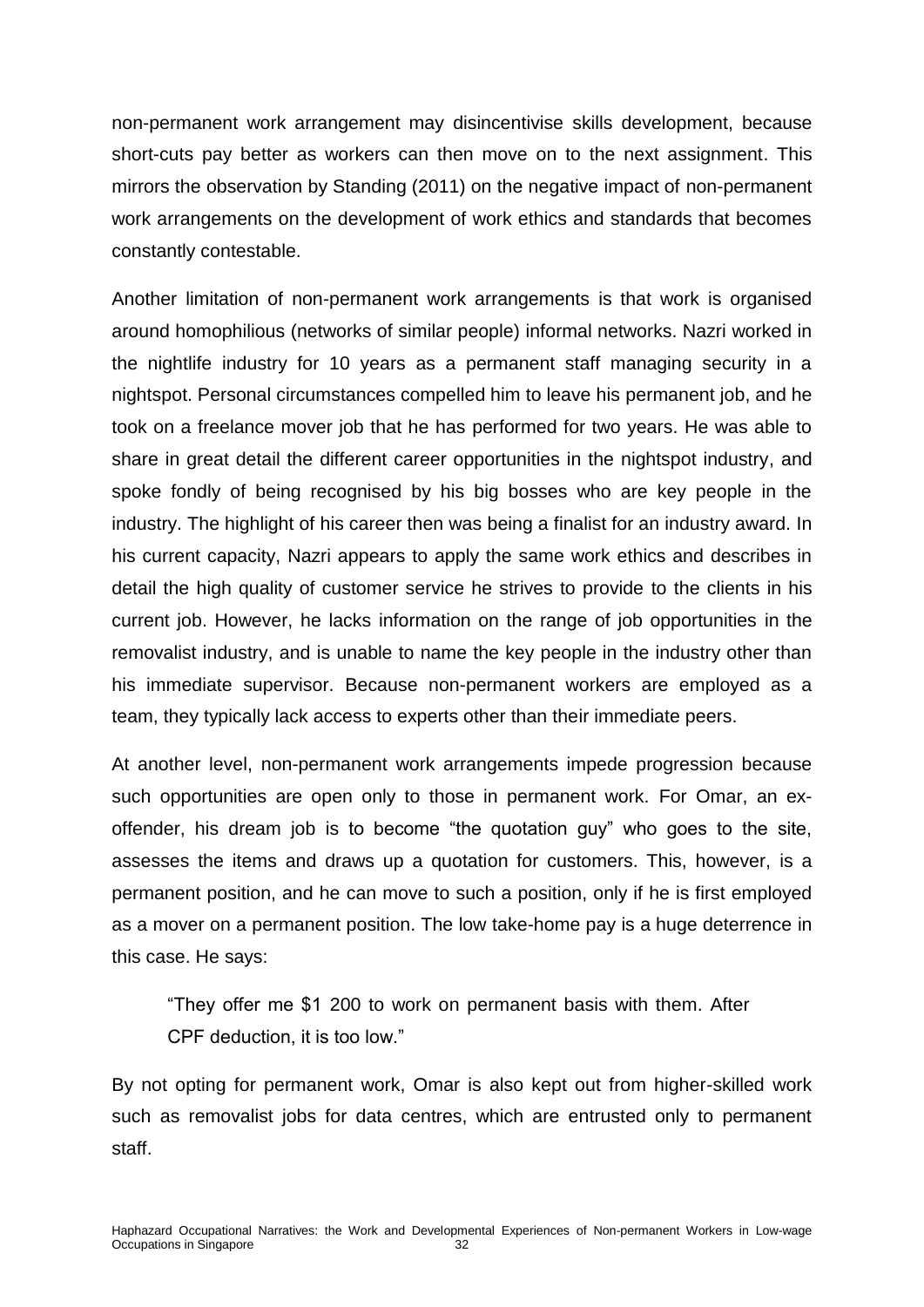non-permanent work arrangement may disincentivise skills development, because short-cuts pay better as workers can then move on to the next assignment. This mirrors the observation by Standing (2011) on the negative impact of non-permanent work arrangements on the development of work ethics and standards that becomes constantly contestable.

Another limitation of non-permanent work arrangements is that work is organised around homophilious (networks of similar people) informal networks. Nazri worked in the nightlife industry for 10 years as a permanent staff managing security in a nightspot. Personal circumstances compelled him to leave his permanent job, and he took on a freelance mover job that he has performed for two years. He was able to share in great detail the different career opportunities in the nightspot industry, and spoke fondly of being recognised by his big bosses who are key people in the industry. The highlight of his career then was being a finalist for an industry award. In his current capacity, Nazri appears to apply the same work ethics and describes in detail the high quality of customer service he strives to provide to the clients in his current job. However, he lacks information on the range of job opportunities in the removalist industry, and is unable to name the key people in the industry other than his immediate supervisor. Because non-permanent workers are employed as a team, they typically lack access to experts other than their immediate peers.

At another level, non-permanent work arrangements impede progression because such opportunities are open only to those in permanent work. For Omar, an ex-offender, his dream job is to become "the quotation guy" who goes to the site, assesses the items and draws up a quotation for customers. This, however, is a permanent position, and he can move to such a position, only if he is first employed as a mover on a permanent position. The low take-home pay is a huge deterrence in this case. He says:

> "They offer me $1 200 to work on permanent basis with them. After CPF deduction, it is too low."

By not opting for permanent work, Omar is also kept out from higher-skilled work such as removalist jobs for data centres, which are entrusted only to permanent staff.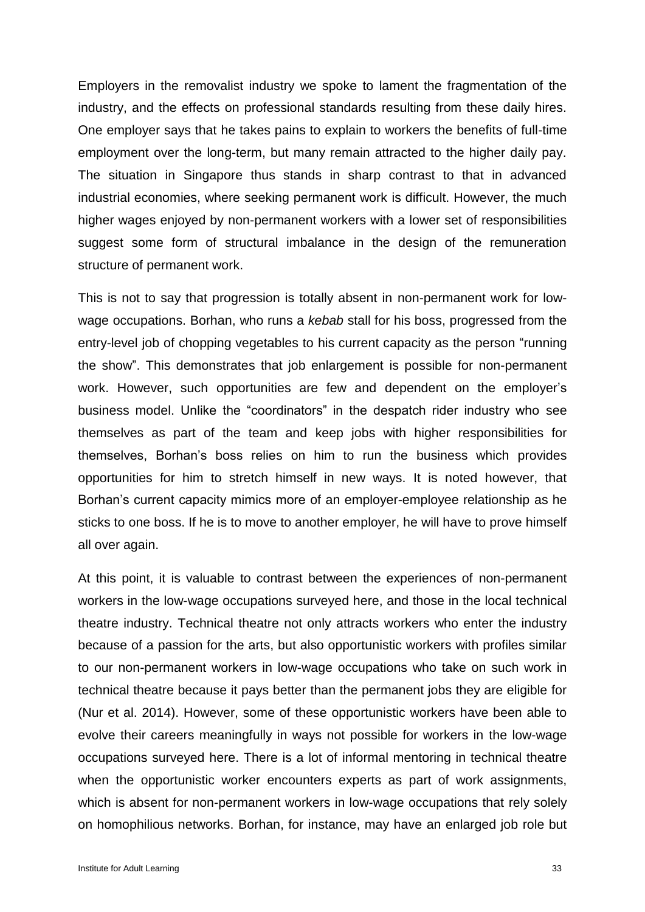Employers in the removalist industry we spoke to lament the fragmentation of the industry, and the effects on professional standards resulting from these daily hires. One employer says that he takes pains to explain to workers the benefits of full-time employment over the long-term, but many remain attracted to the higher daily pay. The situation in Singapore thus stands in sharp contrast to that in advanced industrial economies, where seeking permanent work is difficult. However, the much higher wages enjoyed by non-permanent workers with a lower set of responsibilities suggest some form of structural imbalance in the design of the remuneration structure of permanent work.

This is not to say that progression is totally absent in non-permanent work for low-wage occupations. Borhan, who runs a *kebab* stall for his boss, progressed from the entry-level job of chopping vegetables to his current capacity as the person "running the show". This demonstrates that job enlargement is possible for non-permanent work. However, such opportunities are few and dependent on the employer's business model. Unlike the "coordinators" in the despatch rider industry who see themselves as part of the team and keep jobs with higher responsibilities for themselves, Borhan's boss relies on him to run the business which provides opportunities for him to stretch himself in new ways. It is noted however, that Borhan's current capacity mimics more of an employer-employee relationship as he sticks to one boss. If he is to move to another employer, he will have to prove himself all over again.

At this point, it is valuable to contrast between the experiences of non-permanent workers in the low-wage occupations surveyed here, and those in the local technical theatre industry. Technical theatre not only attracts workers who enter the industry because of a passion for the arts, but also opportunistic workers with profiles similar to our non-permanent workers in low-wage occupations who take on such work in technical theatre because it pays better than the permanent jobs they are eligible for (Nur et al. 2014). However, some of these opportunistic workers have been able to evolve their careers meaningfully in ways not possible for workers in the low-wage occupations surveyed here. There is a lot of informal mentoring in technical theatre when the opportunistic worker encounters experts as part of work assignments, which is absent for non-permanent workers in low-wage occupations that rely solely on homophilious networks. Borhan, for instance, may have an enlarged job role but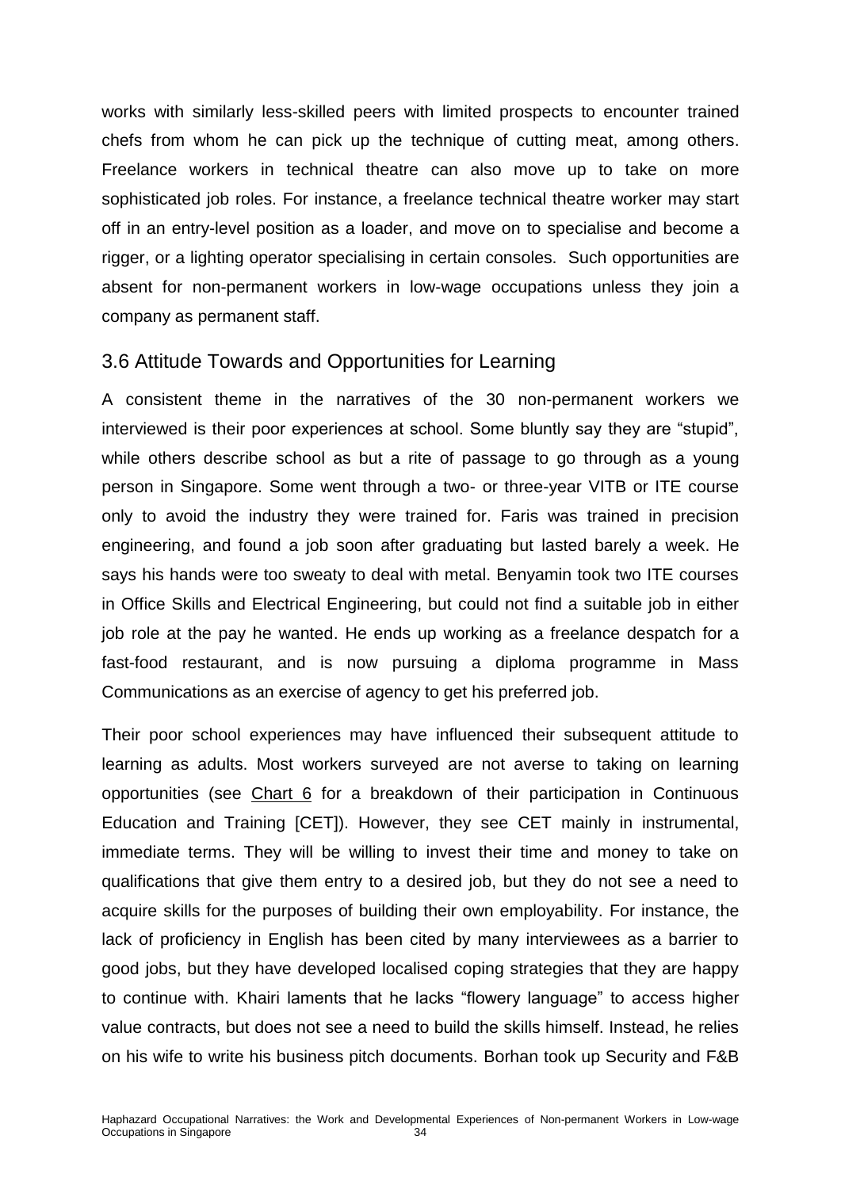works with similarly less-skilled peers with limited prospects to encounter trained chefs from whom he can pick up the technique of cutting meat, among others. Freelance workers in technical theatre can also move up to take on more sophisticated job roles. For instance, a freelance technical theatre worker may start off in an entry-level position as a loader, and move on to specialise and become a rigger, or a lighting operator specialising in certain consoles. Such opportunities are absent for non-permanent workers in low-wage occupations unless they join a company as permanent staff.

## 3.6 Attitude Towards and Opportunities for Learning

A consistent theme in the narratives of the 30 non-permanent workers we interviewed is their poor experiences at school. Some bluntly say they are "stupid", while others describe school as but a rite of passage to go through as a young person in Singapore. Some went through a two- or three-year VITB or ITE course only to avoid the industry they were trained for. Faris was trained in precision engineering, and found a job soon after graduating but lasted barely a week. He says his hands were too sweaty to deal with metal. Benyamin took two ITE courses in Office Skills and Electrical Engineering, but could not find a suitable job in either job role at the pay he wanted. He ends up working as a freelance despatch for a fast-food restaurant, and is now pursuing a diploma programme in Mass Communications as an exercise of agency to get his preferred job.

Their poor school experiences may have influenced their subsequent attitude to learning as adults. Most workers surveyed are not averse to taking on learning opportunities (see Chart 6 for a breakdown of their participation in Continuous Education and Training [CET]). However, they see CET mainly in instrumental, immediate terms. They will be willing to invest their time and money to take on qualifications that give them entry to a desired job, but they do not see a need to acquire skills for the purposes of building their own employability. For instance, the lack of proficiency in English has been cited by many interviewees as a barrier to good jobs, but they have developed localised coping strategies that they are happy to continue with. Khairi laments that he lacks "flowery language" to access higher value contracts, but does not see a need to build the skills himself. Instead, he relies on his wife to write his business pitch documents. Borhan took up Security and F&B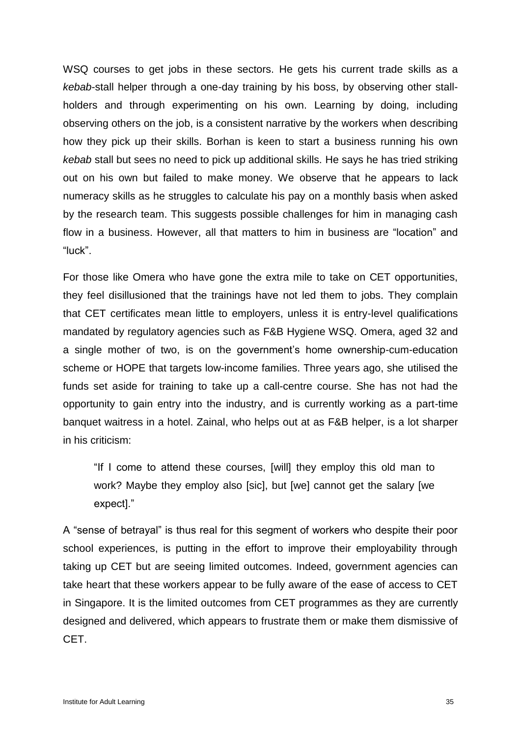WSQ courses to get jobs in these sectors. He gets his current trade skills as a *kebab*-stall helper through a one-day training by his boss, by observing other stall-holders and through experimenting on his own. Learning by doing, including observing others on the job, is a consistent narrative by the workers when describing how they pick up their skills. Borhan is keen to start a business running his own *kebab* stall but sees no need to pick up additional skills. He says he has tried striking out on his own but failed to make money. We observe that he appears to lack numeracy skills as he struggles to calculate his pay on a monthly basis when asked by the research team. This suggests possible challenges for him in managing cash flow in a business. However, all that matters to him in business are "location" and "luck".

For those like Omera who have gone the extra mile to take on CET opportunities, they feel disillusioned that the trainings have not led them to jobs. They complain that CET certificates mean little to employers, unless it is entry-level qualifications mandated by regulatory agencies such as F&B Hygiene WSQ. Omera, aged 32 and a single mother of two, is on the government's home ownership-cum-education scheme or HOPE that targets low-income families. Three years ago, she utilised the funds set aside for training to take up a call-centre course. She has not had the opportunity to gain entry into the industry, and is currently working as a part-time banquet waitress in a hotel. Zainal, who helps out at as F&B helper, is a lot sharper in his criticism:

> "If I come to attend these courses, [will] they employ this old man to work? Maybe they employ also [sic], but [we] cannot get the salary [we expect]."

A "sense of betrayal" is thus real for this segment of workers who despite their poor school experiences, is putting in the effort to improve their employability through taking up CET but are seeing limited outcomes. Indeed, government agencies can take heart that these workers appear to be fully aware of the ease of access to CET in Singapore. It is the limited outcomes from CET programmes as they are currently designed and delivered, which appears to frustrate them or make them dismissive of CET.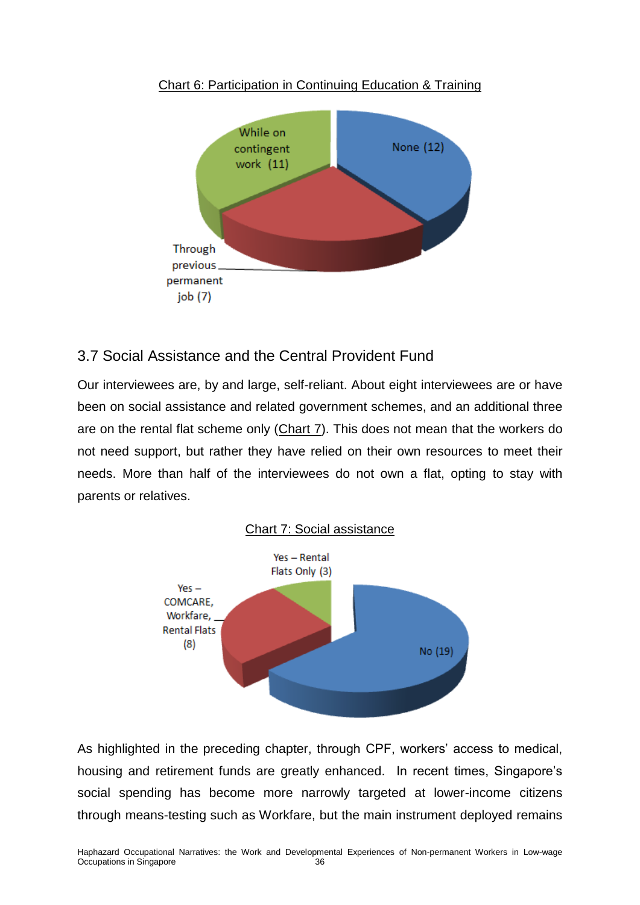Chart 6: Participation in Continuing Education & Training

While on contingent work (11)

None (12)

Through previous permanent job (7)

## 3.7 Social Assistance and the Central Provident Fund

Our interviewees are, by and large, self-reliant. About eight interviewees are or have been on social assistance and related government schemes, and an additional three are on the rental flat scheme only (Chart 7). This does not mean that the workers do not need support, but rather they have relied on their own resources to meet their needs. More than half of the interviewees do not own a flat, opting to stay with parents or relatives.

Chart 7: Social assistance

Yes – Rental Flats Only (3)

Yes – COMCARE, Workfare, Rental Flats (8)

No (19)

As highlighted in the preceding chapter, through CPF, workers' access to medical, housing and retirement funds are greatly enhanced. In recent times, Singapore's social spending has become more narrowly targeted at lower-income citizens through means-testing such as Workfare, but the main instrument deployed remains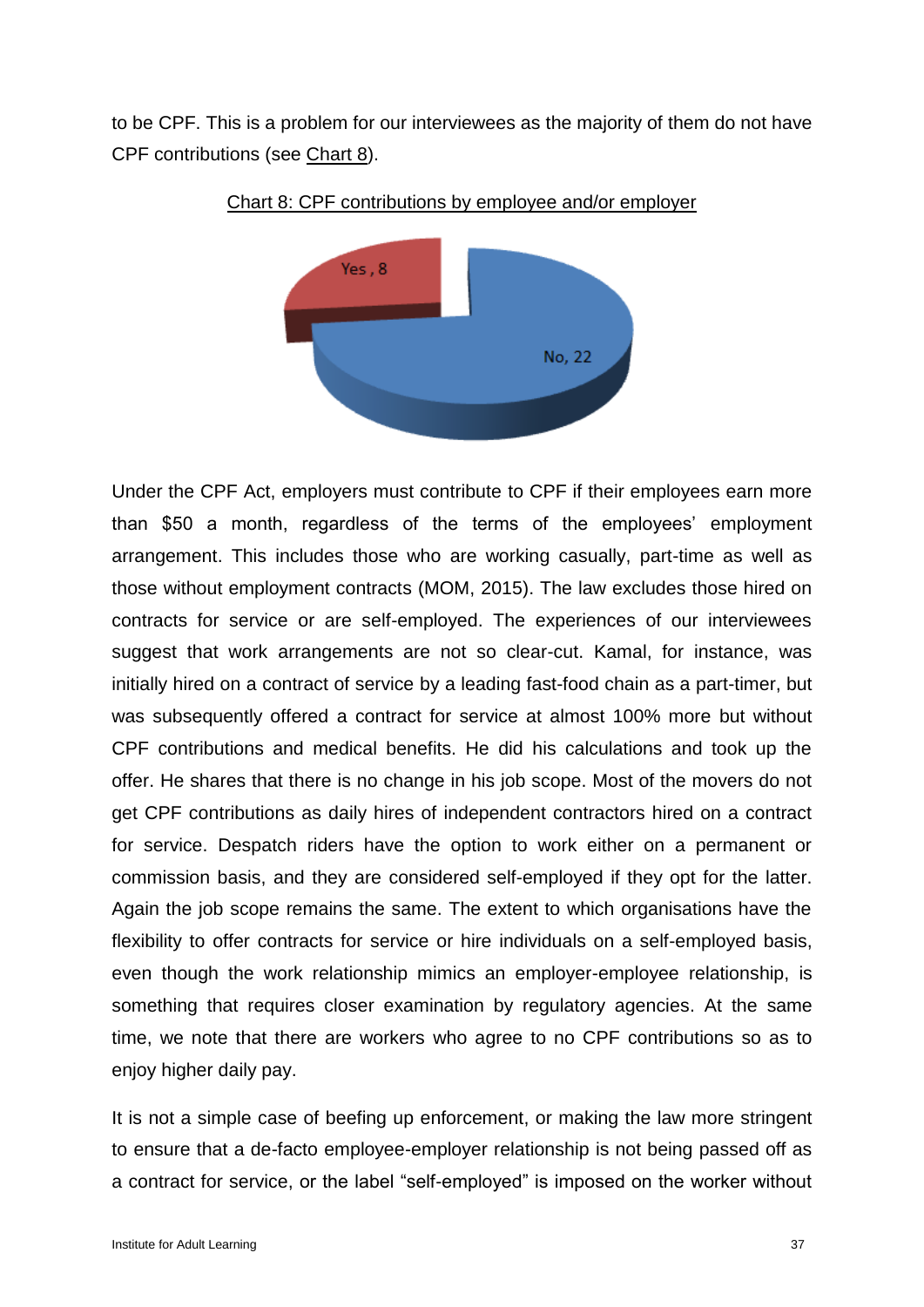to be CPF. This is a problem for our interviewees as the majority of them do not have CPF contributions (see Chart 8).

Chart 8: CPF contributions by employee and/or employer

Yes , 8

No, 22

Under the CPF Act, employers must contribute to CPF if their employees earn more than $50 a month, regardless of the terms of the employees' employment arrangement. This includes those who are working casually, part-time as well as those without employment contracts (MOM, 2015). The law excludes those hired on contracts for service or are self-employed. The experiences of our interviewees suggest that work arrangements are not so clear-cut. Kamal, for instance, was initially hired on a contract of service by a leading fast-food chain as a part-timer, but was subsequently offered a contract for service at almost 100% more but without CPF contributions and medical benefits. He did his calculations and took up the offer. He shares that there is no change in his job scope. Most of the movers do not get CPF contributions as daily hires of independent contractors hired on a contract for service. Despatch riders have the option to work either on a permanent or commission basis, and they are considered self-employed if they opt for the latter. Again the job scope remains the same. The extent to which organisations have the flexibility to offer contracts for service or hire individuals on a self-employed basis, even though the work relationship mimics an employer-employee relationship, is something that requires closer examination by regulatory agencies. At the same time, we note that there are workers who agree to no CPF contributions so as to enjoy higher daily pay.

It is not a simple case of beefing up enforcement, or making the law more stringent to ensure that a de-facto employee-employer relationship is not being passed off as a contract for service, or the label "self-employed" is imposed on the worker without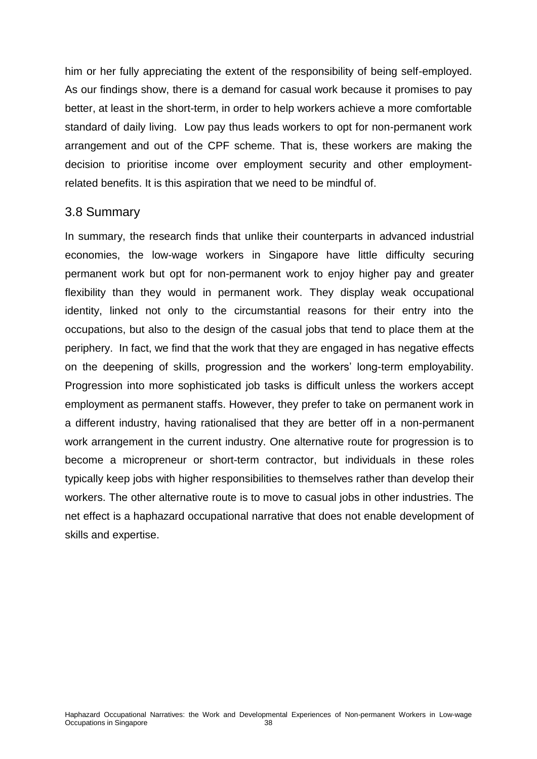him or her fully appreciating the extent of the responsibility of being self-employed. As our findings show, there is a demand for casual work because it promises to pay better, at least in the short-term, in order to help workers achieve a more comfortable standard of daily living. Low pay thus leads workers to opt for non-permanent work arrangement and out of the CPF scheme. That is, these workers are making the decision to prioritise income over employment security and other employment-related benefits. It is this aspiration that we need to be mindful of.

## 3.8 Summary

In summary, the research finds that unlike their counterparts in advanced industrial economies, the low-wage workers in Singapore have little difficulty securing permanent work but opt for non-permanent work to enjoy higher pay and greater flexibility than they would in permanent work. They display weak occupational identity, linked not only to the circumstantial reasons for their entry into the occupations, but also to the design of the casual jobs that tend to place them at the periphery. In fact, we find that the work that they are engaged in has negative effects on the deepening of skills, progression and the workers' long-term employability. Progression into more sophisticated job tasks is difficult unless the workers accept employment as permanent staffs. However, they prefer to take on permanent work in a different industry, having rationalised that they are better off in a non-permanent work arrangement in the current industry. One alternative route for progression is to become a micropreneur or short-term contractor, but individuals in these roles typically keep jobs with higher responsibilities to themselves rather than develop their workers. The other alternative route is to move to casual jobs in other industries. The net effect is a haphazard occupational narrative that does not enable development of skills and expertise.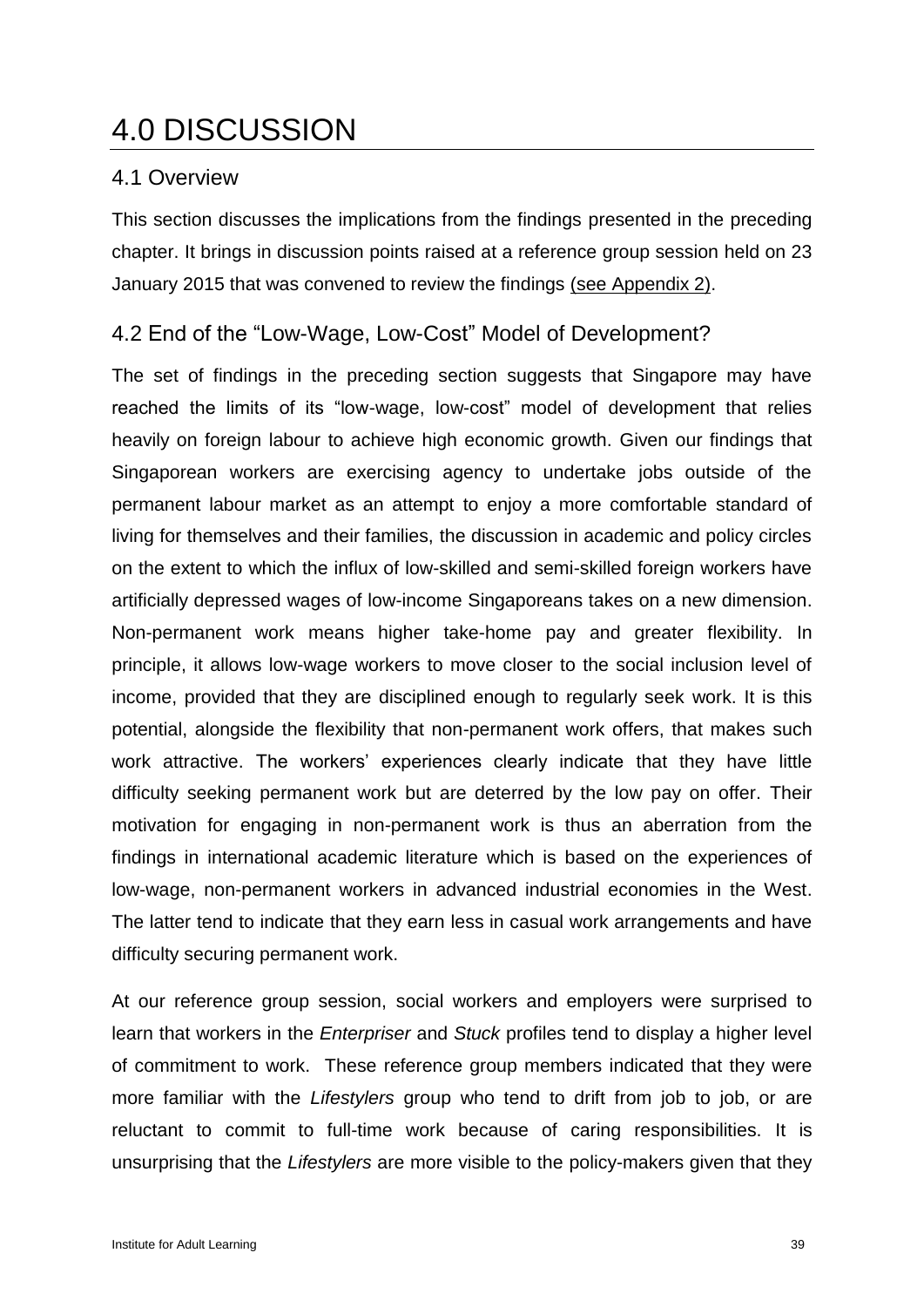# 4.0 DISCUSSION

## 4.1 Overview

This section discusses the implications from the findings presented in the preceding chapter. It brings in discussion points raised at a reference group session held on 23 January 2015 that was convened to review the findings (see Appendix 2).

## 4.2 End of the "Low-Wage, Low-Cost" Model of Development?

The set of findings in the preceding section suggests that Singapore may have reached the limits of its "low-wage, low-cost" model of development that relies heavily on foreign labour to achieve high economic growth. Given our findings that Singaporean workers are exercising agency to undertake jobs outside of the permanent labour market as an attempt to enjoy a more comfortable standard of living for themselves and their families, the discussion in academic and policy circles on the extent to which the influx of low-skilled and semi-skilled foreign workers have artificially depressed wages of low-income Singaporeans takes on a new dimension. Non-permanent work means higher take-home pay and greater flexibility. In principle, it allows low-wage workers to move closer to the social inclusion level of income, provided that they are disciplined enough to regularly seek work. It is this potential, alongside the flexibility that non-permanent work offers, that makes such work attractive. The workers' experiences clearly indicate that they have little difficulty seeking permanent work but are deterred by the low pay on offer. Their motivation for engaging in non-permanent work is thus an aberration from the findings in international academic literature which is based on the experiences of low-wage, non-permanent workers in advanced industrial economies in the West. The latter tend to indicate that they earn less in casual work arrangements and have difficulty securing permanent work.

At our reference group session, social workers and employers were surprised to learn that workers in the *Enterpriser* and *Stuck* profiles tend to display a higher level of commitment to work. These reference group members indicated that they were more familiar with the *Lifestylers* group who tend to drift from job to job, or are reluctant to commit to full-time work because of caring responsibilities. It is unsurprising that the *Lifestylers* are more visible to the policy-makers given that they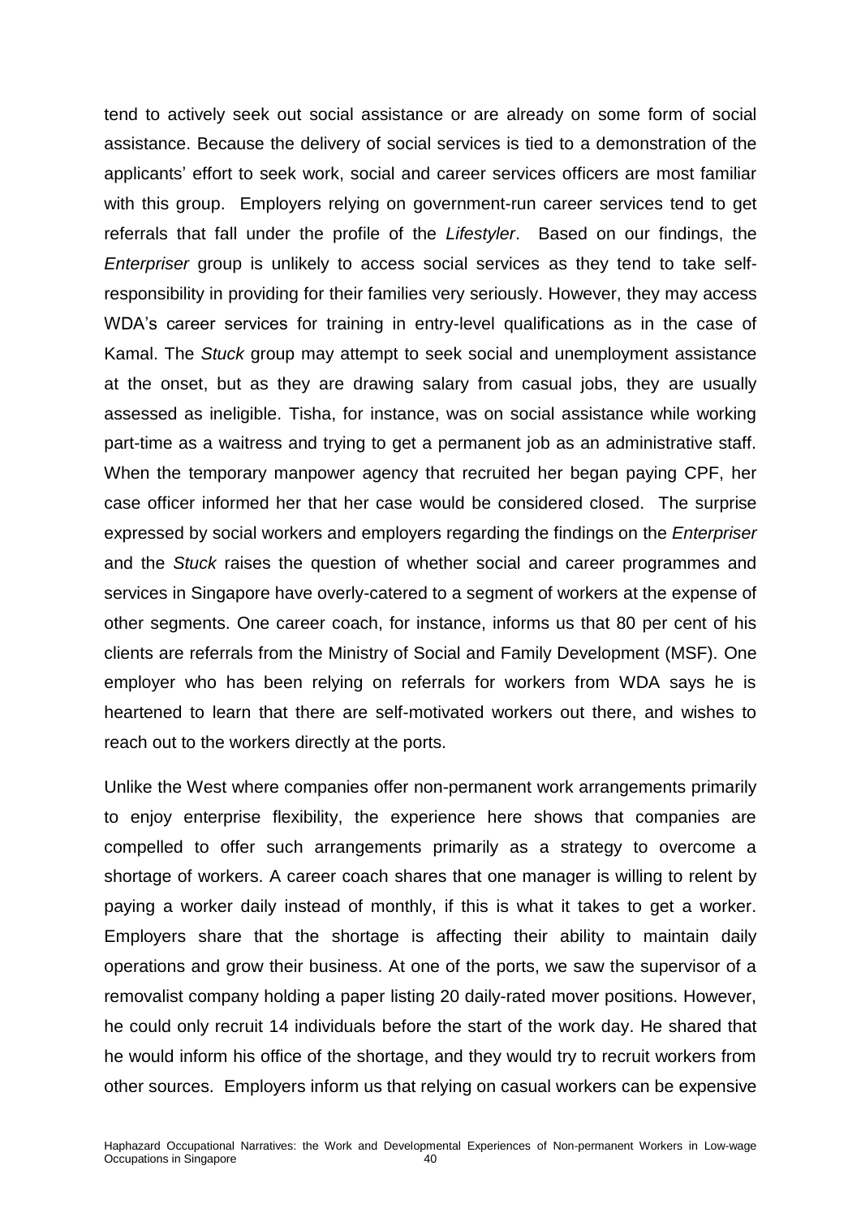tend to actively seek out social assistance or are already on some form of social assistance. Because the delivery of social services is tied to a demonstration of the applicants' effort to seek work, social and career services officers are most familiar with this group. Employers relying on government-run career services tend to get referrals that fall under the profile of the *Lifestyler*. Based on our findings, the *Enterpriser* group is unlikely to access social services as they tend to take self-responsibility in providing for their families very seriously. However, they may access WDA's career services for training in entry-level qualifications as in the case of Kamal. The *Stuck* group may attempt to seek social and unemployment assistance at the onset, but as they are drawing salary from casual jobs, they are usually assessed as ineligible. Tisha, for instance, was on social assistance while working part-time as a waitress and trying to get a permanent job as an administrative staff. When the temporary manpower agency that recruited her began paying CPF, her case officer informed her that her case would be considered closed. The surprise expressed by social workers and employers regarding the findings on the *Enterpriser* and the *Stuck* raises the question of whether social and career programmes and services in Singapore have overly-catered to a segment of workers at the expense of other segments. One career coach, for instance, informs us that 80 per cent of his clients are referrals from the Ministry of Social and Family Development (MSF). One employer who has been relying on referrals for workers from WDA says he is heartened to learn that there are self-motivated workers out there, and wishes to reach out to the workers directly at the ports.

Unlike the West where companies offer non-permanent work arrangements primarily to enjoy enterprise flexibility, the experience here shows that companies are compelled to offer such arrangements primarily as a strategy to overcome a shortage of workers. A career coach shares that one manager is willing to relent by paying a worker daily instead of monthly, if this is what it takes to get a worker. Employers share that the shortage is affecting their ability to maintain daily operations and grow their business. At one of the ports, we saw the supervisor of a removalist company holding a paper listing 20 daily-rated mover positions. However, he could only recruit 14 individuals before the start of the work day. He shared that he would inform his office of the shortage, and they would try to recruit workers from other sources. Employers inform us that relying on casual workers can be expensive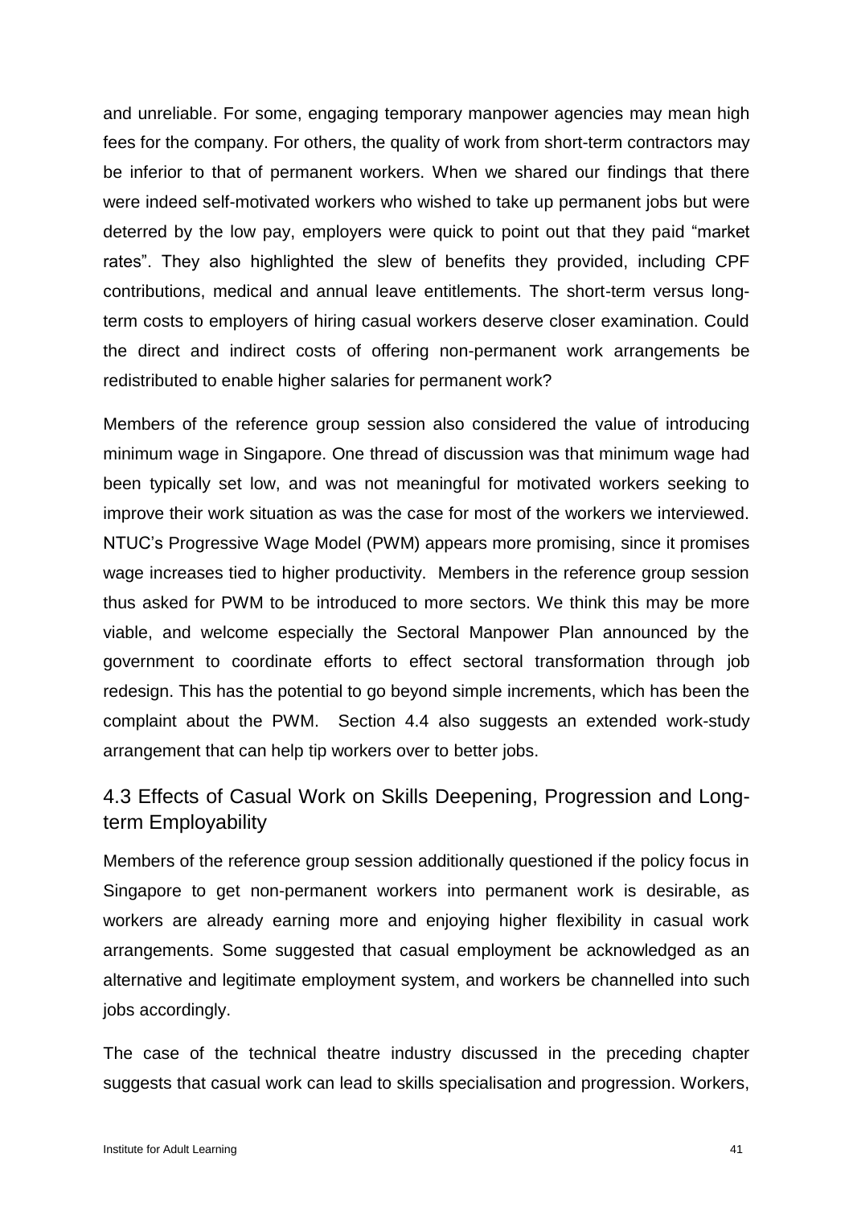and unreliable. For some, engaging temporary manpower agencies may mean high fees for the company. For others, the quality of work from short-term contractors may be inferior to that of permanent workers. When we shared our findings that there were indeed self-motivated workers who wished to take up permanent jobs but were deterred by the low pay, employers were quick to point out that they paid "market rates". They also highlighted the slew of benefits they provided, including CPF contributions, medical and annual leave entitlements. The short-term versus long-term costs to employers of hiring casual workers deserve closer examination. Could the direct and indirect costs of offering non-permanent work arrangements be redistributed to enable higher salaries for permanent work?

Members of the reference group session also considered the value of introducing minimum wage in Singapore. One thread of discussion was that minimum wage had been typically set low, and was not meaningful for motivated workers seeking to improve their work situation as was the case for most of the workers we interviewed. NTUC's Progressive Wage Model (PWM) appears more promising, since it promises wage increases tied to higher productivity. Members in the reference group session thus asked for PWM to be introduced to more sectors. We think this may be more viable, and welcome especially the Sectoral Manpower Plan announced by the government to coordinate efforts to effect sectoral transformation through job redesign. This has the potential to go beyond simple increments, which has been the complaint about the PWM. Section 4.4 also suggests an extended work-study arrangement that can help tip workers over to better jobs.

## 4.3 Effects of Casual Work on Skills Deepening, Progression and Long-term Employability

Members of the reference group session additionally questioned if the policy focus in Singapore to get non-permanent workers into permanent work is desirable, as workers are already earning more and enjoying higher flexibility in casual work arrangements. Some suggested that casual employment be acknowledged as an alternative and legitimate employment system, and workers be channelled into such jobs accordingly.

The case of the technical theatre industry discussed in the preceding chapter suggests that casual work can lead to skills specialisation and progression. Workers,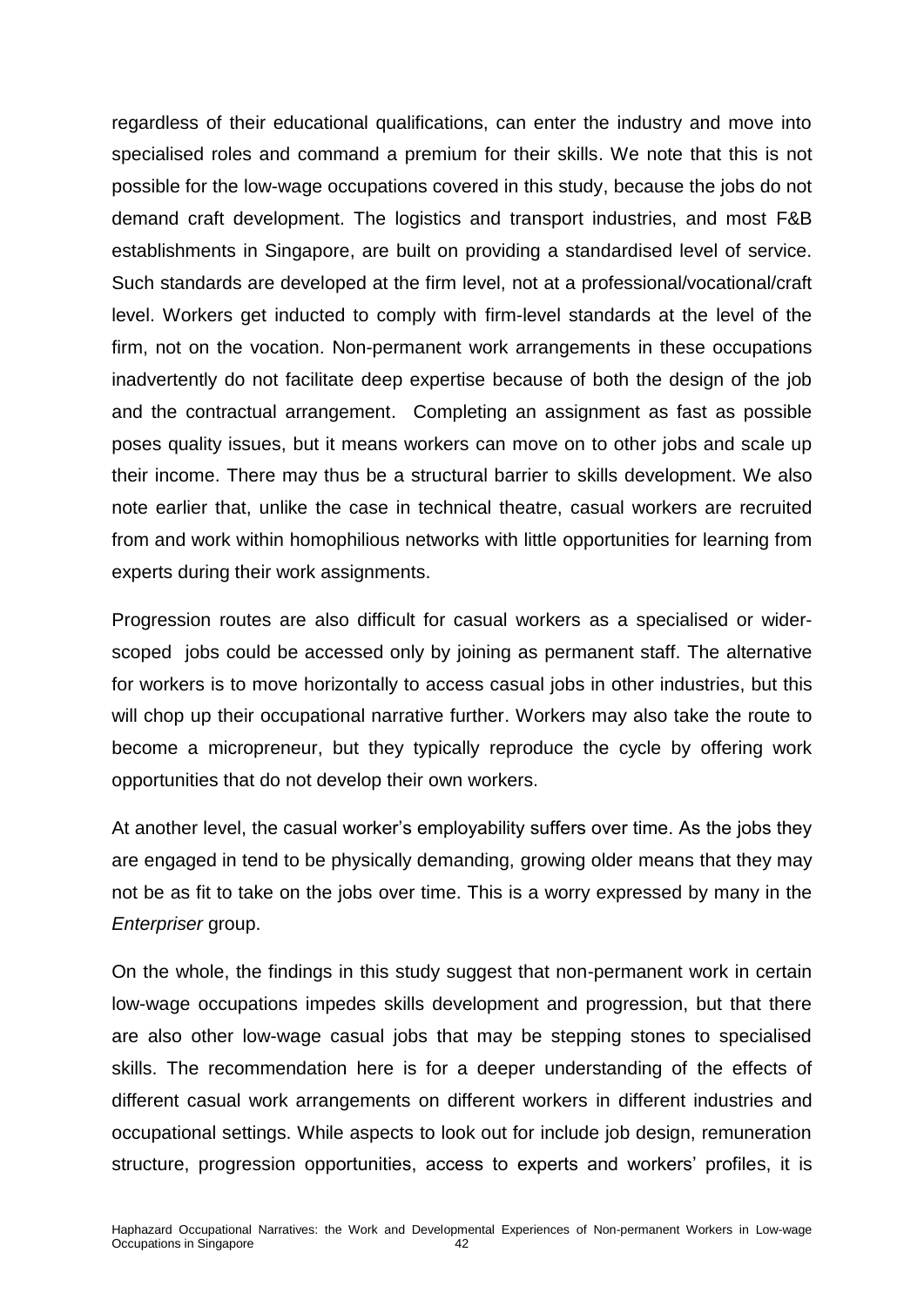regardless of their educational qualifications, can enter the industry and move into specialised roles and command a premium for their skills. We note that this is not possible for the low-wage occupations covered in this study, because the jobs do not demand craft development. The logistics and transport industries, and most F&B establishments in Singapore, are built on providing a standardised level of service. Such standards are developed at the firm level, not at a professional/vocational/craft level. Workers get inducted to comply with firm-level standards at the level of the firm, not on the vocation. Non-permanent work arrangements in these occupations inadvertently do not facilitate deep expertise because of both the design of the job and the contractual arrangement. Completing an assignment as fast as possible poses quality issues, but it means workers can move on to other jobs and scale up their income. There may thus be a structural barrier to skills development. We also note earlier that, unlike the case in technical theatre, casual workers are recruited from and work within homophilious networks with little opportunities for learning from experts during their work assignments.

Progression routes are also difficult for casual workers as a specialised or wider-scoped jobs could be accessed only by joining as permanent staff. The alternative for workers is to move horizontally to access casual jobs in other industries, but this will chop up their occupational narrative further. Workers may also take the route to become a micropreneur, but they typically reproduce the cycle by offering work opportunities that do not develop their own workers.

At another level, the casual worker's employability suffers over time. As the jobs they are engaged in tend to be physically demanding, growing older means that they may not be as fit to take on the jobs over time. This is a worry expressed by many in the *Enterpriser* group.

On the whole, the findings in this study suggest that non-permanent work in certain low-wage occupations impedes skills development and progression, but that there are also other low-wage casual jobs that may be stepping stones to specialised skills. The recommendation here is for a deeper understanding of the effects of different casual work arrangements on different workers in different industries and occupational settings. While aspects to look out for include job design, remuneration structure, progression opportunities, access to experts and workers' profiles, it is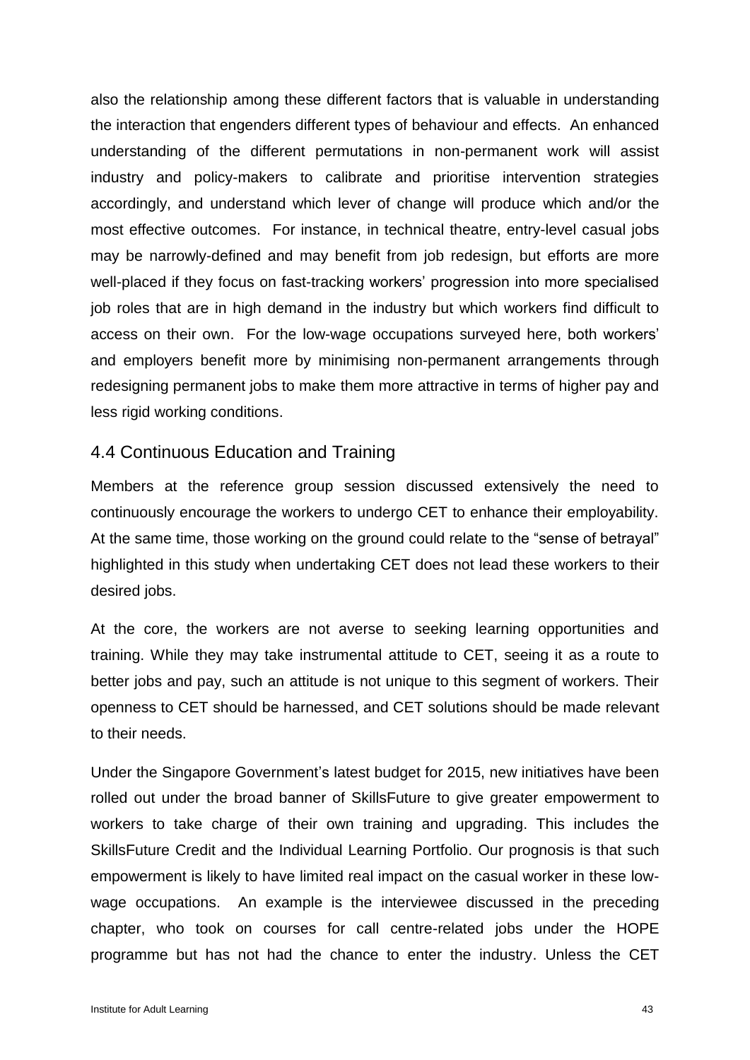also the relationship among these different factors that is valuable in understanding the interaction that engenders different types of behaviour and effects. An enhanced understanding of the different permutations in non-permanent work will assist industry and policy-makers to calibrate and prioritise intervention strategies accordingly, and understand which lever of change will produce which and/or the most effective outcomes. For instance, in technical theatre, entry-level casual jobs may be narrowly-defined and may benefit from job redesign, but efforts are more well-placed if they focus on fast-tracking workers' progression into more specialised job roles that are in high demand in the industry but which workers find difficult to access on their own. For the low-wage occupations surveyed here, both workers' and employers benefit more by minimising non-permanent arrangements through redesigning permanent jobs to make them more attractive in terms of higher pay and less rigid working conditions.

## 4.4 Continuous Education and Training

Members at the reference group session discussed extensively the need to continuously encourage the workers to undergo CET to enhance their employability. At the same time, those working on the ground could relate to the "sense of betrayal" highlighted in this study when undertaking CET does not lead these workers to their desired jobs.

At the core, the workers are not averse to seeking learning opportunities and training. While they may take instrumental attitude to CET, seeing it as a route to better jobs and pay, such an attitude is not unique to this segment of workers. Their openness to CET should be harnessed, and CET solutions should be made relevant to their needs.

Under the Singapore Government's latest budget for 2015, new initiatives have been rolled out under the broad banner of SkillsFuture to give greater empowerment to workers to take charge of their own training and upgrading. This includes the SkillsFuture Credit and the Individual Learning Portfolio. Our prognosis is that such empowerment is likely to have limited real impact on the casual worker in these low-wage occupations. An example is the interviewee discussed in the preceding chapter, who took on courses for call centre-related jobs under the HOPE programme but has not had the chance to enter the industry. Unless the CET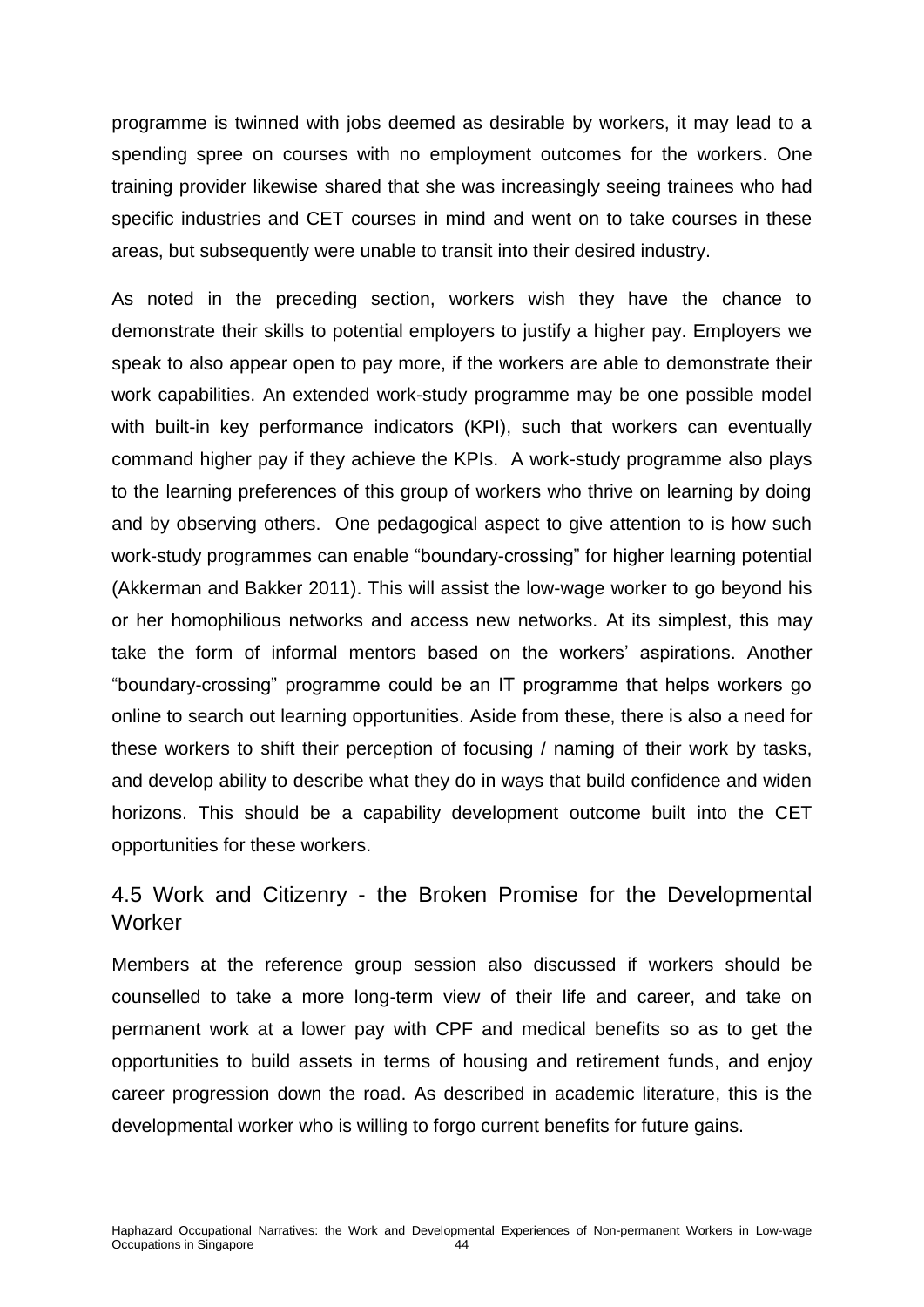programme is twinned with jobs deemed as desirable by workers, it may lead to a spending spree on courses with no employment outcomes for the workers. One training provider likewise shared that she was increasingly seeing trainees who had specific industries and CET courses in mind and went on to take courses in these areas, but subsequently were unable to transit into their desired industry.

As noted in the preceding section, workers wish they have the chance to demonstrate their skills to potential employers to justify a higher pay. Employers we speak to also appear open to pay more, if the workers are able to demonstrate their work capabilities. An extended work-study programme may be one possible model with built-in key performance indicators (KPI), such that workers can eventually command higher pay if they achieve the KPIs. A work-study programme also plays to the learning preferences of this group of workers who thrive on learning by doing and by observing others. One pedagogical aspect to give attention to is how such work-study programmes can enable "boundary-crossing" for higher learning potential (Akkerman and Bakker 2011). This will assist the low-wage worker to go beyond his or her homophilious networks and access new networks. At its simplest, this may take the form of informal mentors based on the workers' aspirations. Another "boundary-crossing" programme could be an IT programme that helps workers go online to search out learning opportunities. Aside from these, there is also a need for these workers to shift their perception of focusing / naming of their work by tasks, and develop ability to describe what they do in ways that build confidence and widen horizons. This should be a capability development outcome built into the CET opportunities for these workers.

## 4.5 Work and Citizenry - the Broken Promise for the Developmental Worker

Members at the reference group session also discussed if workers should be counselled to take a more long-term view of their life and career, and take on permanent work at a lower pay with CPF and medical benefits so as to get the opportunities to build assets in terms of housing and retirement funds, and enjoy career progression down the road. As described in academic literature, this is the developmental worker who is willing to forgo current benefits for future gains.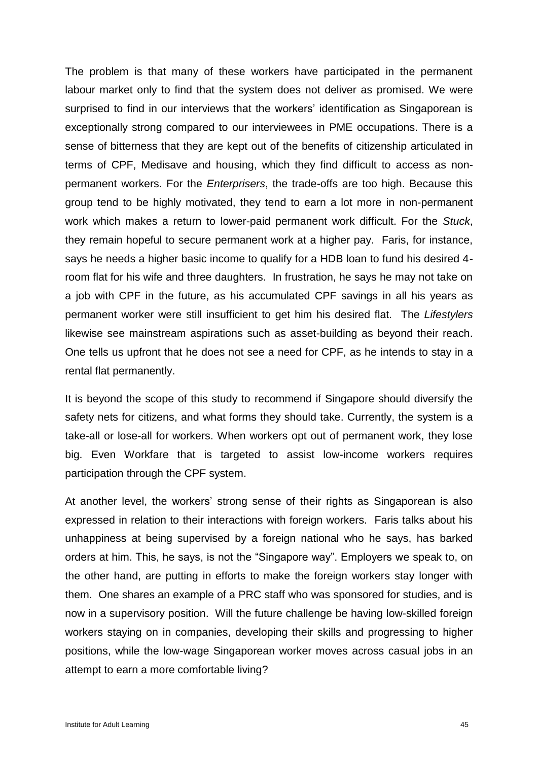The problem is that many of these workers have participated in the permanent labour market only to find that the system does not deliver as promised. We were surprised to find in our interviews that the workers' identification as Singaporean is exceptionally strong compared to our interviewees in PME occupations. There is a sense of bitterness that they are kept out of the benefits of citizenship articulated in terms of CPF, Medisave and housing, which they find difficult to access as non-permanent workers. For the *Enterprisers*, the trade-offs are too high. Because this group tend to be highly motivated, they tend to earn a lot more in non-permanent work which makes a return to lower-paid permanent work difficult. For the *Stuck*, they remain hopeful to secure permanent work at a higher pay. Faris, for instance, says he needs a higher basic income to qualify for a HDB loan to fund his desired 4-room flat for his wife and three daughters. In frustration, he says he may not take on a job with CPF in the future, as his accumulated CPF savings in all his years as permanent worker were still insufficient to get him his desired flat. The *Lifestylers* likewise see mainstream aspirations such as asset-building as beyond their reach. One tells us upfront that he does not see a need for CPF, as he intends to stay in a rental flat permanently.

It is beyond the scope of this study to recommend if Singapore should diversify the safety nets for citizens, and what forms they should take. Currently, the system is a take-all or lose-all for workers. When workers opt out of permanent work, they lose big. Even Workfare that is targeted to assist low-income workers requires participation through the CPF system.

At another level, the workers' strong sense of their rights as Singaporean is also expressed in relation to their interactions with foreign workers. Faris talks about his unhappiness at being supervised by a foreign national who he says, has barked orders at him. This, he says, is not the "Singapore way". Employers we speak to, on the other hand, are putting in efforts to make the foreign workers stay longer with them. One shares an example of a PRC staff who was sponsored for studies, and is now in a supervisory position. Will the future challenge be having low-skilled foreign workers staying on in companies, developing their skills and progressing to higher positions, while the low-wage Singaporean worker moves across casual jobs in an attempt to earn a more comfortable living?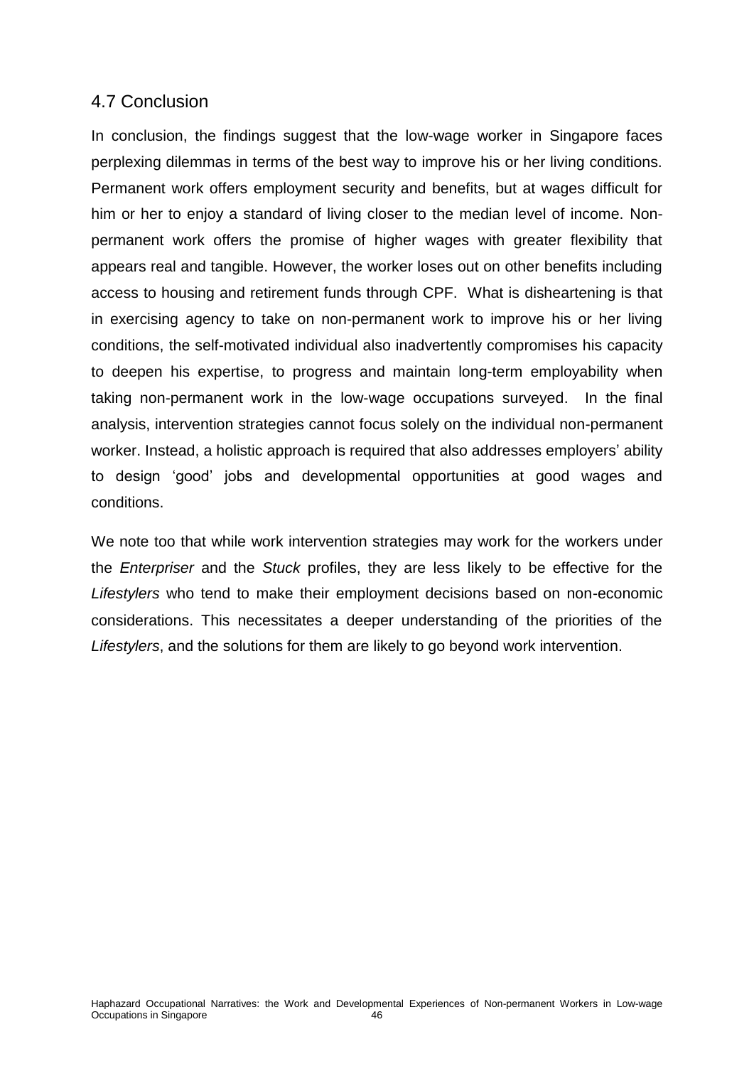## 4.7 Conclusion

In conclusion, the findings suggest that the low-wage worker in Singapore faces perplexing dilemmas in terms of the best way to improve his or her living conditions. Permanent work offers employment security and benefits, but at wages difficult for him or her to enjoy a standard of living closer to the median level of income. Non-permanent work offers the promise of higher wages with greater flexibility that appears real and tangible. However, the worker loses out on other benefits including access to housing and retirement funds through CPF. What is disheartening is that in exercising agency to take on non-permanent work to improve his or her living conditions, the self-motivated individual also inadvertently compromises his capacity to deepen his expertise, to progress and maintain long-term employability when taking non-permanent work in the low-wage occupations surveyed. In the final analysis, intervention strategies cannot focus solely on the individual non-permanent worker. Instead, a holistic approach is required that also addresses employers' ability to design 'good' jobs and developmental opportunities at good wages and conditions.

We note too that while work intervention strategies may work for the workers under the *Enterpriser* and the *Stuck* profiles, they are less likely to be effective for the *Lifestylers* who tend to make their employment decisions based on non-economic considerations. This necessitates a deeper understanding of the priorities of the *Lifestylers*, and the solutions for them are likely to go beyond work intervention.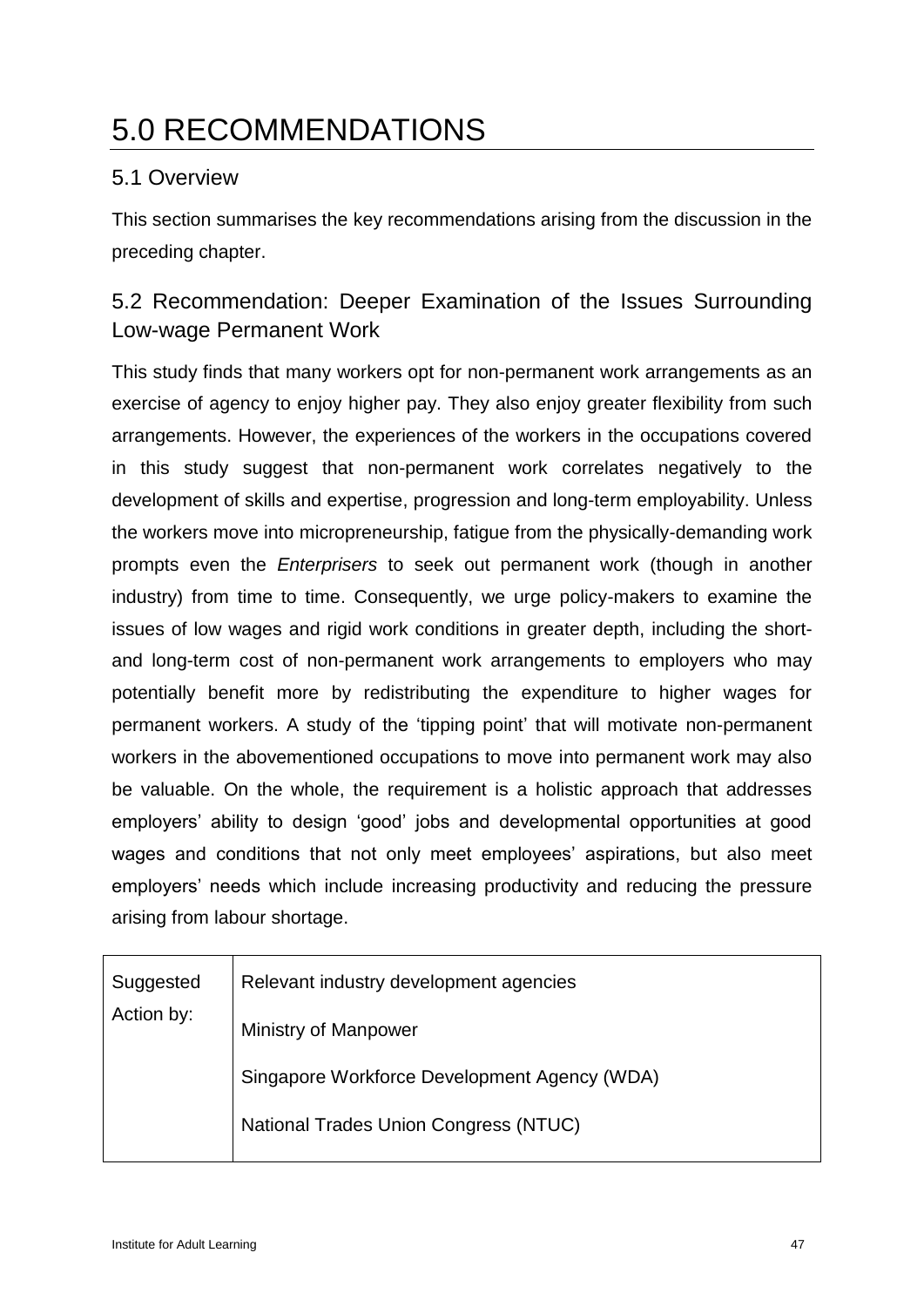# 5.0 RECOMMENDATIONS

## 5.1 Overview

This section summarises the key recommendations arising from the discussion in the preceding chapter.

## 5.2 Recommendation: Deeper Examination of the Issues Surrounding Low-wage Permanent Work

This study finds that many workers opt for non-permanent work arrangements as an exercise of agency to enjoy higher pay. They also enjoy greater flexibility from such arrangements. However, the experiences of the workers in the occupations covered in this study suggest that non-permanent work correlates negatively to the development of skills and expertise, progression and long-term employability. Unless the workers move into micropreneurship, fatigue from the physically-demanding work prompts even the *Enterprisers* to seek out permanent work (though in another industry) from time to time. Consequently, we urge policy-makers to examine the issues of low wages and rigid work conditions in greater depth, including the short- and long-term cost of non-permanent work arrangements to employers who may potentially benefit more by redistributing the expenditure to higher wages for permanent workers. A study of the 'tipping point' that will motivate non-permanent workers in the abovementioned occupations to move into permanent work may also be valuable. On the whole, the requirement is a holistic approach that addresses employers' ability to design 'good' jobs and developmental opportunities at good wages and conditions that not only meet employees' aspirations, but also meet employers' needs which include increasing productivity and reducing the pressure arising from labour shortage.

| | |
|---|---|
| Suggested Action by: | Relevant industry development agencies<br>Ministry of Manpower<br>Singapore Workforce Development Agency (WDA)<br>National Trades Union Congress (NTUC) |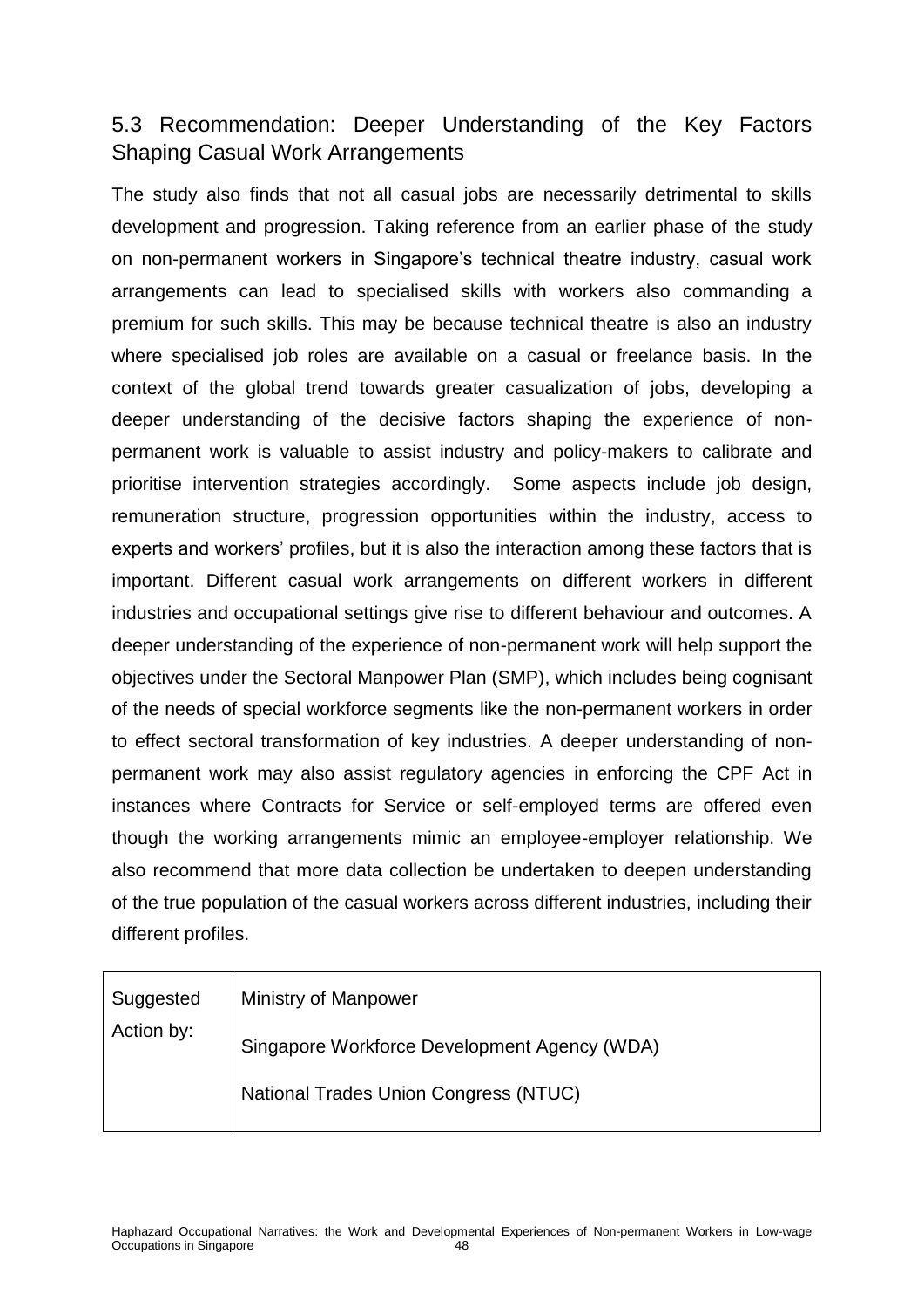## 5.3 Recommendation: Deeper Understanding of the Key Factors Shaping Casual Work Arrangements

The study also finds that not all casual jobs are necessarily detrimental to skills development and progression. Taking reference from an earlier phase of the study on non-permanent workers in Singapore's technical theatre industry, casual work arrangements can lead to specialised skills with workers also commanding a premium for such skills. This may be because technical theatre is also an industry where specialised job roles are available on a casual or freelance basis. In the context of the global trend towards greater casualization of jobs, developing a deeper understanding of the decisive factors shaping the experience of non-permanent work is valuable to assist industry and policy-makers to calibrate and prioritise intervention strategies accordingly. Some aspects include job design, remuneration structure, progression opportunities within the industry, access to experts and workers' profiles, but it is also the interaction among these factors that is important. Different casual work arrangements on different workers in different industries and occupational settings give rise to different behaviour and outcomes. A deeper understanding of the experience of non-permanent work will help support the objectives under the Sectoral Manpower Plan (SMP), which includes being cognisant of the needs of special workforce segments like the non-permanent workers in order to effect sectoral transformation of key industries. A deeper understanding of non-permanent work may also assist regulatory agencies in enforcing the CPF Act in instances where Contracts for Service or self-employed terms are offered even though the working arrangements mimic an employee-employer relationship. We also recommend that more data collection be undertaken to deepen understanding of the true population of the casual workers across different industries, including their different profiles.

| | |
|---|---|
| Suggested Action by: | Ministry of Manpower<br>Singapore Workforce Development Agency (WDA)<br>National Trades Union Congress (NTUC) |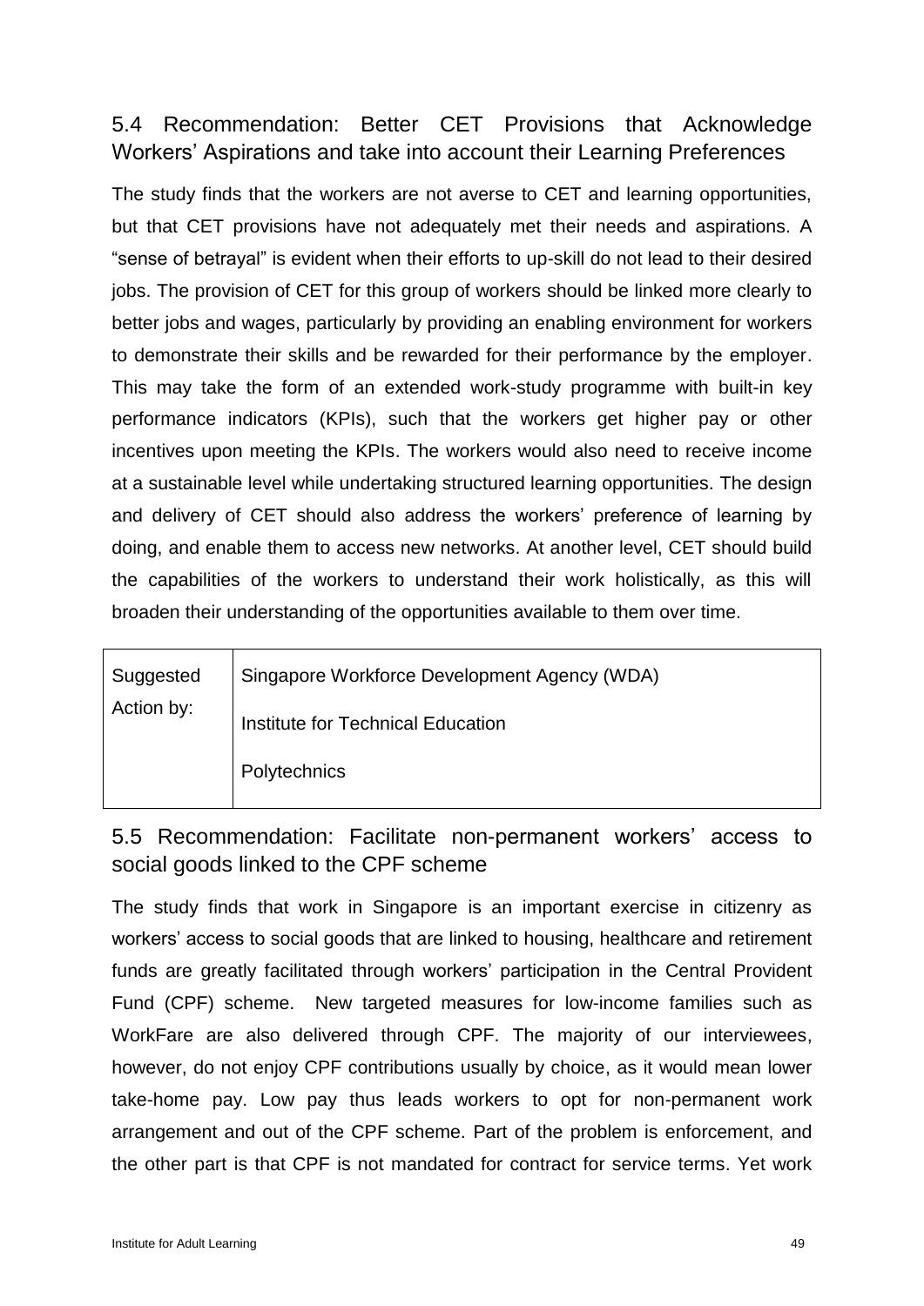## 5.4 Recommendation: Better CET Provisions that Acknowledge Workers' Aspirations and take into account their Learning Preferences

The study finds that the workers are not averse to CET and learning opportunities, but that CET provisions have not adequately met their needs and aspirations. A "sense of betrayal" is evident when their efforts to up-skill do not lead to their desired jobs. The provision of CET for this group of workers should be linked more clearly to better jobs and wages, particularly by providing an enabling environment for workers to demonstrate their skills and be rewarded for their performance by the employer. This may take the form of an extended work-study programme with built-in key performance indicators (KPIs), such that the workers get higher pay or other incentives upon meeting the KPIs. The workers would also need to receive income at a sustainable level while undertaking structured learning opportunities. The design and delivery of CET should also address the workers' preference of learning by doing, and enable them to access new networks. At another level, CET should build the capabilities of the workers to understand their work holistically, as this will broaden their understanding of the opportunities available to them over time.

| | |
|---|---|
| Suggested Action by: | Singapore Workforce Development Agency (WDA)<br>Institute for Technical Education<br>Polytechnics |

## 5.5 Recommendation: Facilitate non-permanent workers' access to social goods linked to the CPF scheme

The study finds that work in Singapore is an important exercise in citizenry as workers' access to social goods that are linked to housing, healthcare and retirement funds are greatly facilitated through workers' participation in the Central Provident Fund (CPF) scheme. New targeted measures for low-income families such as WorkFare are also delivered through CPF. The majority of our interviewees, however, do not enjoy CPF contributions usually by choice, as it would mean lower take-home pay. Low pay thus leads workers to opt for non-permanent work arrangement and out of the CPF scheme. Part of the problem is enforcement, and the other part is that CPF is not mandated for contract for service terms. Yet work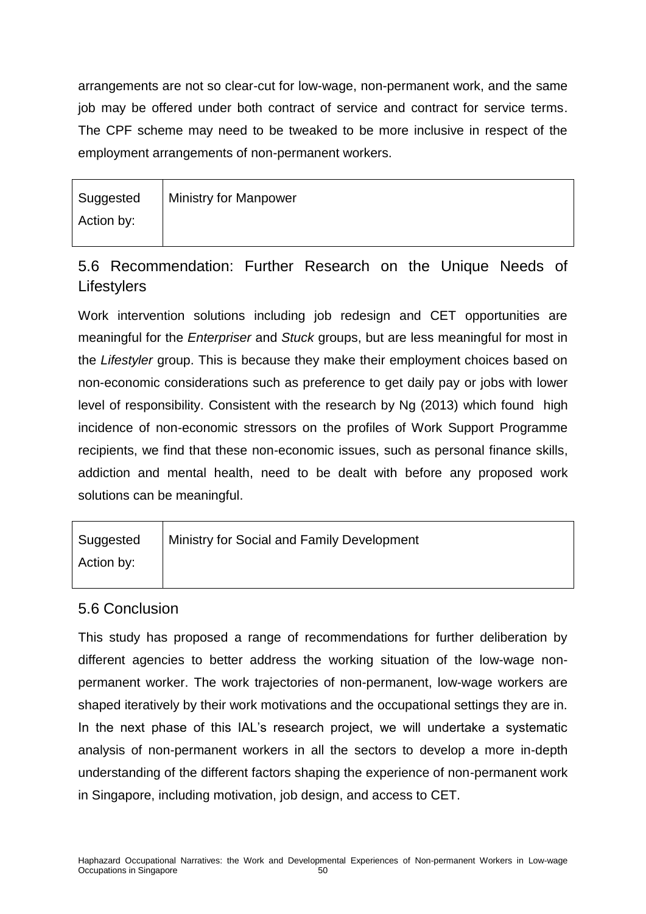arrangements are not so clear-cut for low-wage, non-permanent work, and the same job may be offered under both contract of service and contract for service terms. The CPF scheme may need to be tweaked to be more inclusive in respect of the employment arrangements of non-permanent workers.

| | |
|---|---|
| Suggested Action by: | Ministry for Manpower |

## 5.6 Recommendation: Further Research on the Unique Needs of Lifestylers

Work intervention solutions including job redesign and CET opportunities are meaningful for the *Enterpriser* and *Stuck* groups, but are less meaningful for most in the *Lifestyler* group. This is because they make their employment choices based on non-economic considerations such as preference to get daily pay or jobs with lower level of responsibility. Consistent with the research by Ng (2013) which found high incidence of non-economic stressors on the profiles of Work Support Programme recipients, we find that these non-economic issues, such as personal finance skills, addiction and mental health, need to be dealt with before any proposed work solutions can be meaningful.

| | |
|---|---|
| Suggested Action by: | Ministry for Social and Family Development |

## 5.6 Conclusion

This study has proposed a range of recommendations for further deliberation by different agencies to better address the working situation of the low-wage non-permanent worker. The work trajectories of non-permanent, low-wage workers are shaped iteratively by their work motivations and the occupational settings they are in. In the next phase of this IAL's research project, we will undertake a systematic analysis of non-permanent workers in all the sectors to develop a more in-depth understanding of the different factors shaping the experience of non-permanent work in Singapore, including motivation, job design, and access to CET.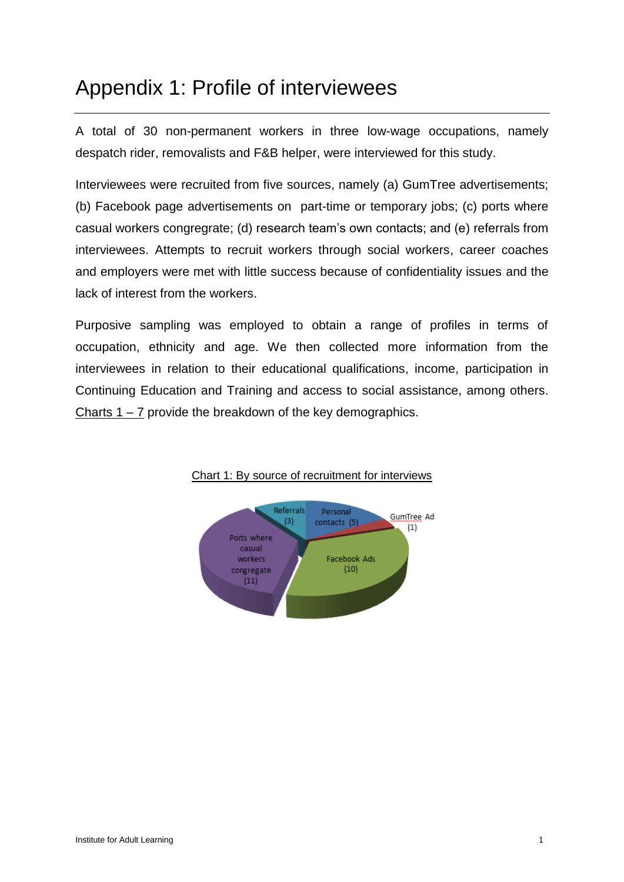# Appendix 1: Profile of interviewees

A total of 30 non-permanent workers in three low-wage occupations, namely despatch rider, removalists and F&B helper, were interviewed for this study.

Interviewees were recruited from five sources, namely (a) GumTree advertisements; (b) Facebook page advertisements on part-time or temporary jobs; (c) ports where casual workers congregrate; (d) research team's own contacts; and (e) referrals from interviewees. Attempts to recruit workers through social workers, career coaches and employers were met with little success because of confidentiality issues and the lack of interest from the workers.

Purposive sampling was employed to obtain a range of profiles in terms of occupation, ethnicity and age. We then collected more information from the interviewees in relation to their educational qualifications, income, participation in Continuing Education and Training and access to social assistance, among others. Charts 1 – 7 provide the breakdown of the key demographics.

Chart 1: By source of recruitment for interviews

Referrals (3)
Personal contacts (5)
GumTree Ad (1)
Facebook Ads (10)
Ports where casual workers congregate (11)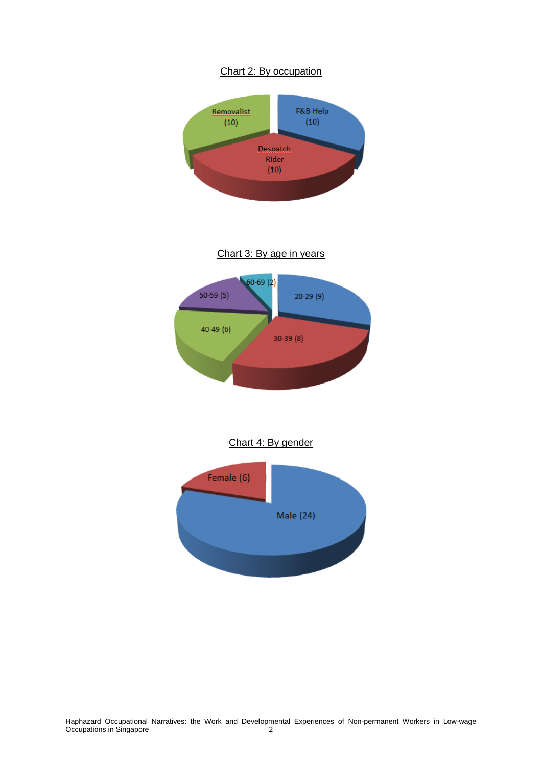Chart 2: By occupation

Removalist (10)

F&B Help (10)

Despatch Rider (10)

Chart 3: By age in years

60-69 (2)

50-59 (5)

20-29 (9)

40-49 (6)

30-39 (8)

Chart 4: By gender

Female (6)

Male (24)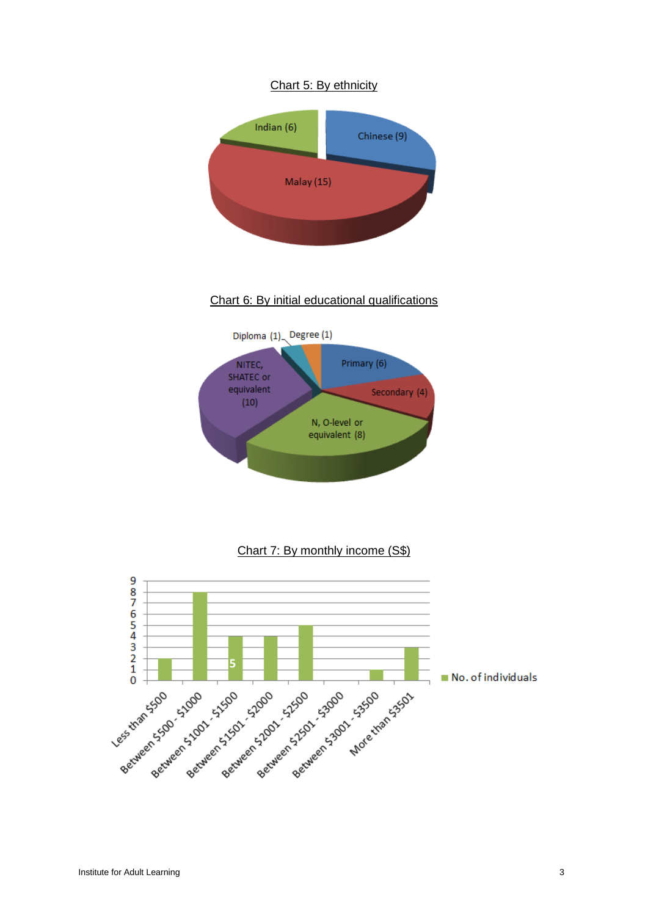Chart 5: By ethnicity

| Ethnicity | Count |
|---|---|
| Malay | 15 |
| Chinese | 9 |
| Indian | 6 |

Chart 6: By initial educational qualifications

| Qualification | Count |
|---|---|
| Primary | 6 |
| Secondary | 4 |
| N, O-level or equivalent | 8 |
| NITEC, SHATEC or equivalent | 10 |
| Diploma | 1 |
| Degree | 1 |

Chart 7: By monthly income (S$)

| Monthly income | No. of individuals |
|---|---|
| Less than $500 | 2 |
| Between $500 - $1000 | 8 |
| Between $1001 - $1500 | 4 |
| Between $1501 - $2000 | 4 |
| Between $2001 - $2500 | 5 |
| Between $2501 - $3000 | 0 |
| Between $3001 - $3500 | 1 |
| More than $3501 | 3 |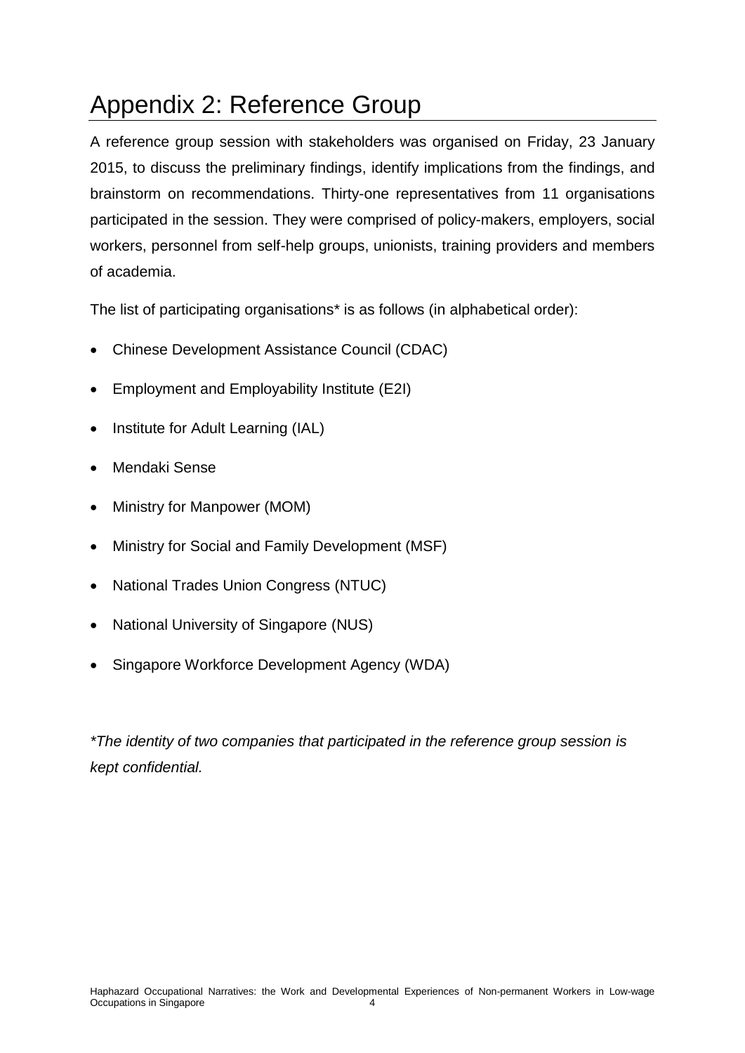# Appendix 2: Reference Group

A reference group session with stakeholders was organised on Friday, 23 January 2015, to discuss the preliminary findings, identify implications from the findings, and brainstorm on recommendations. Thirty-one representatives from 11 organisations participated in the session. They were comprised of policy-makers, employers, social workers, personnel from self-help groups, unionists, training providers and members of academia.

The list of participating organisations* is as follows (in alphabetical order):

- Chinese Development Assistance Council (CDAC)
- Employment and Employability Institute (E2I)
- Institute for Adult Learning (IAL)
- Mendaki Sense
- Ministry for Manpower (MOM)
- Ministry for Social and Family Development (MSF)
- National Trades Union Congress (NTUC)
- National University of Singapore (NUS)
- Singapore Workforce Development Agency (WDA)

*\*The identity of two companies that participated in the reference group session is kept confidential.*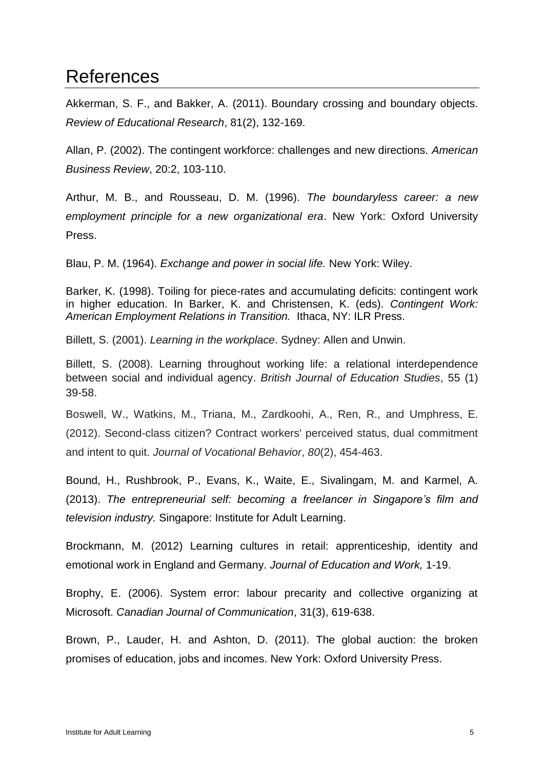# References

Akkerman, S. F., and Bakker, A. (2011). Boundary crossing and boundary objects. *Review of Educational Research*, 81(2), 132-169.

Allan, P. (2002). The contingent workforce: challenges and new directions. *American Business Review*, 20:2, 103-110.

Arthur, M. B., and Rousseau, D. M. (1996). *The boundaryless career: a new employment principle for a new organizational era*. New York: Oxford University Press.

Blau, P. M. (1964). *Exchange and power in social life.* New York: Wiley.

Barker, K. (1998). Toiling for piece-rates and accumulating deficits: contingent work in higher education. In Barker, K. and Christensen, K. (eds). *Contingent Work: American Employment Relations in Transition.* Ithaca, NY: ILR Press.

Billett, S. (2001). *Learning in the workplace*. Sydney: Allen and Unwin.

Billett, S. (2008). Learning throughout working life: a relational interdependence between social and individual agency. *British Journal of Education Studies*, 55 (1) 39-58.

Boswell, W., Watkins, M., Triana, M., Zardkoohi, A., Ren, R., and Umphress, E. (2012). Second-class citizen? Contract workers' perceived status, dual commitment and intent to quit. *Journal of Vocational Behavior*, *80*(2), 454-463.

Bound, H., Rushbrook, P., Evans, K., Waite, E., Sivalingam, M. and Karmel, A. (2013). *The entrepreneurial self: becoming a freelancer in Singapore's film and television industry.* Singapore: Institute for Adult Learning.

Brockmann, M. (2012) Learning cultures in retail: apprenticeship, identity and emotional work in England and Germany. *Journal of Education and Work,* 1-19.

Brophy, E. (2006). System error: labour precarity and collective organizing at Microsoft. *Canadian Journal of Communication*, 31(3), 619-638.

Brown, P., Lauder, H. and Ashton, D. (2011). The global auction: the broken promises of education, jobs and incomes. New York: Oxford University Press.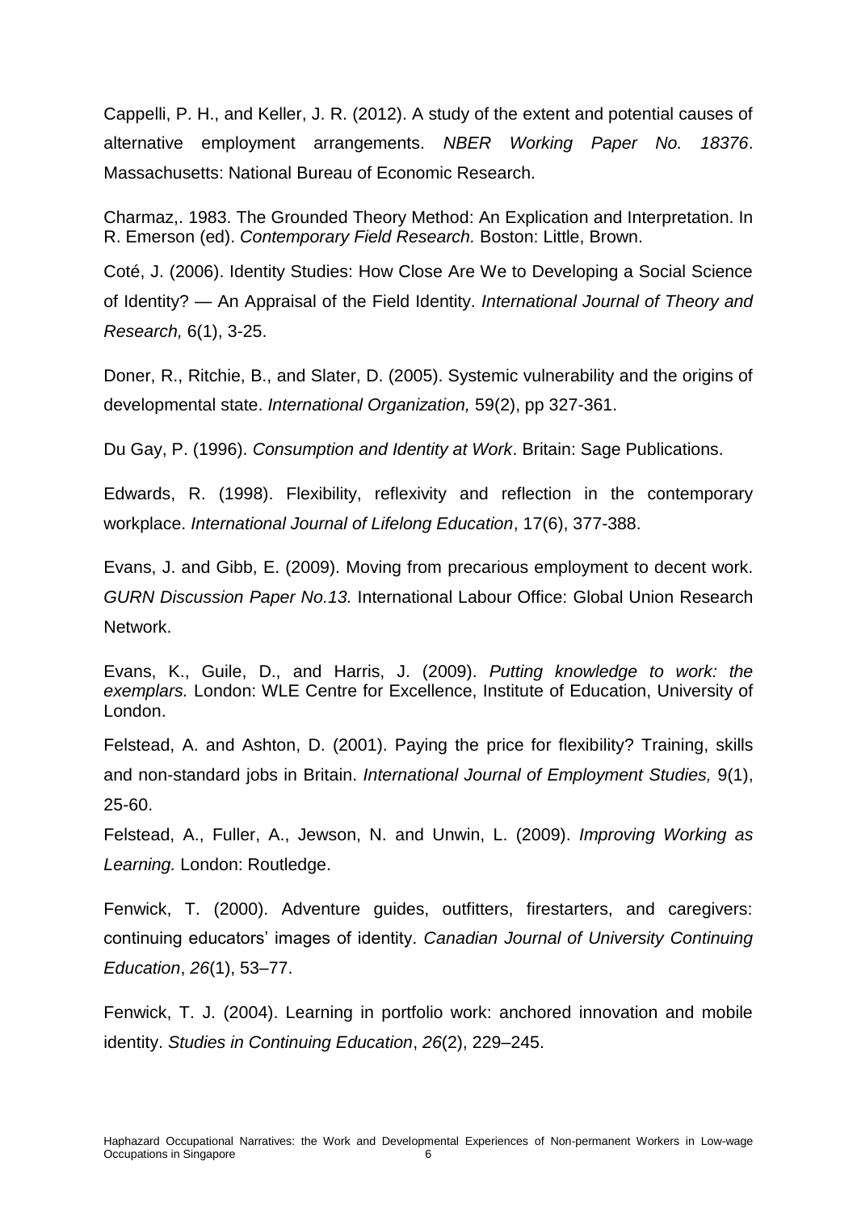Cappelli, P. H., and Keller, J. R. (2012). A study of the extent and potential causes of alternative employment arrangements. *NBER Working Paper No. 18376*. Massachusetts: National Bureau of Economic Research.

Charmaz,. 1983. The Grounded Theory Method: An Explication and Interpretation. In R. Emerson (ed). *Contemporary Field Research.* Boston: Little, Brown.

Coté, J. (2006). Identity Studies: How Close Are We to Developing a Social Science of Identity? — An Appraisal of the Field Identity. *International Journal of Theory and Research,* 6(1), 3-25.

Doner, R., Ritchie, B., and Slater, D. (2005). Systemic vulnerability and the origins of developmental state. *International Organization,* 59(2), pp 327-361.

Du Gay, P. (1996). *Consumption and Identity at Work*. Britain: Sage Publications.

Edwards, R. (1998). Flexibility, reflexivity and reflection in the contemporary workplace. *International Journal of Lifelong Education*, 17(6), 377-388.

Evans, J. and Gibb, E. (2009). Moving from precarious employment to decent work. *GURN Discussion Paper No.13.* International Labour Office: Global Union Research Network.

Evans, K., Guile, D., and Harris, J. (2009). *Putting knowledge to work: the exemplars.* London: WLE Centre for Excellence, Institute of Education, University of London.

Felstead, A. and Ashton, D. (2001). Paying the price for flexibility? Training, skills and non-standard jobs in Britain. *International Journal of Employment Studies,* 9(1), 25-60.

Felstead, A., Fuller, A., Jewson, N. and Unwin, L. (2009). *Improving Working as Learning.* London: Routledge.

Fenwick, T. (2000). Adventure guides, outfitters, firestarters, and caregivers: continuing educators' images of identity. *Canadian Journal of University Continuing Education*, *26*(1), 53–77.

Fenwick, T. J. (2004). Learning in portfolio work: anchored innovation and mobile identity. *Studies in Continuing Education*, *26*(2), 229–245.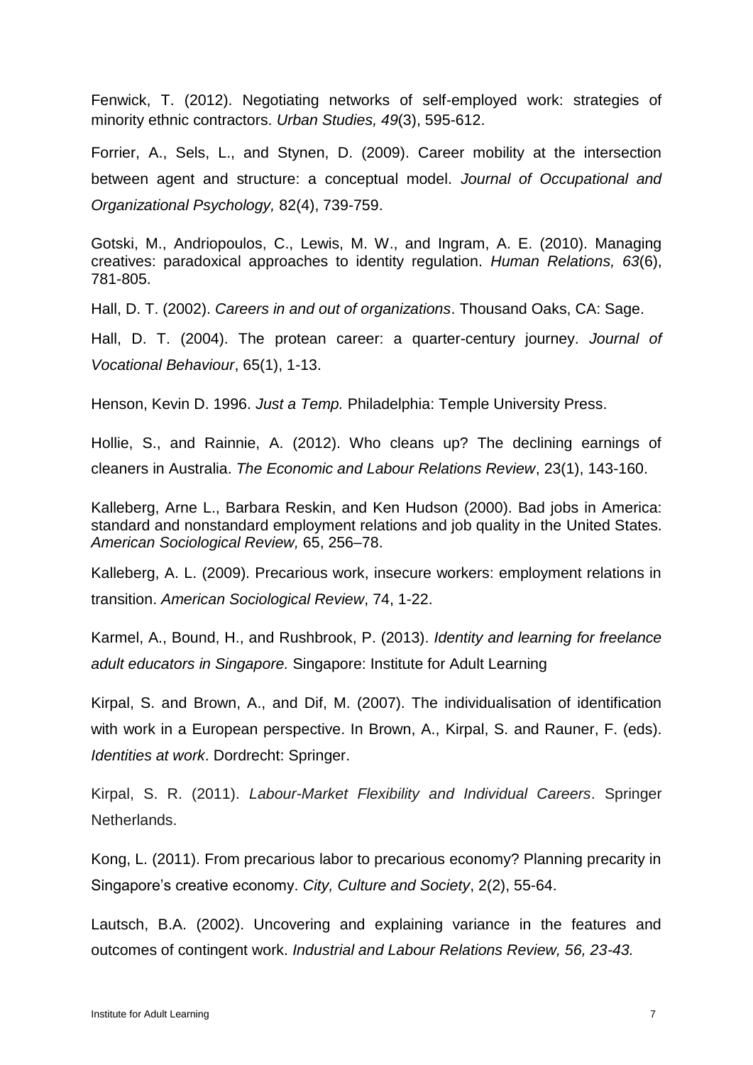Fenwick, T. (2012). Negotiating networks of self-employed work: strategies of minority ethnic contractors. *Urban Studies, 49*(3), 595-612.

Forrier, A., Sels, L., and Stynen, D. (2009). Career mobility at the intersection between agent and structure: a conceptual model. *Journal of Occupational and Organizational Psychology,* 82(4), 739-759.

Gotski, M., Andriopoulos, C., Lewis, M. W., and Ingram, A. E. (2010). Managing creatives: paradoxical approaches to identity regulation. *Human Relations, 63*(6), 781-805.

Hall, D. T. (2002). *Careers in and out of organizations*. Thousand Oaks, CA: Sage.

Hall, D. T. (2004). The protean career: a quarter-century journey. *Journal of Vocational Behaviour*, 65(1), 1-13.

Henson, Kevin D. 1996. *Just a Temp.* Philadelphia: Temple University Press.

Hollie, S., and Rainnie, A. (2012). Who cleans up? The declining earnings of cleaners in Australia. *The Economic and Labour Relations Review*, 23(1), 143-160.

Kalleberg, Arne L., Barbara Reskin, and Ken Hudson (2000). Bad jobs in America: standard and nonstandard employment relations and job quality in the United States. *American Sociological Review,* 65, 256–78.

Kalleberg, A. L. (2009). Precarious work, insecure workers: employment relations in transition. *American Sociological Review*, 74, 1-22.

Karmel, A., Bound, H., and Rushbrook, P. (2013). *Identity and learning for freelance adult educators in Singapore.* Singapore: Institute for Adult Learning

Kirpal, S. and Brown, A., and Dif, M. (2007). The individualisation of identification with work in a European perspective. In Brown, A., Kirpal, S. and Rauner, F. (eds). *Identities at work*. Dordrecht: Springer.

Kirpal, S. R. (2011). *Labour-Market Flexibility and Individual Careers*. Springer Netherlands.

Kong, L. (2011). From precarious labor to precarious economy? Planning precarity in Singapore's creative economy. *City, Culture and Society*, 2(2), 55-64.

Lautsch, B.A. (2002). Uncovering and explaining variance in the features and outcomes of contingent work. *Industrial and Labour Relations Review, 56, 23-43.*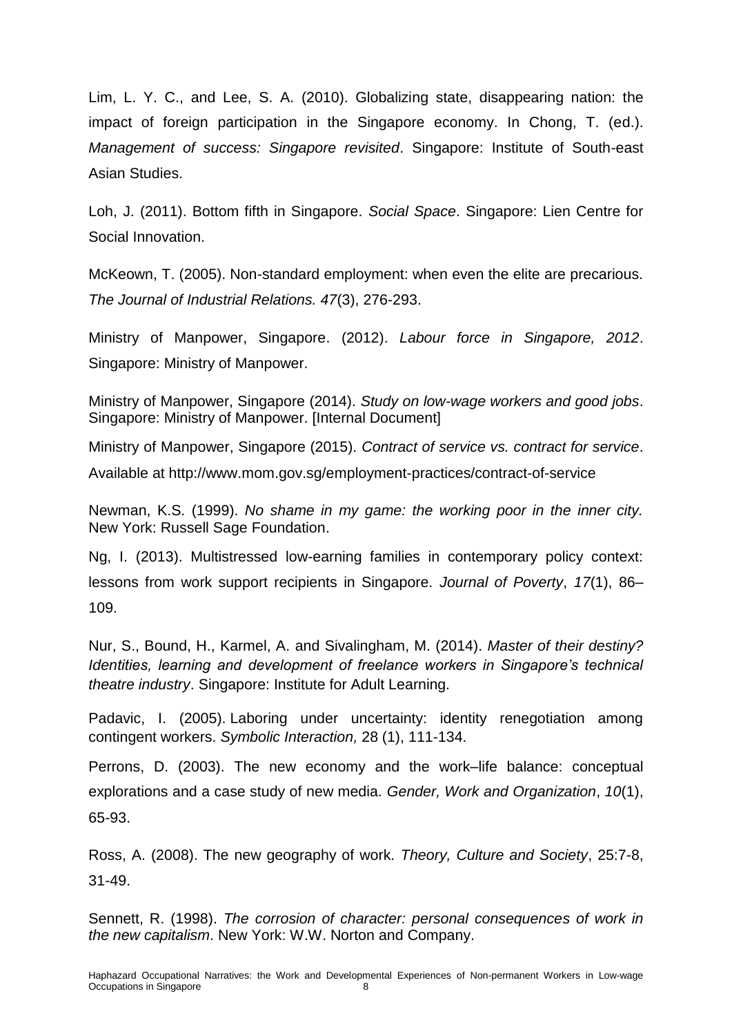Lim, L. Y. C., and Lee, S. A. (2010). Globalizing state, disappearing nation: the impact of foreign participation in the Singapore economy. In Chong, T. (ed.). *Management of success: Singapore revisited*. Singapore: Institute of South-east Asian Studies.

Loh, J. (2011). Bottom fifth in Singapore. *Social Space*. Singapore: Lien Centre for Social Innovation.

McKeown, T. (2005). Non-standard employment: when even the elite are precarious. *The Journal of Industrial Relations. 47*(3), 276-293.

Ministry of Manpower, Singapore. (2012). *Labour force in Singapore, 2012*. Singapore: Ministry of Manpower.

Ministry of Manpower, Singapore (2014). *Study on low-wage workers and good jobs*. Singapore: Ministry of Manpower. [Internal Document]

Ministry of Manpower, Singapore (2015). *Contract of service vs. contract for service*. Available at http://www.mom.gov.sg/employment-practices/contract-of-service

Newman, K.S. (1999). *No shame in my game: the working poor in the inner city.* New York: Russell Sage Foundation.

Ng, I. (2013). Multistressed low-earning families in contemporary policy context: lessons from work support recipients in Singapore. *Journal of Poverty*, *17*(1), 86–109.

Nur, S., Bound, H., Karmel, A. and Sivalingham, M. (2014). *Master of their destiny? Identities, learning and development of freelance workers in Singapore's technical theatre industry*. Singapore: Institute for Adult Learning.

Padavic, I. (2005). Laboring under uncertainty: identity renegotiation among contingent workers. *Symbolic Interaction,* 28 (1), 111-134.

Perrons, D. (2003). The new economy and the work–life balance: conceptual explorations and a case study of new media. *Gender, Work and Organization*, *10*(1), 65-93.

Ross, A. (2008). The new geography of work. *Theory, Culture and Society*, 25:7-8, 31-49.

Sennett, R. (1998). *The corrosion of character: personal consequences of work in the new capitalism*. New York: W.W. Norton and Company.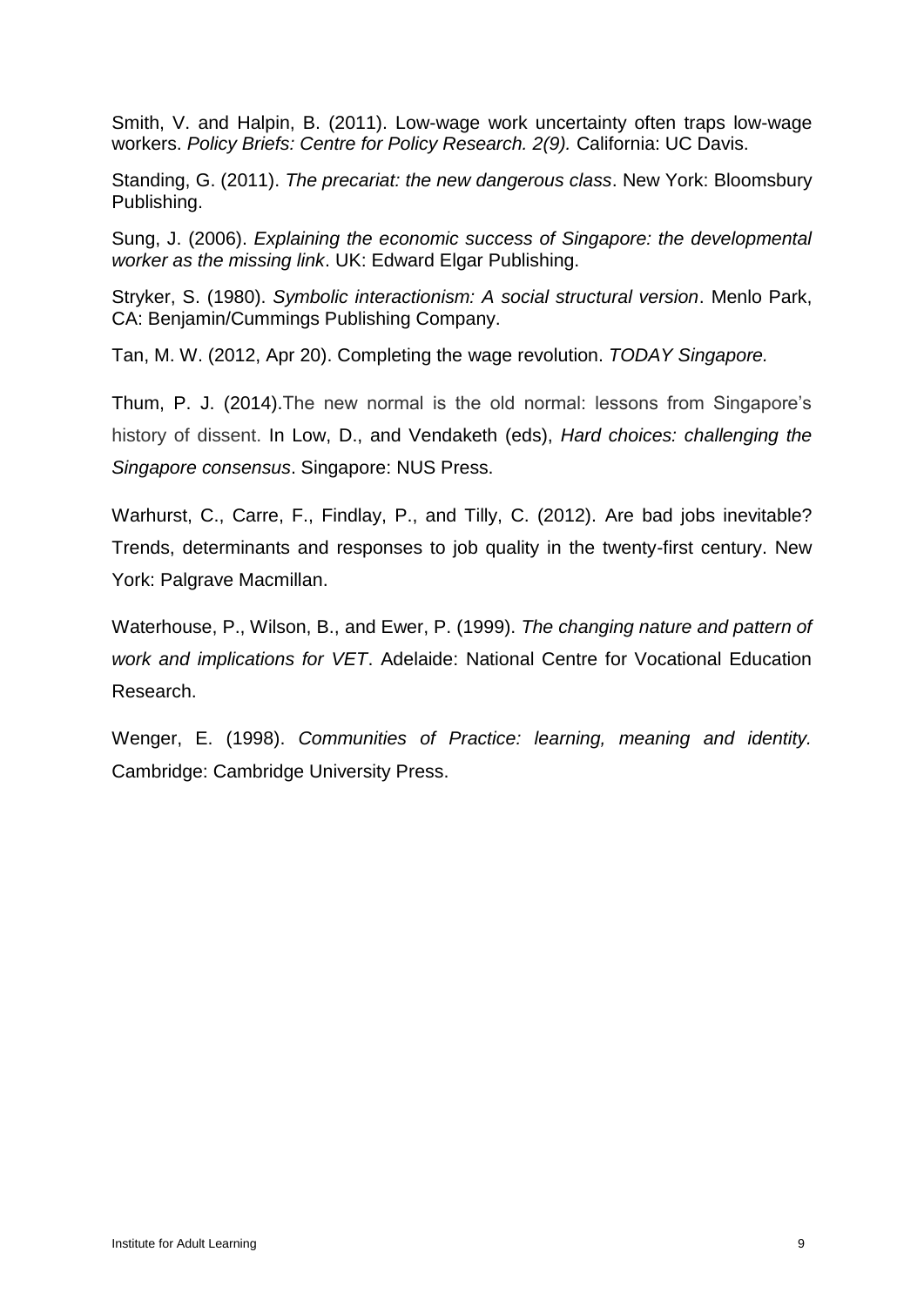Smith, V. and Halpin, B. (2011). Low-wage work uncertainty often traps low-wage workers. *Policy Briefs: Centre for Policy Research. 2(9).* California: UC Davis.

Standing, G. (2011). *The precariat: the new dangerous class*. New York: Bloomsbury Publishing.

Sung, J. (2006). *Explaining the economic success of Singapore: the developmental worker as the missing link*. UK: Edward Elgar Publishing.

Stryker, S. (1980). *Symbolic interactionism: A social structural version*. Menlo Park, CA: Benjamin/Cummings Publishing Company.

Tan, M. W. (2012, Apr 20). Completing the wage revolution. *TODAY Singapore.*

Thum, P. J. (2014).The new normal is the old normal: lessons from Singapore's history of dissent. In Low, D., and Vendaketh (eds), *Hard choices: challenging the Singapore consensus*. Singapore: NUS Press.

Warhurst, C., Carre, F., Findlay, P., and Tilly, C. (2012). Are bad jobs inevitable? Trends, determinants and responses to job quality in the twenty-first century. New York: Palgrave Macmillan.

Waterhouse, P., Wilson, B., and Ewer, P. (1999). *The changing nature and pattern of work and implications for VET*. Adelaide: National Centre for Vocational Education Research.

Wenger, E. (1998). *Communities of Practice: learning, meaning and identity.* Cambridge: Cambridge University Press.